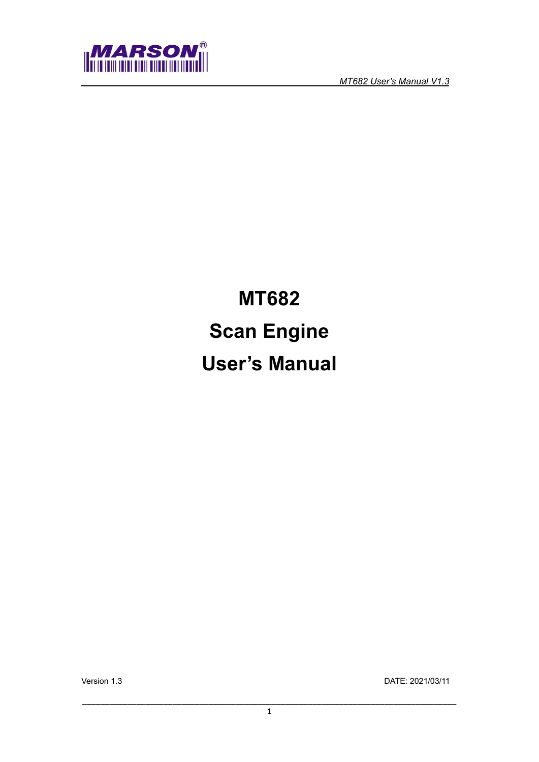# MT682

# Scan Engine

# User's Manual

Version 1.3

DATE: 2021/03/11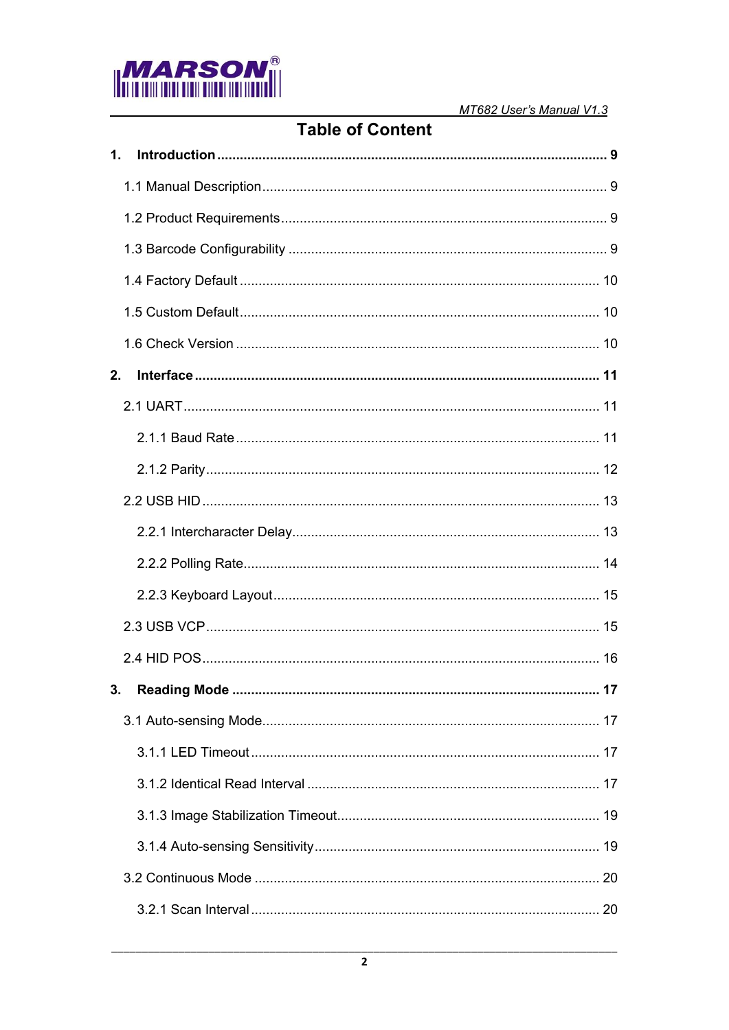# Table of Content

**1. Introduction ........................................................................................................ 9**

1.1 Manual Description ........................................................................................ 9

1.2 Product Requirements .................................................................................... 9

1.3 Barcode Configurability .................................................................................. 9

1.4 Factory Default .............................................................................................. 10

1.5 Custom Default .............................................................................................. 10

1.6 Check Version ................................................................................................ 10

**2. Interface ............................................................................................................ 11**

2.1 UART ............................................................................................................ 11

2.1.1 Baud Rate ................................................................................................ 11

2.1.2 Parity ....................................................................................................... 12

2.2 USB HID ........................................................................................................ 13

2.2.1 Intercharacter Delay ................................................................................. 13

2.2.2 Polling Rate ............................................................................................. 14

2.2.3 Keyboard Layout ...................................................................................... 15

2.3 USB VCP ....................................................................................................... 15

2.4 HID POS ........................................................................................................ 16

**3. Reading Mode .................................................................................................. 17**

3.1 Auto-sensing Mode ....................................................................................... 17

3.1.1 LED Timeout ............................................................................................ 17

3.1.2 Identical Read Interval ............................................................................. 17

3.1.3 Image Stabilization Timeout ..................................................................... 19

3.1.4 Auto-sensing Sensitivity ........................................................................... 19

3.2 Continuous Mode .......................................................................................... 20

3.2.1 Scan Interval ............................................................................................ 20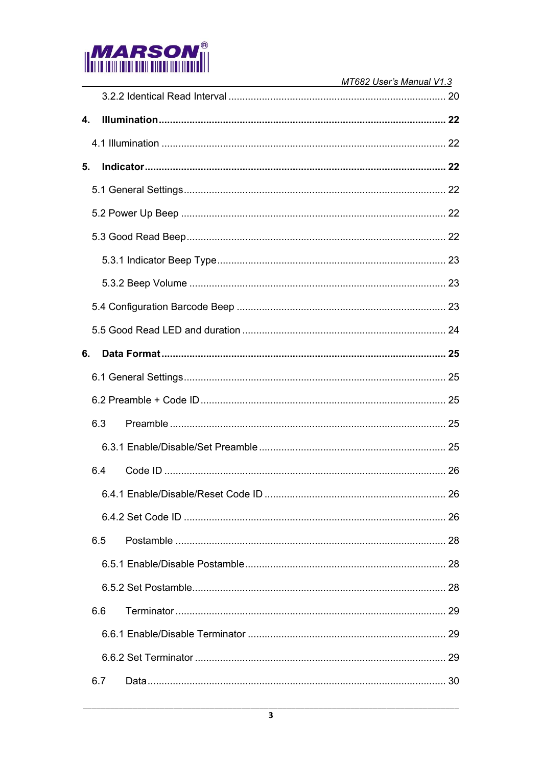3.2.2 Identical Read Interval ............................................................................. 20

**4. Illumination** ...................................................................................................... **22**

4.1 Illumination ..................................................................................................... 22

**5. Indicator** ........................................................................................................... **22**

5.1 General Settings............................................................................................. 22

5.2 Power Up Beep .............................................................................................. 22

5.3 Good Read Beep............................................................................................ 22

5.3.1 Indicator Beep Type................................................................................. 23

5.3.2 Beep Volume ........................................................................................... 23

5.4 Configuration Barcode Beep .......................................................................... 23

5.5 Good Read LED and duration ........................................................................ 24

**6. Data Format** ..................................................................................................... **25**

6.1 General Settings............................................................................................. 25

6.2 Preamble + Code ID....................................................................................... 25

6.3 Preamble .................................................................................................. 25

6.3.1 Enable/Disable/Set Preamble .................................................................. 25

6.4 Code ID .................................................................................................... 26

6.4.1 Enable/Disable/Reset Code ID ................................................................ 26

6.4.2 Set Code ID ............................................................................................. 26

6.5 Postamble ................................................................................................ 28

6.5.1 Enable/Disable Postamble....................................................................... 28

6.5.2 Set Postamble.......................................................................................... 28

6.6 Terminator ................................................................................................ 29

6.6.1 Enable/Disable Terminator ...................................................................... 29

6.6.2 Set Terminator ......................................................................................... 29

6.7 Data.......................................................................................................... 30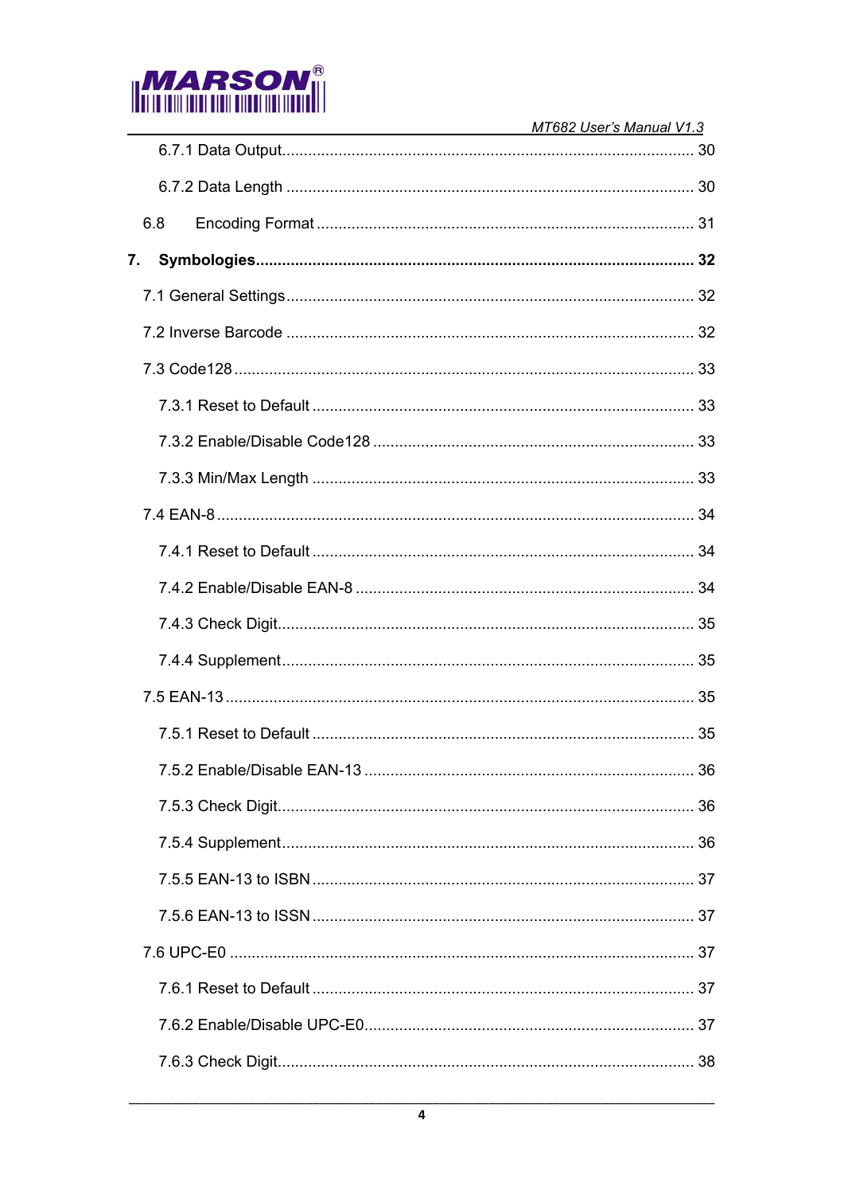6.7.1 Data Output ........................................................ 30

6.7.2 Data Length ........................................................ 30

6.8 Encoding Format ........................................................ 31

**7. Symbologies ........................................................ 32**

7.1 General Settings ........................................................ 32

7.2 Inverse Barcode ........................................................ 32

7.3 Code128 ........................................................ 33

7.3.1 Reset to Default ........................................................ 33

7.3.2 Enable/Disable Code128 ........................................................ 33

7.3.3 Min/Max Length ........................................................ 33

7.4 EAN-8 ........................................................ 34

7.4.1 Reset to Default ........................................................ 34

7.4.2 Enable/Disable EAN-8 ........................................................ 34

7.4.3 Check Digit ........................................................ 35

7.4.4 Supplement ........................................................ 35

7.5 EAN-13 ........................................................ 35

7.5.1 Reset to Default ........................................................ 35

7.5.2 Enable/Disable EAN-13 ........................................................ 36

7.5.3 Check Digit ........................................................ 36

7.5.4 Supplement ........................................................ 36

7.5.5 EAN-13 to ISBN ........................................................ 37

7.5.6 EAN-13 to ISSN ........................................................ 37

7.6 UPC-E0 ........................................................ 37

7.6.1 Reset to Default ........................................................ 37

7.6.2 Enable/Disable UPC-E0 ........................................................ 37

7.6.3 Check Digit ........................................................ 38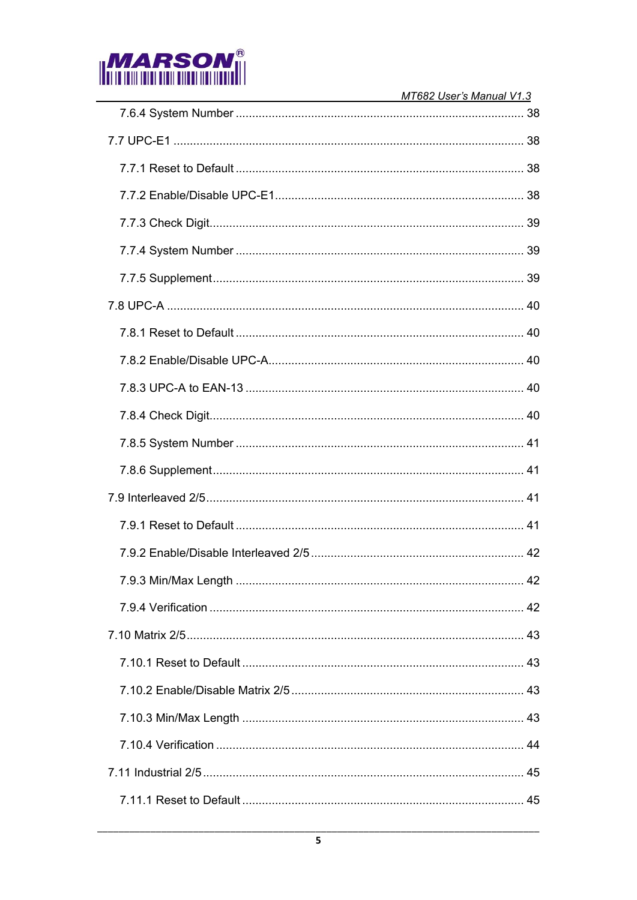7.6.4 System Number ........................................................................................ 38

7.7 UPC-E1 .......................................................................................................... 38

7.7.1 Reset to Default ........................................................................................ 38

7.7.2 Enable/Disable UPC-E1 ............................................................................ 38

7.7.3 Check Digit ................................................................................................ 39

7.7.4 System Number ........................................................................................ 39

7.7.5 Supplement ............................................................................................... 39

7.8 UPC-A ............................................................................................................ 40

7.8.1 Reset to Default ........................................................................................ 40

7.8.2 Enable/Disable UPC-A .............................................................................. 40

7.8.3 UPC-A to EAN-13 ..................................................................................... 40

7.8.4 Check Digit ................................................................................................ 40

7.8.5 System Number ........................................................................................ 41

7.8.6 Supplement ............................................................................................... 41

7.9 Interleaved 2/5 ................................................................................................ 41

7.9.1 Reset to Default ........................................................................................ 41

7.9.2 Enable/Disable Interleaved 2/5 ................................................................. 42

7.9.3 Min/Max Length ........................................................................................ 42

7.9.4 Verification ................................................................................................ 42

7.10 Matrix 2/5 ...................................................................................................... 43

7.10.1 Reset to Default ...................................................................................... 43

7.10.2 Enable/Disable Matrix 2/5 ....................................................................... 43

7.10.3 Min/Max Length ...................................................................................... 43

7.10.4 Verification .............................................................................................. 44

7.11 Industrial 2/5 .................................................................................................. 45

7.11.1 Reset to Default ...................................................................................... 45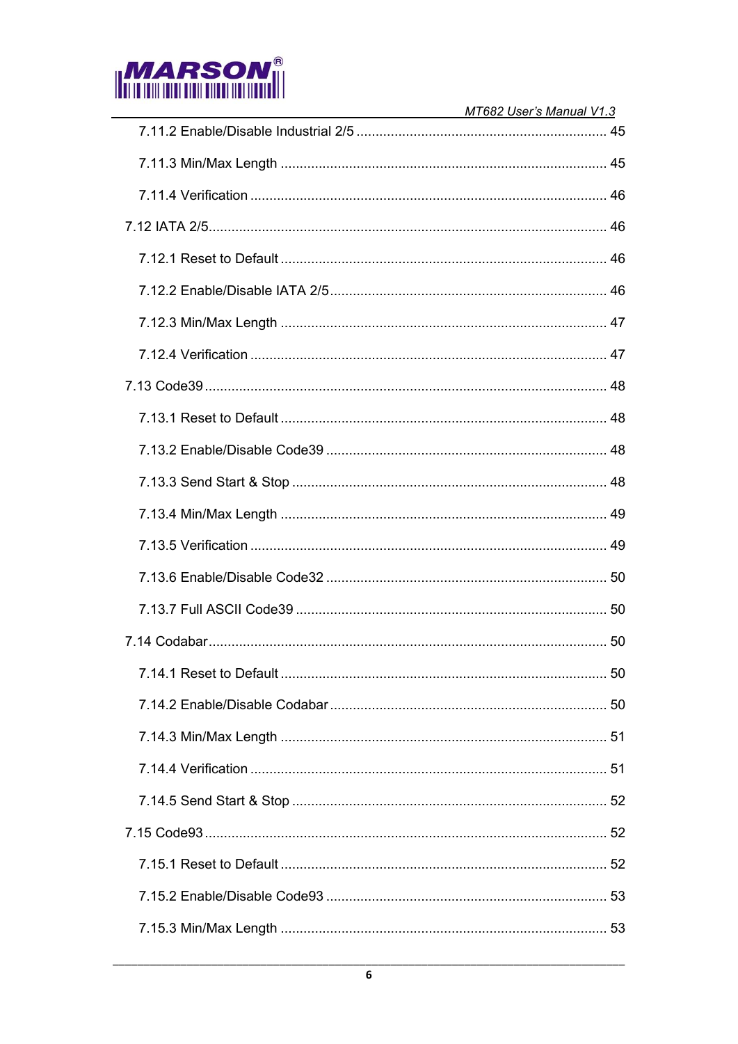7.11.2 Enable/Disable Industrial 2/5 ..................................................................... 45

7.11.3 Min/Max Length ..................................................................... 45

7.11.4 Verification ..................................................................... 46

7.12 IATA 2/5..................................................................... 46

7.12.1 Reset to Default ..................................................................... 46

7.12.2 Enable/Disable IATA 2/5..................................................................... 46

7.12.3 Min/Max Length ..................................................................... 47

7.12.4 Verification ..................................................................... 47

7.13 Code39..................................................................... 48

7.13.1 Reset to Default ..................................................................... 48

7.13.2 Enable/Disable Code39 ..................................................................... 48

7.13.3 Send Start & Stop ..................................................................... 48

7.13.4 Min/Max Length ..................................................................... 49

7.13.5 Verification ..................................................................... 49

7.13.6 Enable/Disable Code32 ..................................................................... 50

7.13.7 Full ASCII Code39 ..................................................................... 50

7.14 Codabar..................................................................... 50

7.14.1 Reset to Default ..................................................................... 50

7.14.2 Enable/Disable Codabar..................................................................... 50

7.14.3 Min/Max Length ..................................................................... 51

7.14.4 Verification ..................................................................... 51

7.14.5 Send Start & Stop ..................................................................... 52

7.15 Code93..................................................................... 52

7.15.1 Reset to Default ..................................................................... 52

7.15.2 Enable/Disable Code93 ..................................................................... 53

7.15.3 Min/Max Length ..................................................................... 53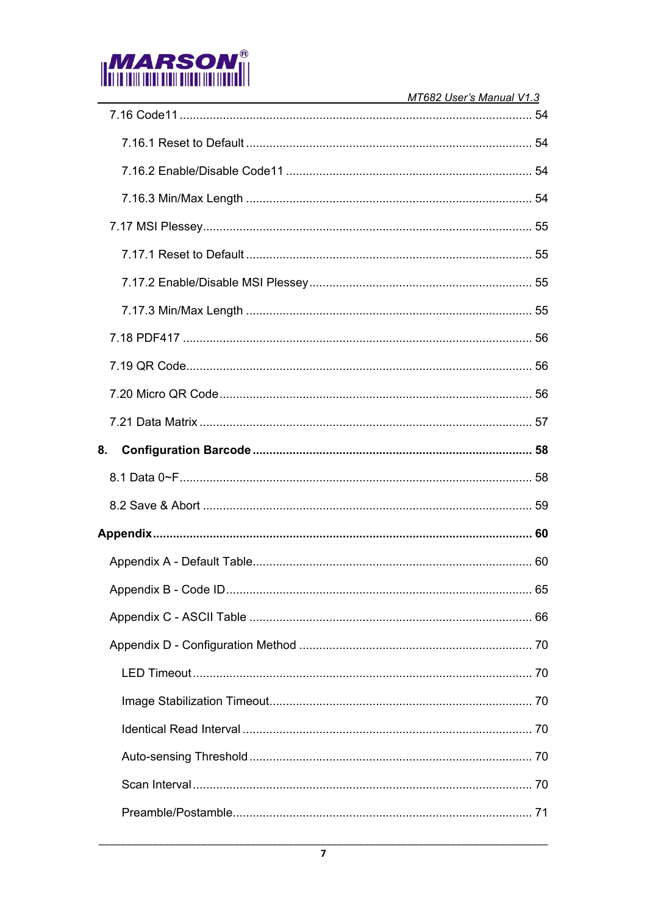7.16 Code11 ........................................................................................................ 54

7.16.1 Reset to Default .................................................................................... 54

7.16.2 Enable/Disable Code11 ......................................................................... 54

7.16.3 Min/Max Length .................................................................................... 54

7.17 MSI Plessey.................................................................................................. 55

7.17.1 Reset to Default .................................................................................... 55

7.17.2 Enable/Disable MSI Plessey.................................................................. 55

7.17.3 Min/Max Length .................................................................................... 55

7.18 PDF417 ........................................................................................................ 56

7.19 QR Code....................................................................................................... 56

7.20 Micro QR Code............................................................................................. 56

7.21 Data Matrix ................................................................................................... 57

**8. Configuration Barcode ................................................................................... 58**

8.1 Data 0~F........................................................................................................ 58

8.2 Save & Abort .................................................................................................. 59

**Appendix................................................................................................................ 60**

Appendix A - Default Table................................................................................... 60

Appendix B - Code ID.......................................................................................... 65

Appendix C - ASCII Table .................................................................................... 66

Appendix D - Configuration Method ..................................................................... 70

LED Timeout .................................................................................................... 70

Image Stabilization Timeout............................................................................. 70

Identical Read Interval ..................................................................................... 70

Auto-sensing Threshold ................................................................................... 70

Scan Interval .................................................................................................... 70

Preamble/Postamble........................................................................................ 71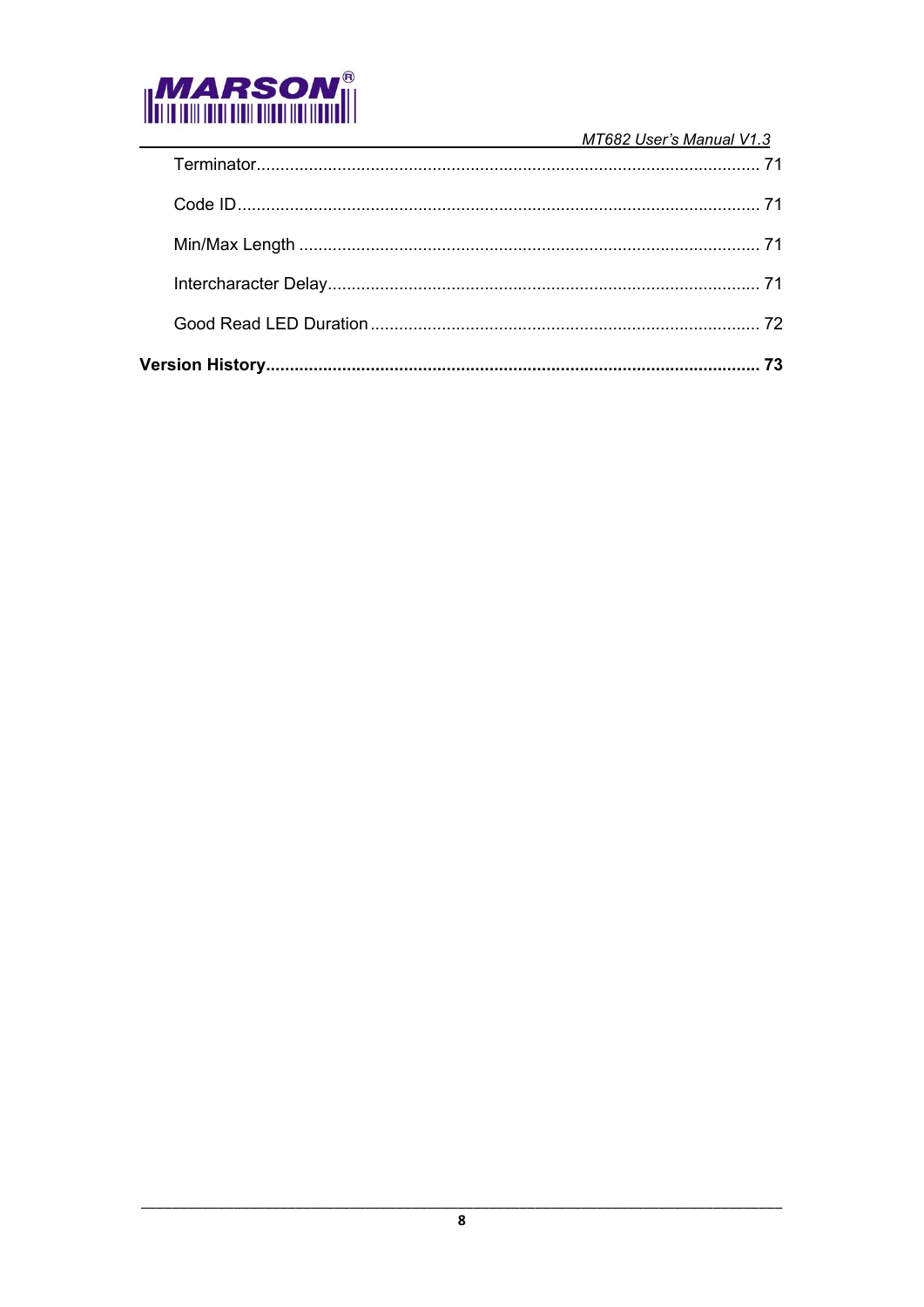Terminator......................................................................................................... 71

Code ID............................................................................................................. 71

Min/Max Length ................................................................................................ 71

Intercharacter Delay.......................................................................................... 71

Good Read LED Duration ................................................................................. 72

**Version History....................................................................................................... 73**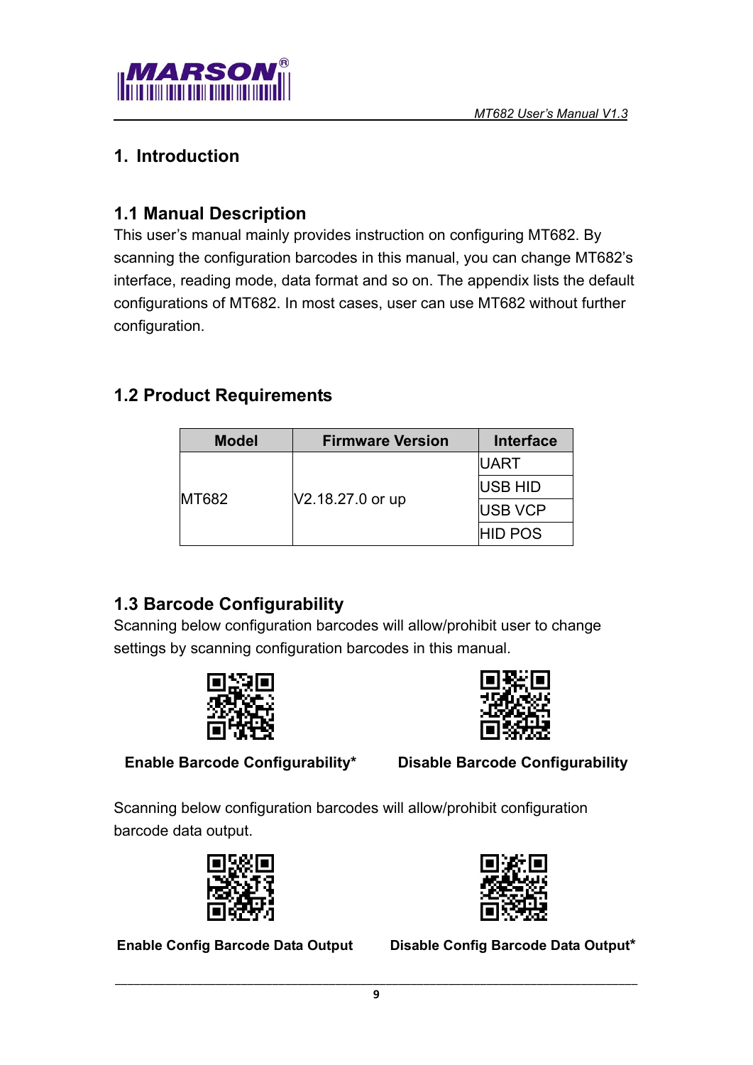# 1. Introduction

## 1.1 Manual Description

This user's manual mainly provides instruction on configuring MT682. By scanning the configuration barcodes in this manual, you can change MT682's interface, reading mode, data format and so on. The appendix lists the default configurations of MT682. In most cases, user can use MT682 without further configuration.

## 1.2 Product Requirements

| Model | Firmware Version | Interface |
|---|---|---|
| MT682 | V2.18.27.0 or up | UART |
| | | USB HID |
| | | USB VCP |
| | | HID POS |

## 1.3 Barcode Configurability

Scanning below configuration barcodes will allow/prohibit user to change settings by scanning configuration barcodes in this manual.

**Enable Barcode Configurability***

**Disable Barcode Configurability**

Scanning below configuration barcodes will allow/prohibit configuration barcode data output.

**Enable Config Barcode Data Output**

**Disable Config Barcode Data Output***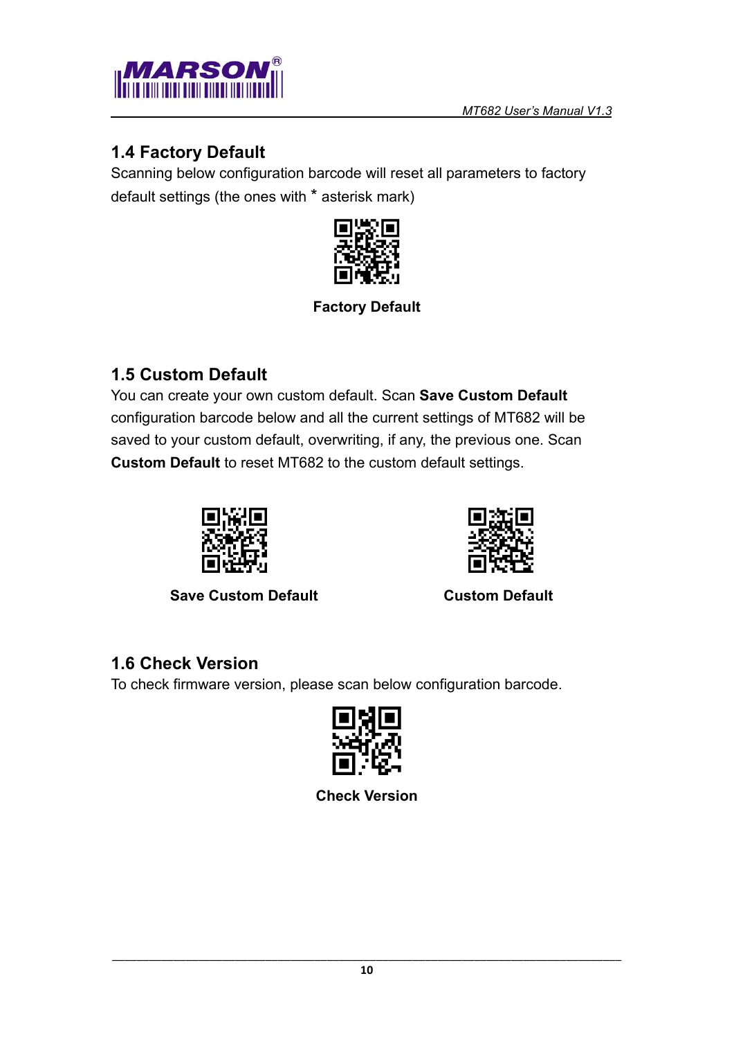## 1.4 Factory Default

Scanning below configuration barcode will reset all parameters to factory default settings (the ones with * asterisk mark)

**Factory Default**

## 1.5 Custom Default

You can create your own custom default. Scan **Save Custom Default** configuration barcode below and all the current settings of MT682 will be saved to your custom default, overwriting, if any, the previous one. Scan **Custom Default** to reset MT682 to the custom default settings.

**Save Custom Default**

**Custom Default**

## 1.6 Check Version

To check firmware version, please scan below configuration barcode.

**Check Version**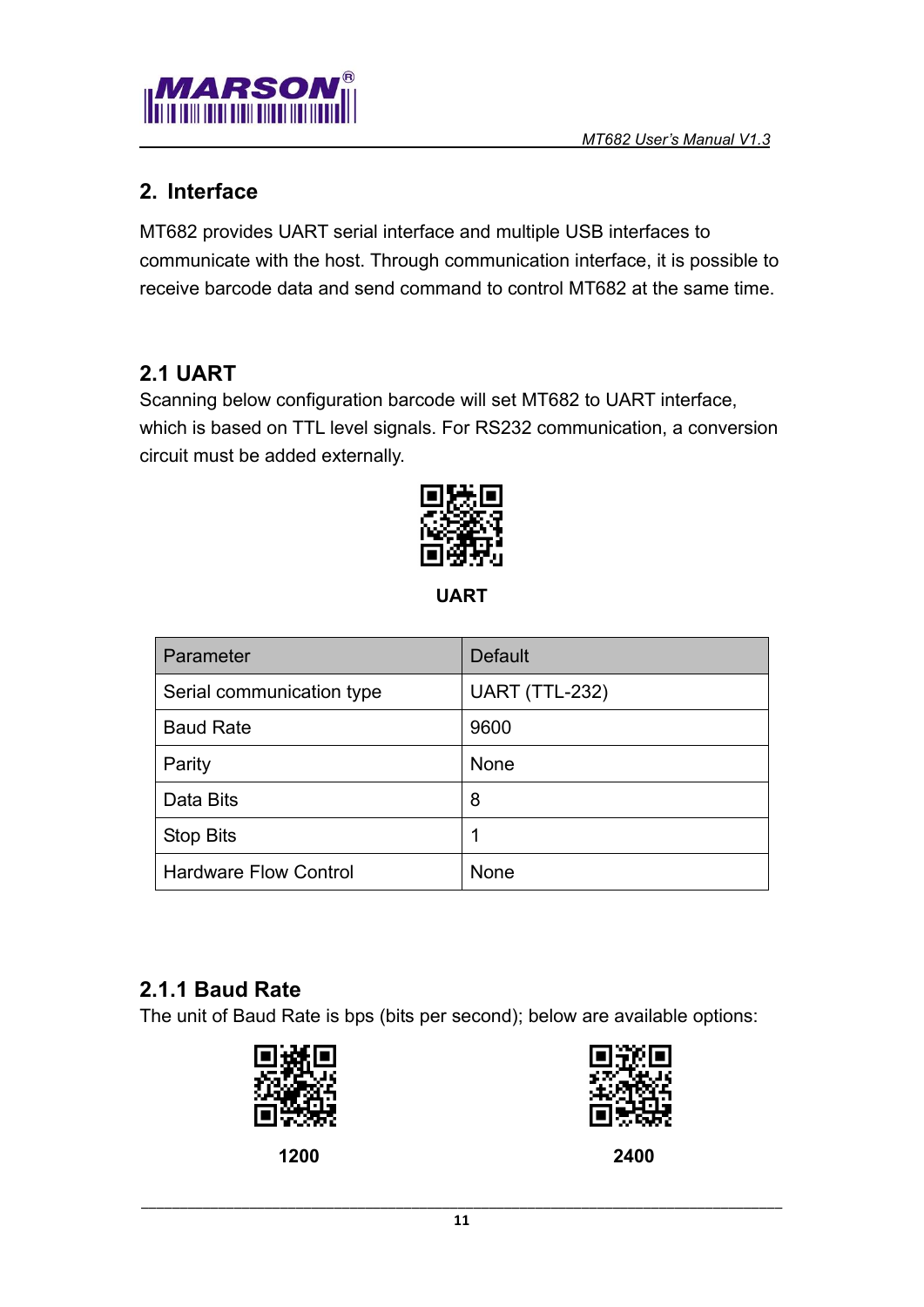## 2. Interface

MT682 provides UART serial interface and multiple USB interfaces to communicate with the host. Through communication interface, it is possible to receive barcode data and send command to control MT682 at the same time.

### 2.1 UART

Scanning below configuration barcode will set MT682 to UART interface, which is based on TTL level signals. For RS232 communication, a conversion circuit must be added externally.

**UART**

| Parameter | Default |
|---|---|
| Serial communication type | UART (TTL-232) |
| Baud Rate | 9600 |
| Parity | None |
| Data Bits | 8 |
| Stop Bits | 1 |
| Hardware Flow Control | None |

#### 2.1.1 Baud Rate

The unit of Baud Rate is bps (bits per second); below are available options:

**1200**

**2400**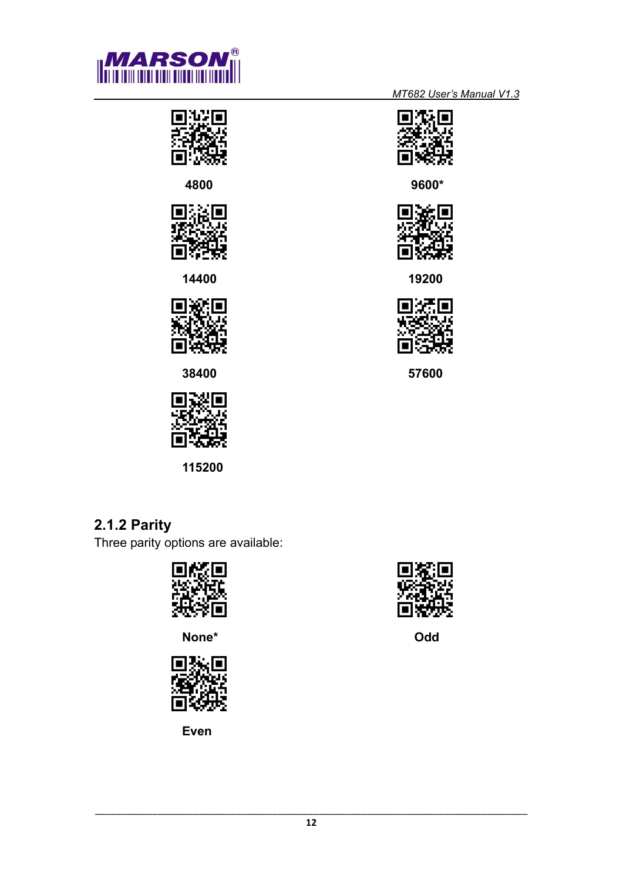4800

9600*

14400

19200

38400

57600

115200

### 2.1.2 Parity

Three parity options are available:

None*

Odd

Even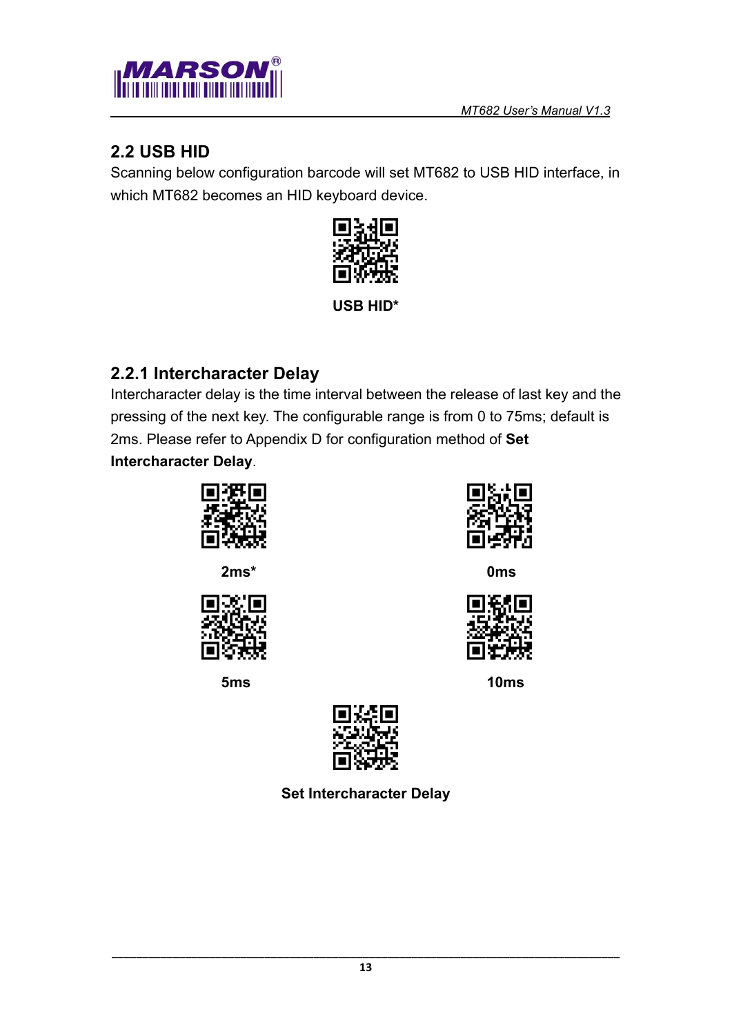## 2.2 USB HID

Scanning below configuration barcode will set MT682 to USB HID interface, in which MT682 becomes an HID keyboard device.

**USB HID***

### 2.2.1 Intercharacter Delay

Intercharacter delay is the time interval between the release of last key and the pressing of the next key. The configurable range is from 0 to 75ms; default is 2ms. Please refer to Appendix D for configuration method of **Set Intercharacter Delay**.

**2ms***

**0ms**

**5ms**

**10ms**

**Set Intercharacter Delay**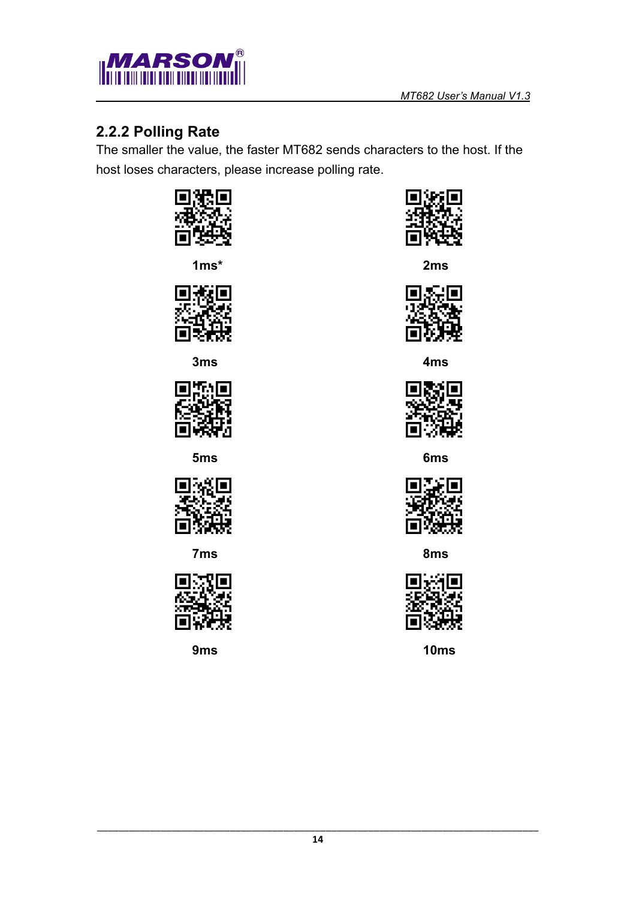## 2.2.2 Polling Rate

The smaller the value, the faster MT682 sends characters to the host. If the host loses characters, please increase polling rate.

1ms*

2ms

3ms

4ms

5ms

6ms

7ms

8ms

9ms

10ms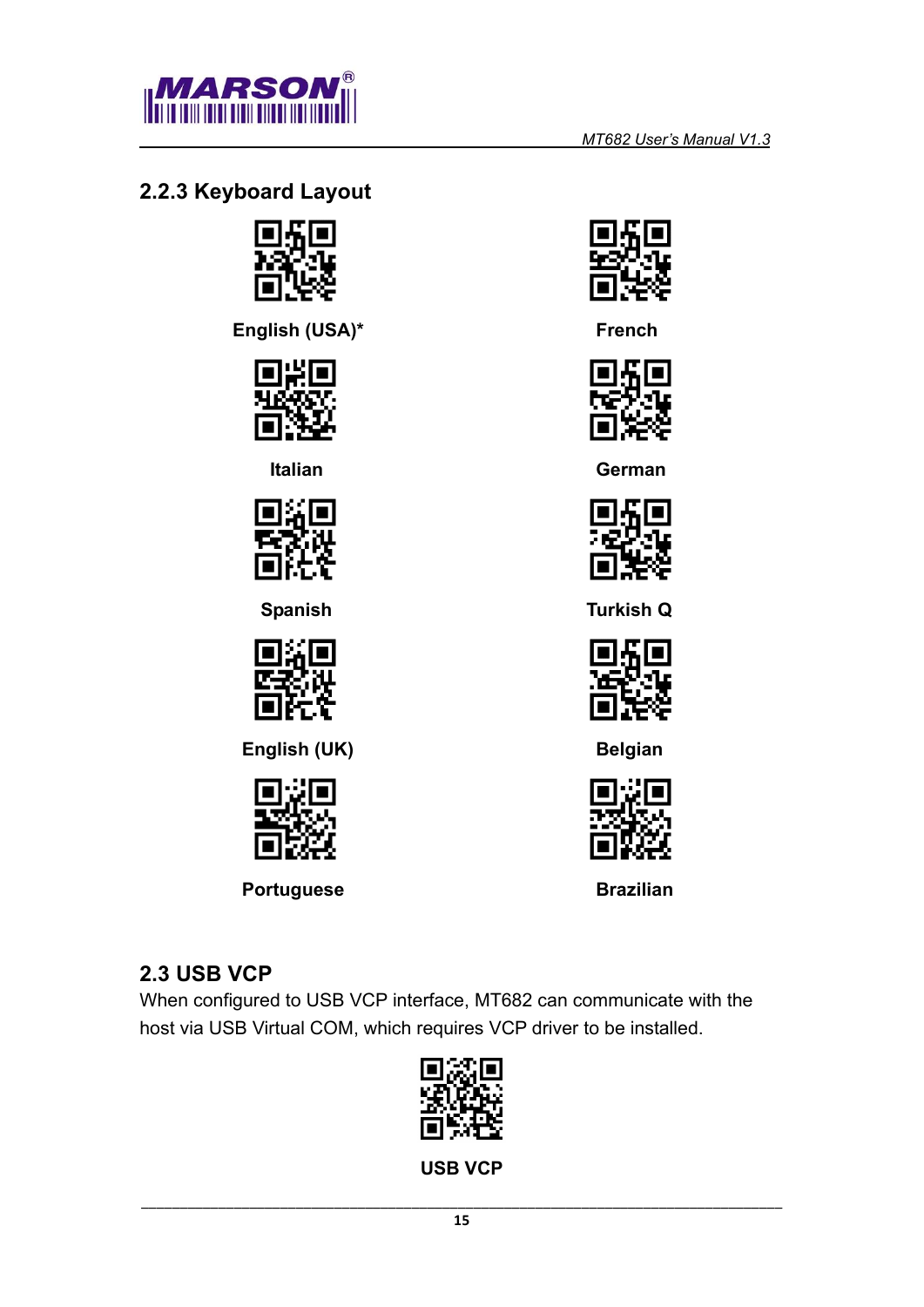### 2.2.3 Keyboard Layout

English (USA)*

French

Italian

German

Spanish

Turkish Q

English (UK)

Belgian

Portuguese

Brazilian

## 2.3 USB VCP

When configured to USB VCP interface, MT682 can communicate with the host via USB Virtual COM, which requires VCP driver to be installed.

USB VCP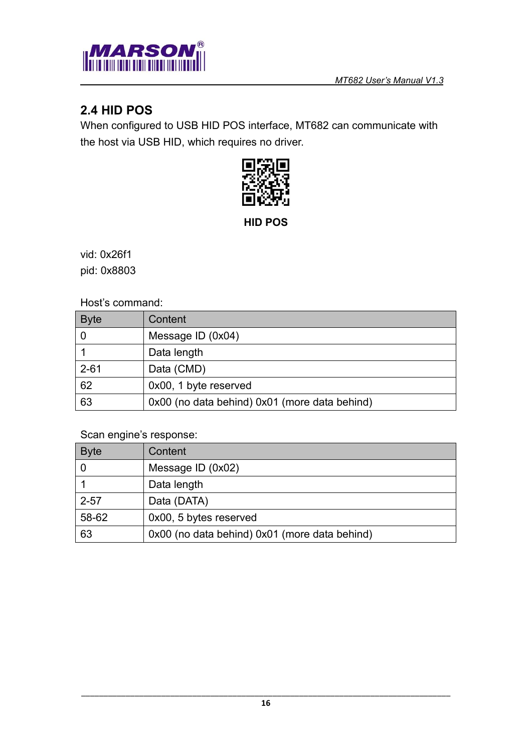## 2.4 HID POS

When configured to USB HID POS interface, MT682 can communicate with the host via USB HID, which requires no driver.

**HID POS**

vid: 0x26f1
pid: 0x8803

Host's command:

| Byte | Content |
|---|---|
| 0 | Message ID (0x04) |
| 1 | Data length |
| 2-61 | Data (CMD) |
| 62 | 0x00, 1 byte reserved |
| 63 | 0x00 (no data behind) 0x01 (more data behind) |

Scan engine's response:

| Byte | Content |
|---|---|
| 0 | Message ID (0x02) |
| 1 | Data length |
| 2-57 | Data (DATA) |
| 58-62 | 0x00, 5 bytes reserved |
| 63 | 0x00 (no data behind) 0x01 (more data behind) |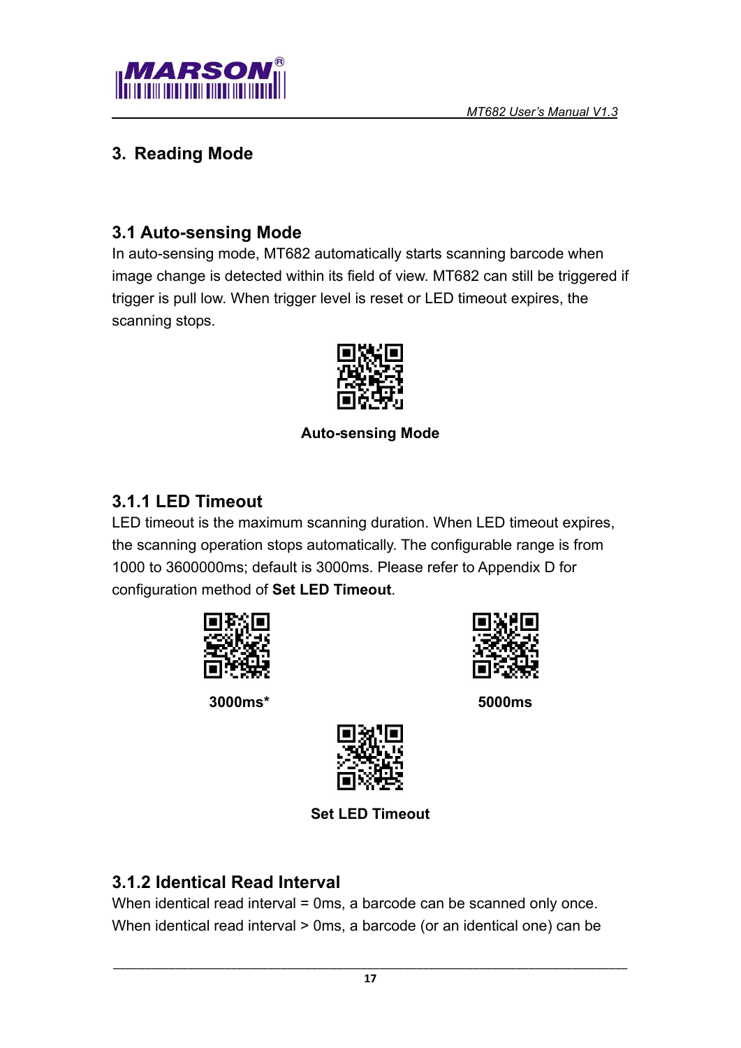# 3. Reading Mode

## 3.1 Auto-sensing Mode

In auto-sensing mode, MT682 automatically starts scanning barcode when image change is detected within its field of view. MT682 can still be triggered if trigger is pull low. When trigger level is reset or LED timeout expires, the scanning stops.

**Auto-sensing Mode**

### 3.1.1 LED Timeout

LED timeout is the maximum scanning duration. When LED timeout expires, the scanning operation stops automatically. The configurable range is from 1000 to 3600000ms; default is 3000ms. Please refer to Appendix D for configuration method of **Set LED Timeout**.

**3000ms***

**5000ms**

**Set LED Timeout**

### 3.1.2 Identical Read Interval

When identical read interval = 0ms, a barcode can be scanned only once. When identical read interval > 0ms, a barcode (or an identical one) can be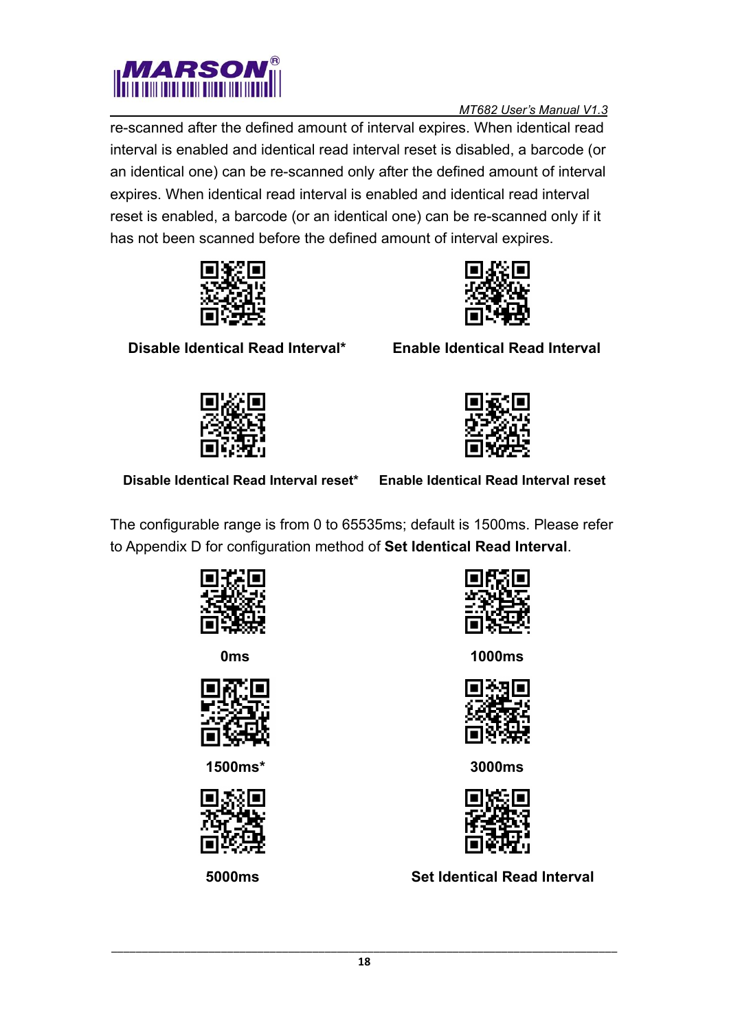re-scanned after the defined amount of interval expires. When identical read interval is enabled and identical read interval reset is disabled, a barcode (or an identical one) can be re-scanned only after the defined amount of interval expires. When identical read interval is enabled and identical read interval reset is enabled, a barcode (or an identical one) can be re-scanned only if it has not been scanned before the defined amount of interval expires.

**Disable Identical Read Interval***

**Enable Identical Read Interval**

**Disable Identical Read Interval reset***

**Enable Identical Read Interval reset**

The configurable range is from 0 to 65535ms; default is 1500ms. Please refer to Appendix D for configuration method of **Set Identical Read Interval**.

**0ms**

**1000ms**

**1500ms***

**3000ms**

**5000ms**

**Set Identical Read Interval**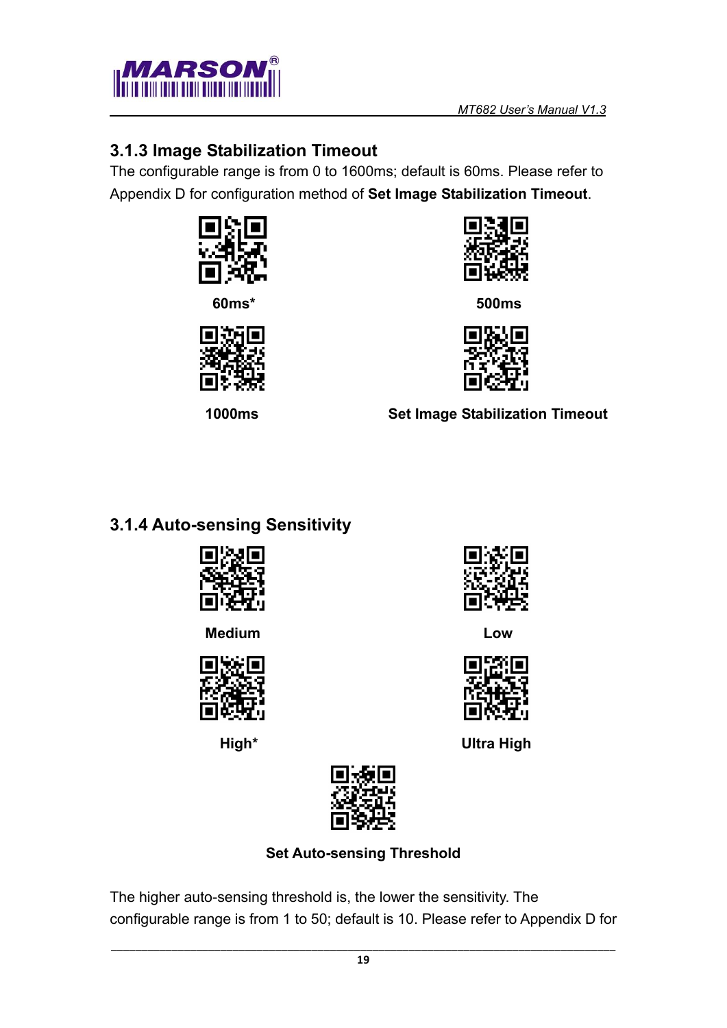### 3.1.3 Image Stabilization Timeout

The configurable range is from 0 to 1600ms; default is 60ms. Please refer to Appendix D for configuration method of **Set Image Stabilization Timeout**.

**60ms***

**500ms**

**1000ms**

**Set Image Stabilization Timeout**

### 3.1.4 Auto-sensing Sensitivity

**Medium**

**Low**

**High***

**Ultra High**

**Set Auto-sensing Threshold**

The higher auto-sensing threshold is, the lower the sensitivity. The configurable range is from 1 to 50; default is 10. Please refer to Appendix D for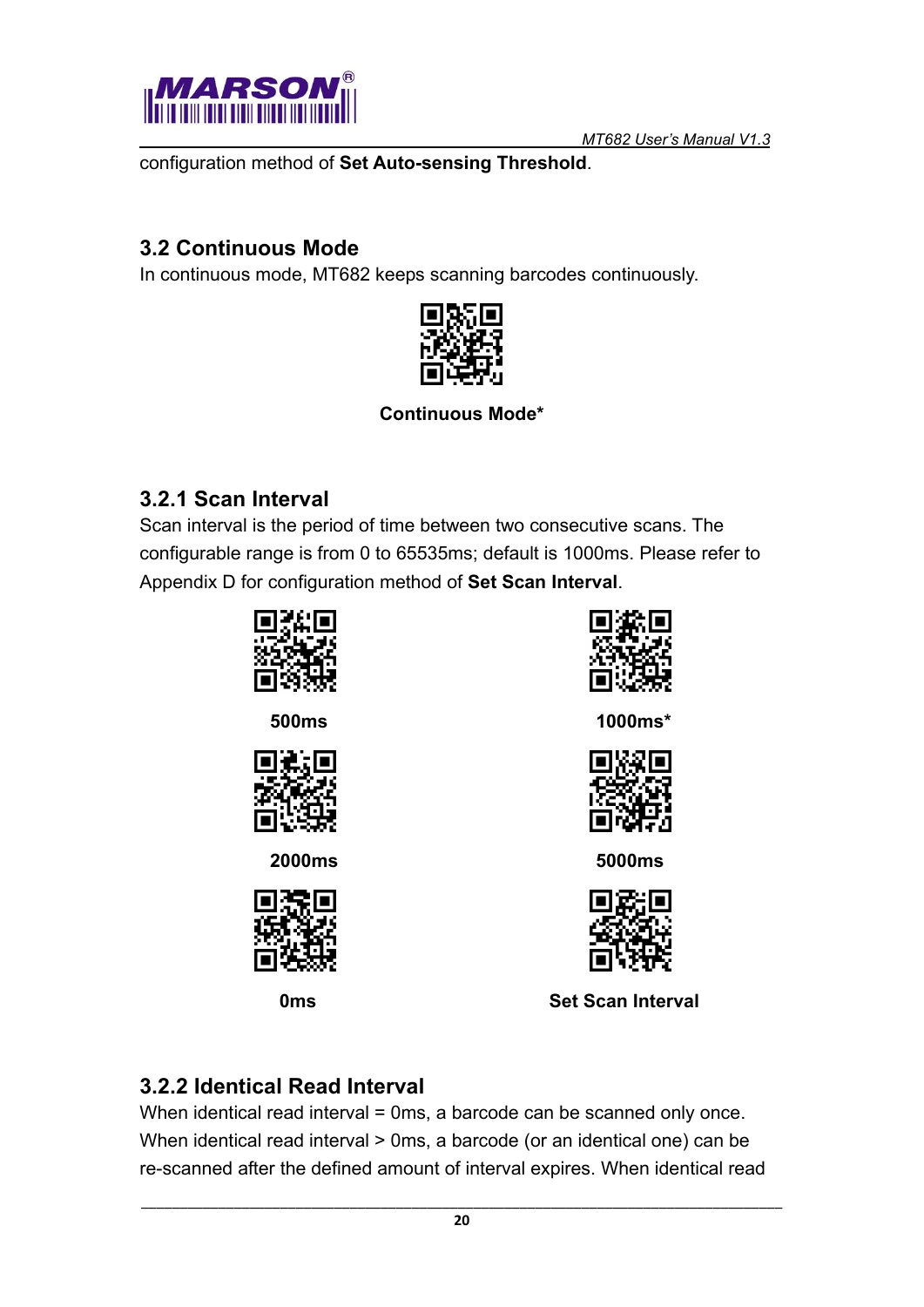configuration method of **Set Auto-sensing Threshold**.

## 3.2 Continuous Mode

In continuous mode, MT682 keeps scanning barcodes continuously.

**Continuous Mode***

### 3.2.1 Scan Interval

Scan interval is the period of time between two consecutive scans. The configurable range is from 0 to 65535ms; default is 1000ms. Please refer to Appendix D for configuration method of **Set Scan Interval**.

**500ms**

**1000ms***

**2000ms**

**5000ms**

**0ms**

**Set Scan Interval**

### 3.2.2 Identical Read Interval

When identical read interval = 0ms, a barcode can be scanned only once. When identical read interval > 0ms, a barcode (or an identical one) can be re-scanned after the defined amount of interval expires. When identical read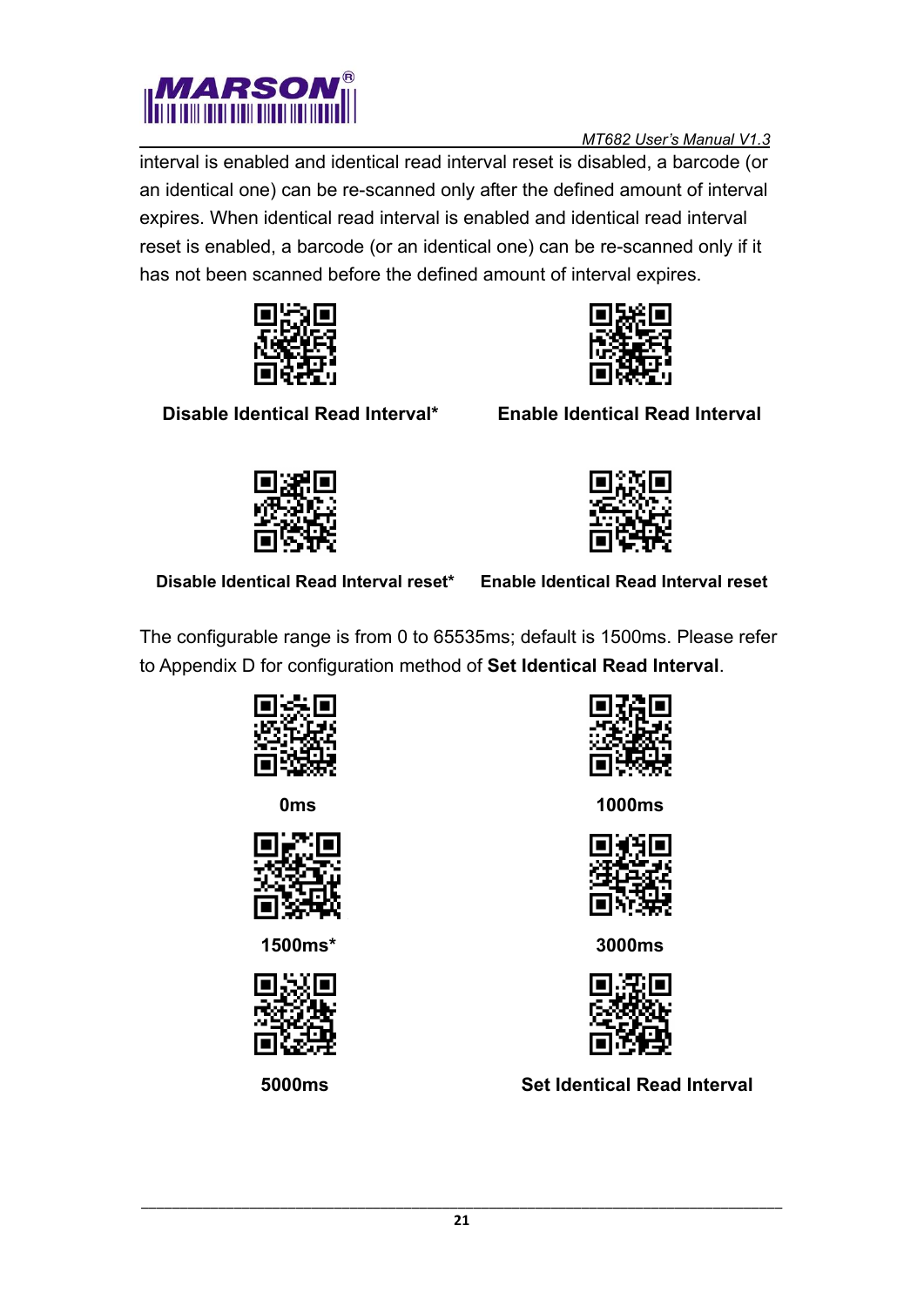interval is enabled and identical read interval reset is disabled, a barcode (or an identical one) can be re-scanned only after the defined amount of interval expires. When identical read interval is enabled and identical read interval reset is enabled, a barcode (or an identical one) can be re-scanned only if it has not been scanned before the defined amount of interval expires.

**Disable Identical Read Interval***

**Enable Identical Read Interval**

**Disable Identical Read Interval reset***

**Enable Identical Read Interval reset**

The configurable range is from 0 to 65535ms; default is 1500ms. Please refer to Appendix D for configuration method of **Set Identical Read Interval**.

**0ms**

**1000ms**

**1500ms***

**3000ms**

**5000ms**

**Set Identical Read Interval**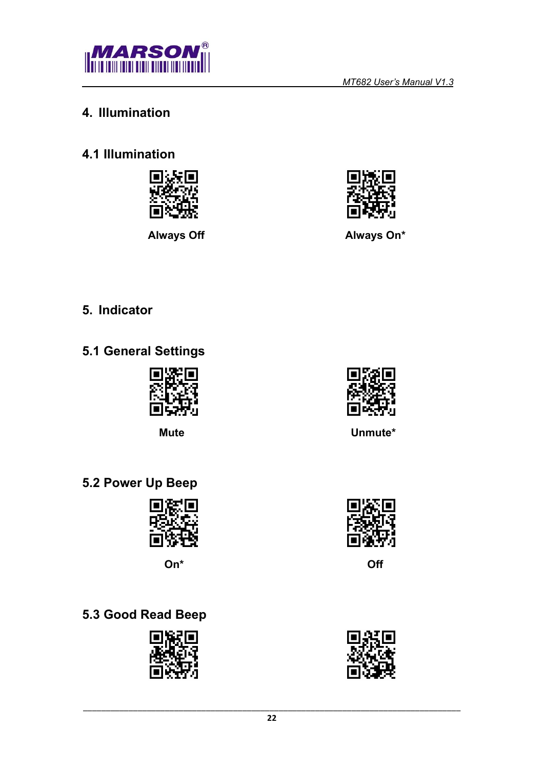# 4. Illumination

## 4.1 Illumination

Always Off

Always On*

# 5. Indicator

## 5.1 General Settings

Mute

Unmute*

## 5.2 Power Up Beep

On*

Off

## 5.3 Good Read Beep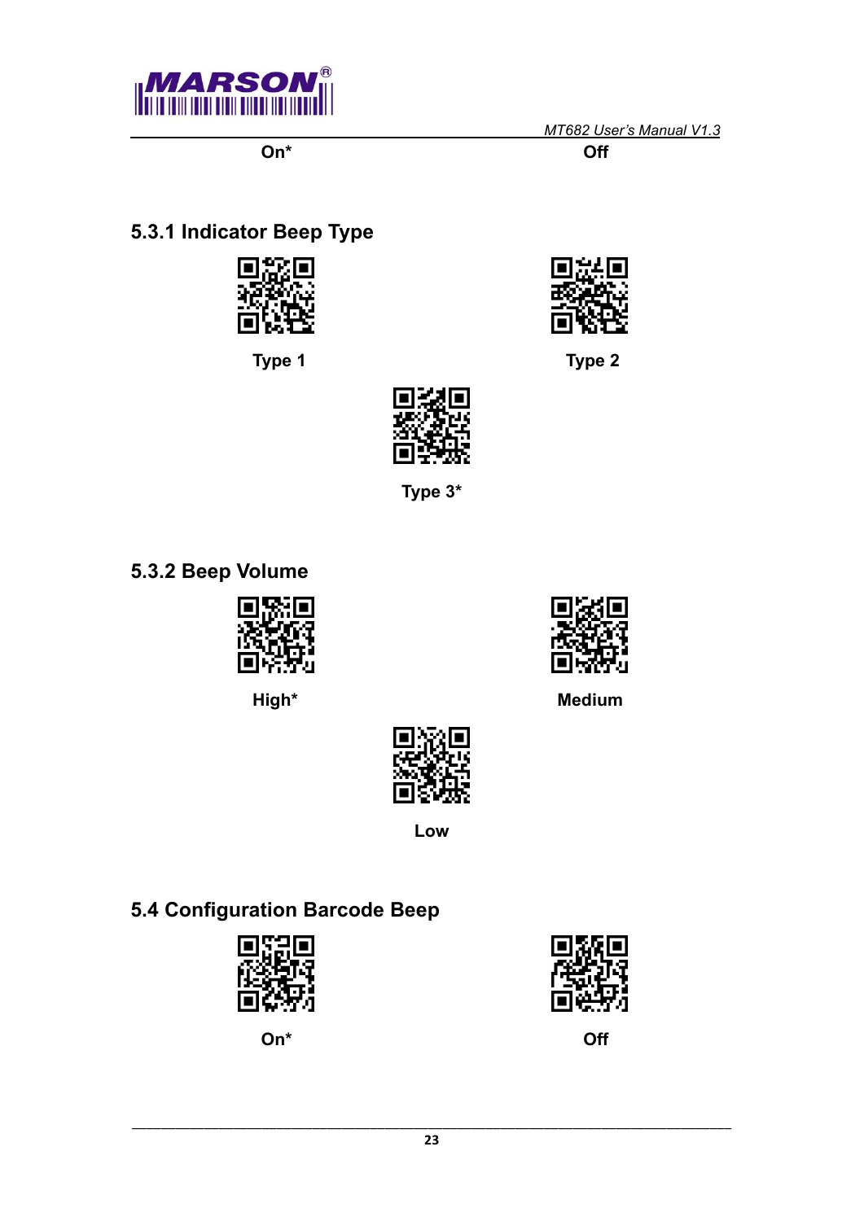On* Off

### 5.3.1 Indicator Beep Type

Type 1

Type 2

Type 3*

### 5.3.2 Beep Volume

High*

Medium

Low

## 5.4 Configuration Barcode Beep

On*

Off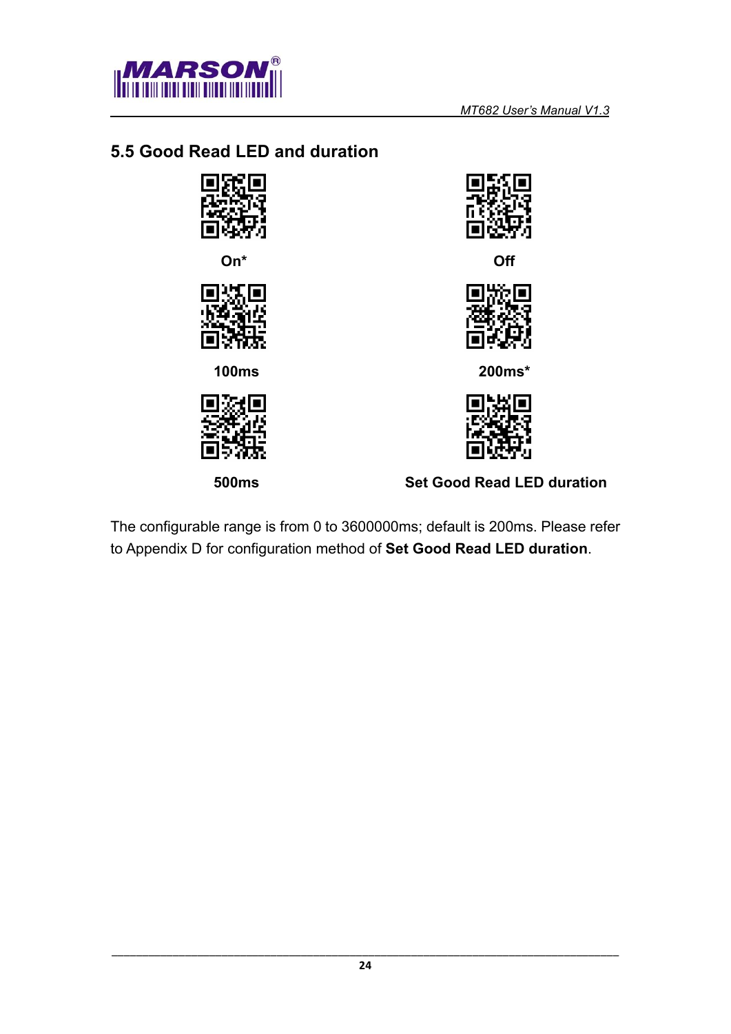## 5.5 Good Read LED and duration

**On***

**Off**

**100ms**

**200ms***

**500ms**

**Set Good Read LED duration**

The configurable range is from 0 to 3600000ms; default is 200ms. Please refer to Appendix D for configuration method of **Set Good Read LED duration**.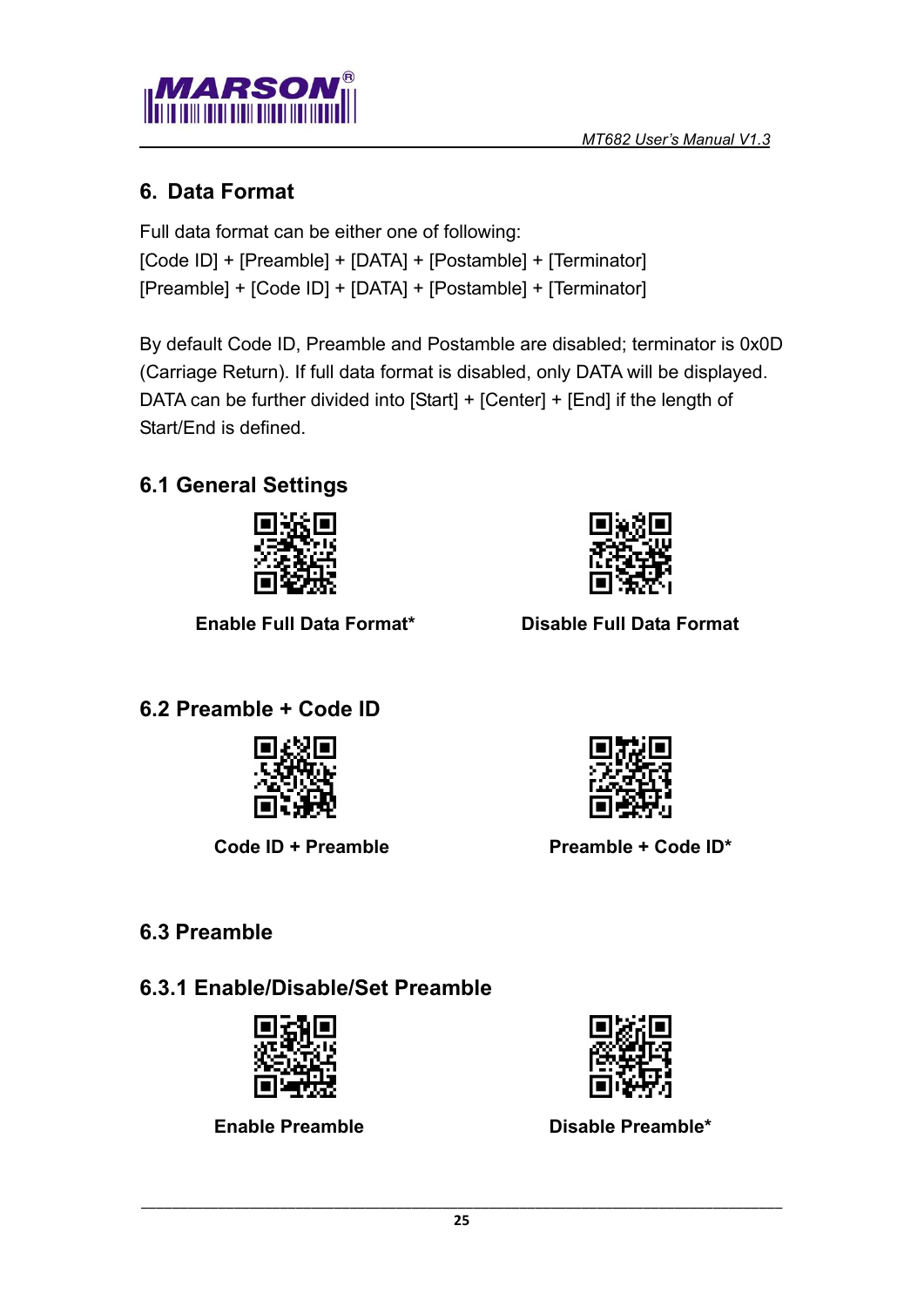# 6. Data Format

Full data format can be either one of following:
[Code ID] + [Preamble] + [DATA] + [Postamble] + [Terminator]
[Preamble] + [Code ID] + [DATA] + [Postamble] + [Terminator]

By default Code ID, Preamble and Postamble are disabled; terminator is 0x0D (Carriage Return). If full data format is disabled, only DATA will be displayed. DATA can be further divided into [Start] + [Center] + [End] if the length of Start/End is defined.

## 6.1 General Settings

**Enable Full Data Format***

**Disable Full Data Format**

## 6.2 Preamble + Code ID

**Code ID + Preamble**

**Preamble + Code ID***

## 6.3 Preamble

### 6.3.1 Enable/Disable/Set Preamble

**Enable Preamble**

**Disable Preamble***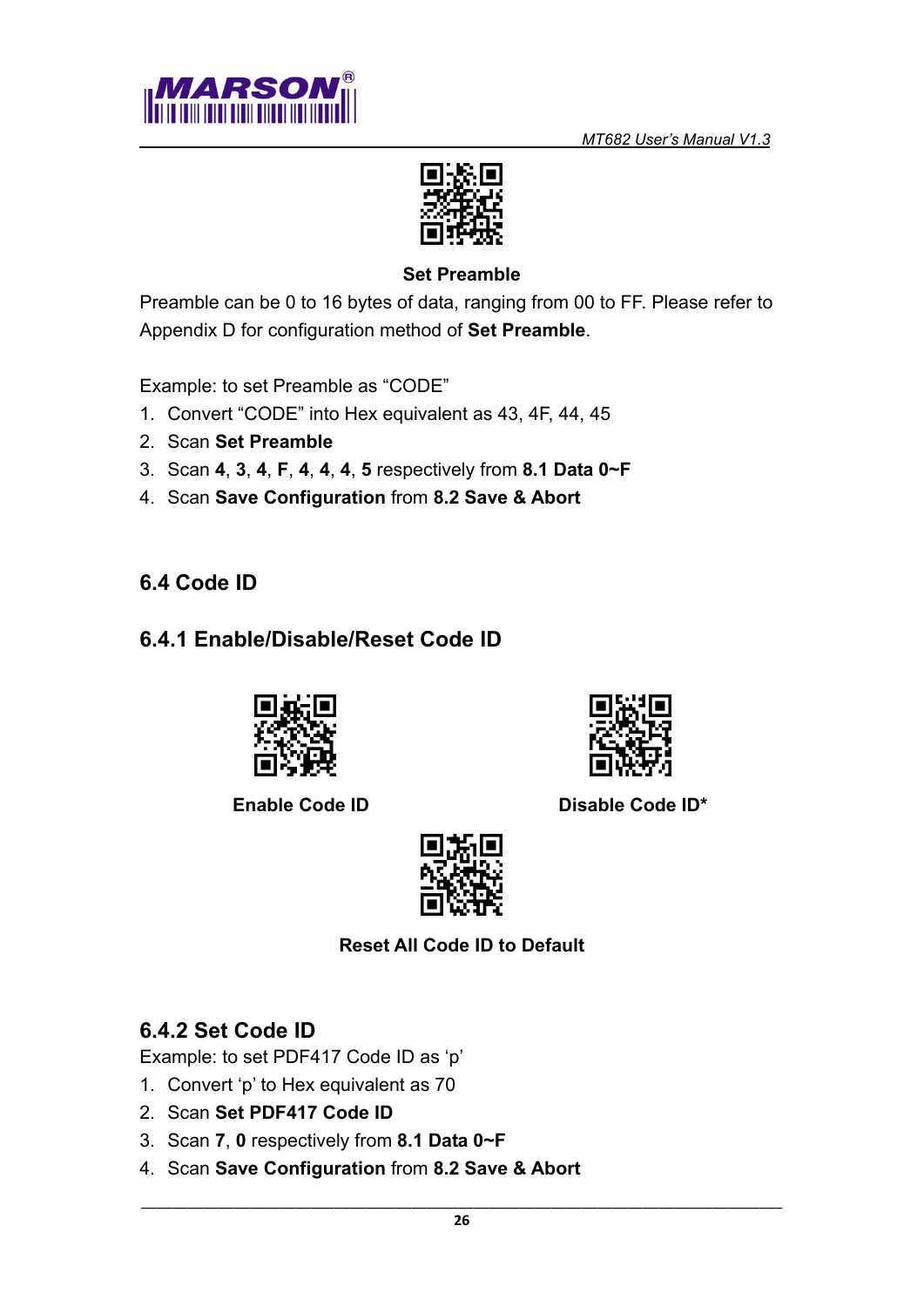**Set Preamble**

Preamble can be 0 to 16 bytes of data, ranging from 00 to FF. Please refer to Appendix D for configuration method of **Set Preamble**.

Example: to set Preamble as "CODE"

1. Convert "CODE" into Hex equivalent as 43, 4F, 44, 45
2. Scan **Set Preamble**
3. Scan **4**, **3**, **4**, **F**, **4**, **4**, **4**, **5** respectively from **8.1 Data 0~F**
4. Scan **Save Configuration** from **8.2 Save & Abort**

## 6.4 Code ID

### 6.4.1 Enable/Disable/Reset Code ID

**Enable Code ID**

**Disable Code ID***

**Reset All Code ID to Default**

### 6.4.2 Set Code ID

Example: to set PDF417 Code ID as 'p'

1. Convert 'p' to Hex equivalent as 70
2. Scan **Set PDF417 Code ID**
3. Scan **7**, **0** respectively from **8.1 Data 0~F**
4. Scan **Save Configuration** from **8.2 Save & Abort**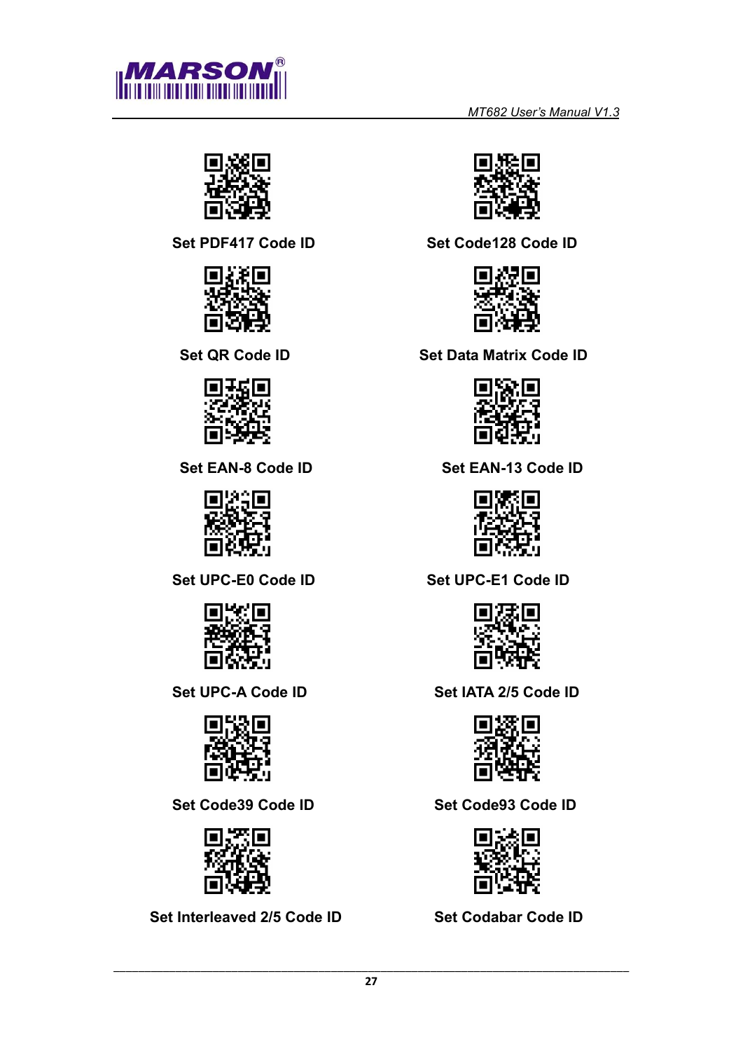Set PDF417 Code ID

Set Code128 Code ID

Set QR Code ID

Set Data Matrix Code ID

Set EAN-8 Code ID

Set EAN-13 Code ID

Set UPC-E0 Code ID

Set UPC-E1 Code ID

Set UPC-A Code ID

Set IATA 2/5 Code ID

Set Code39 Code ID

Set Code93 Code ID

Set Interleaved 2/5 Code ID

Set Codabar Code ID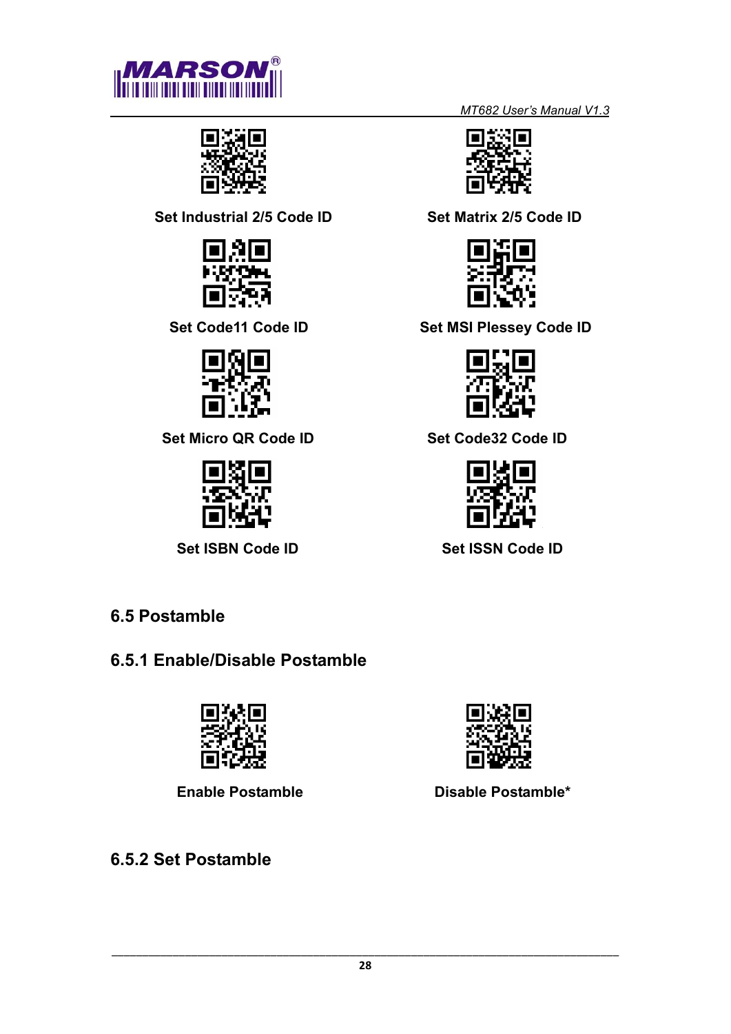Set Industrial 2/5 Code ID

Set Matrix 2/5 Code ID

Set Code11 Code ID

Set MSI Plessey Code ID

Set Micro QR Code ID

Set Code32 Code ID

Set ISBN Code ID

Set ISSN Code ID

## 6.5 Postamble

### 6.5.1 Enable/Disable Postamble

Enable Postamble

Disable Postamble*

### 6.5.2 Set Postamble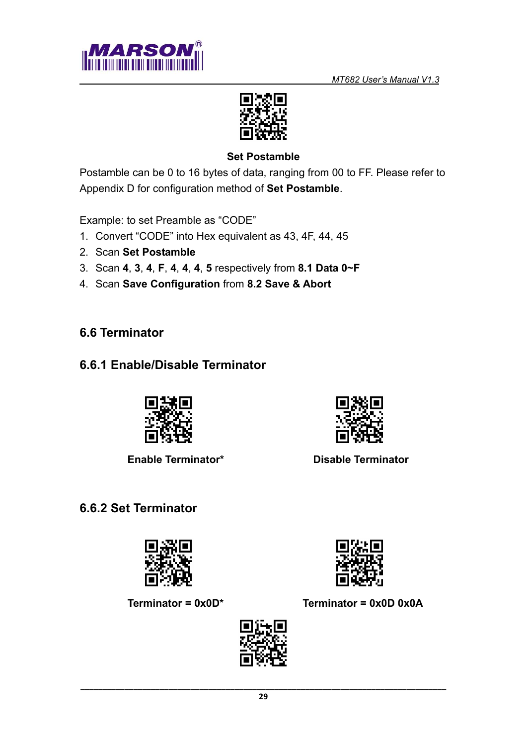**Set Postamble**

Postamble can be 0 to 16 bytes of data, ranging from 00 to FF. Please refer to Appendix D for configuration method of **Set Postamble**.

Example: to set Preamble as “CODE”

1. Convert “CODE” into Hex equivalent as 43, 4F, 44, 45
2. Scan **Set Postamble**
3. Scan **4**, **3**, **4**, **F**, **4**, **4**, **4**, **5** respectively from **8.1 Data 0~F**
4. Scan **Save Configuration** from **8.2 Save & Abort**

## 6.6 Terminator

### 6.6.1 Enable/Disable Terminator

**Enable Terminator***

**Disable Terminator**

### 6.6.2 Set Terminator

**Terminator = 0x0D***

**Terminator = 0x0D 0x0A**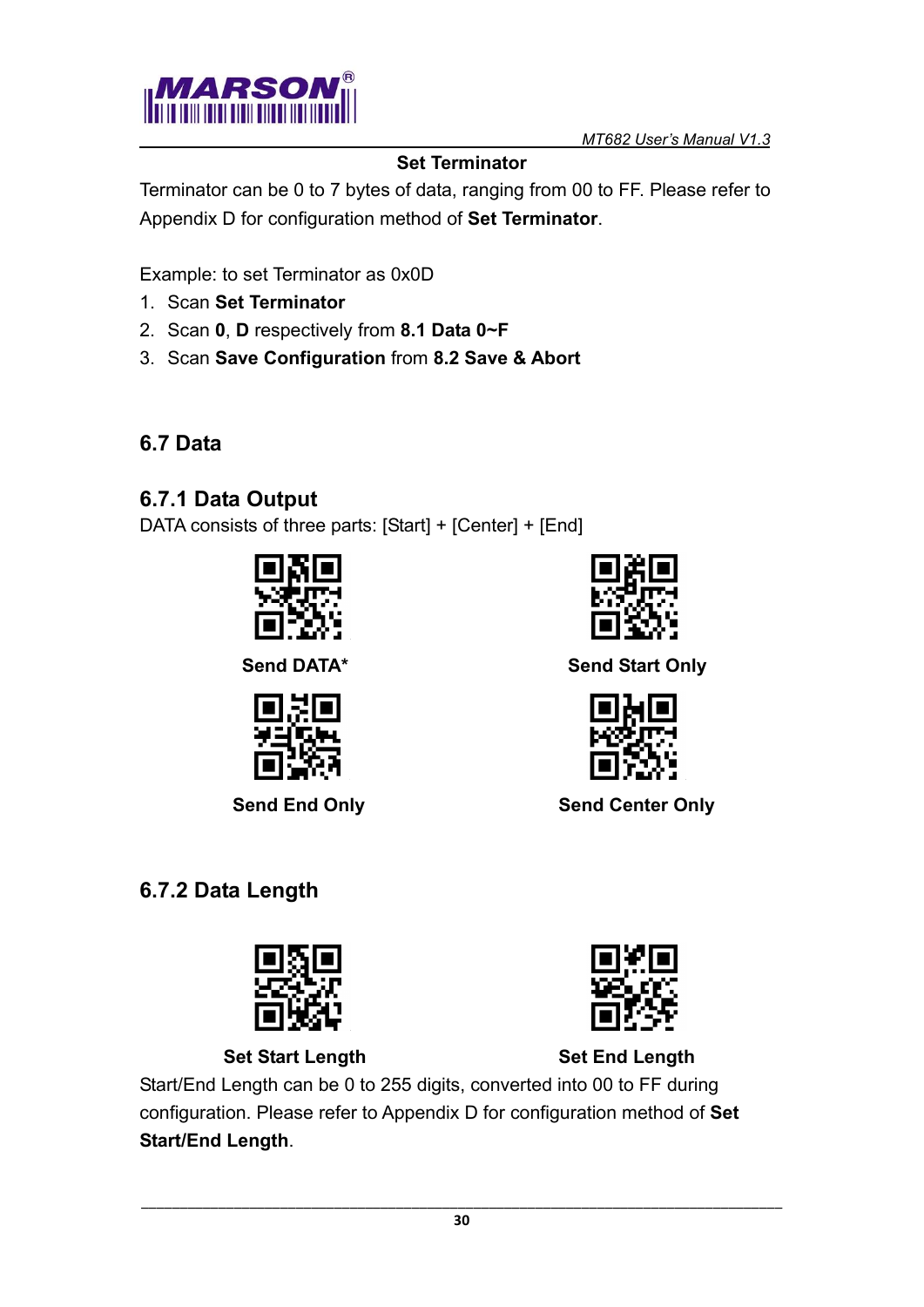**Set Terminator**

Terminator can be 0 to 7 bytes of data, ranging from 00 to FF. Please refer to Appendix D for configuration method of **Set Terminator**.

Example: to set Terminator as 0x0D

1. Scan **Set Terminator**
2. Scan **0**, **D** respectively from **8.1 Data 0~F**
3. Scan **Save Configuration** from **8.2 Save & Abort**

## 6.7 Data

### 6.7.1 Data Output

DATA consists of three parts: [Start] + [Center] + [End]

**Send DATA***

**Send Start Only**

**Send End Only**

**Send Center Only**

### 6.7.2 Data Length

**Set Start Length**

**Set End Length**

Start/End Length can be 0 to 255 digits, converted into 00 to FF during configuration. Please refer to Appendix D for configuration method of **Set Start/End Length**.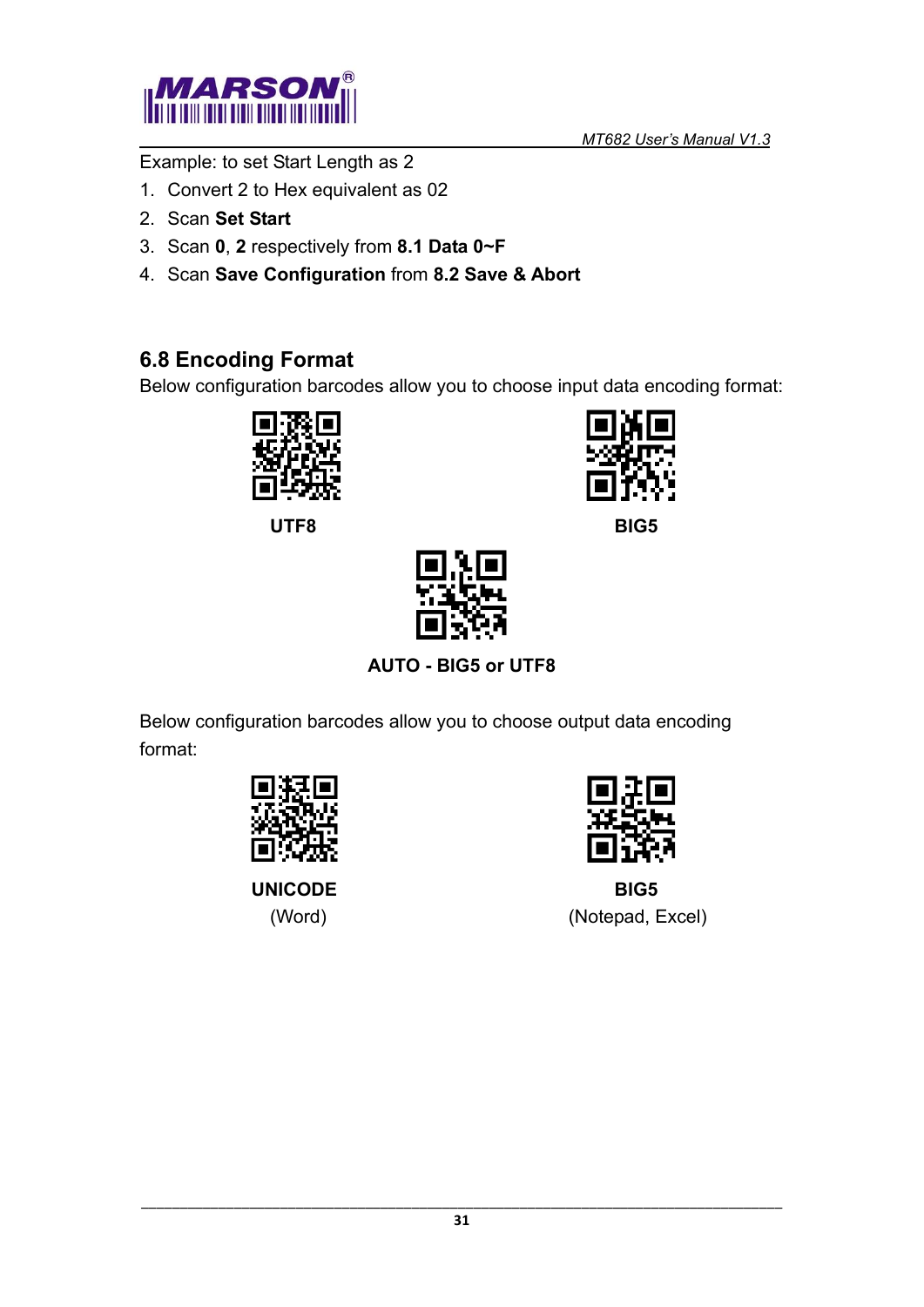Example: to set Start Length as 2

1. Convert 2 to Hex equivalent as 02
2. Scan **Set Start**
3. Scan **0**, **2** respectively from **8.1 Data 0~F**
4. Scan **Save Configuration** from **8.2 Save & Abort**

## 6.8 Encoding Format

Below configuration barcodes allow you to choose input data encoding format:

**UTF8**

**BIG5**

**AUTO - BIG5 or UTF8**

Below configuration barcodes allow you to choose output data encoding format:

**UNICODE**
(Word)

**BIG5**
(Notepad, Excel)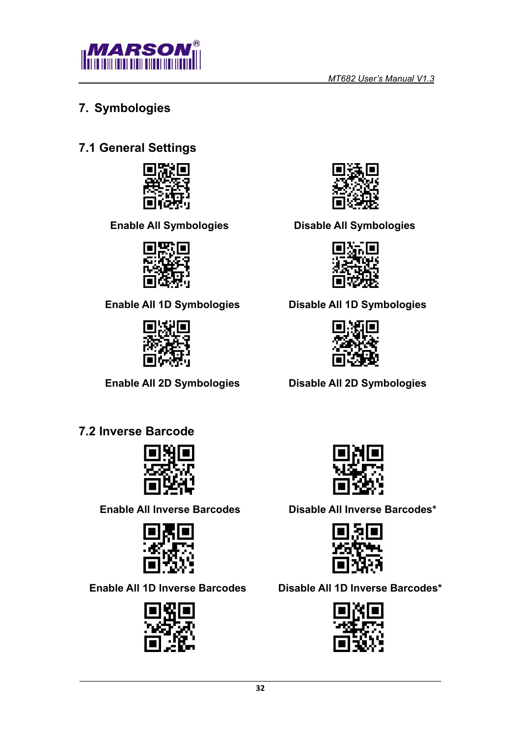# 7. Symbologies

## 7.1 General Settings

**Enable All Symbologies**

**Disable All Symbologies**

**Enable All 1D Symbologies**

**Disable All 1D Symbologies**

**Enable All 2D Symbologies**

**Disable All 2D Symbologies**

## 7.2 Inverse Barcode

**Enable All Inverse Barcodes**

**Disable All Inverse Barcodes***

**Enable All 1D Inverse Barcodes**

**Disable All 1D Inverse Barcodes***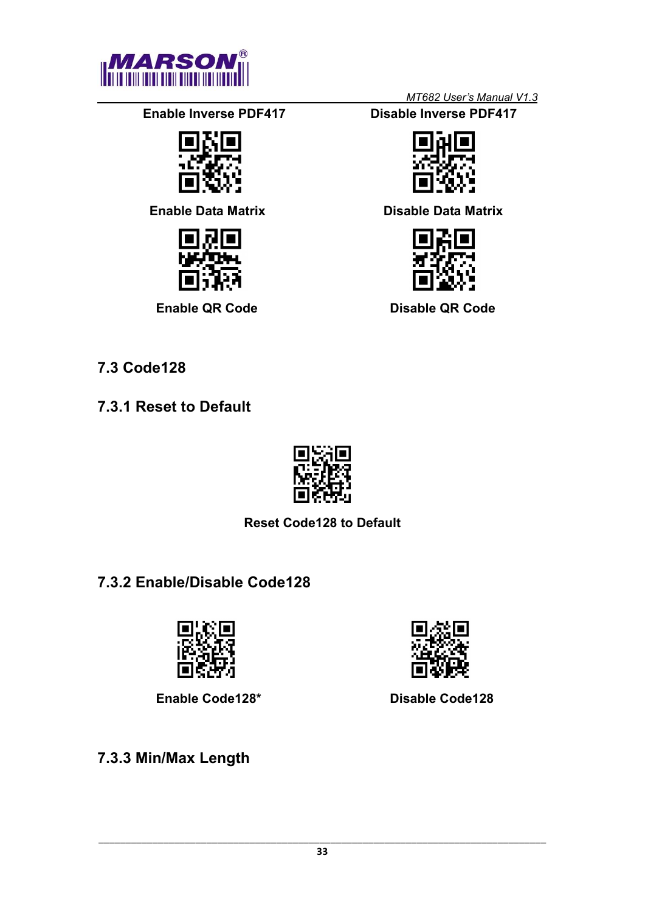Enable Inverse PDF417

Disable Inverse PDF417

Enable Data Matrix

Disable Data Matrix

Enable QR Code

Disable QR Code

## 7.3 Code128

### 7.3.1 Reset to Default

Reset Code128 to Default

### 7.3.2 Enable/Disable Code128

Enable Code128*

Disable Code128

### 7.3.3 Min/Max Length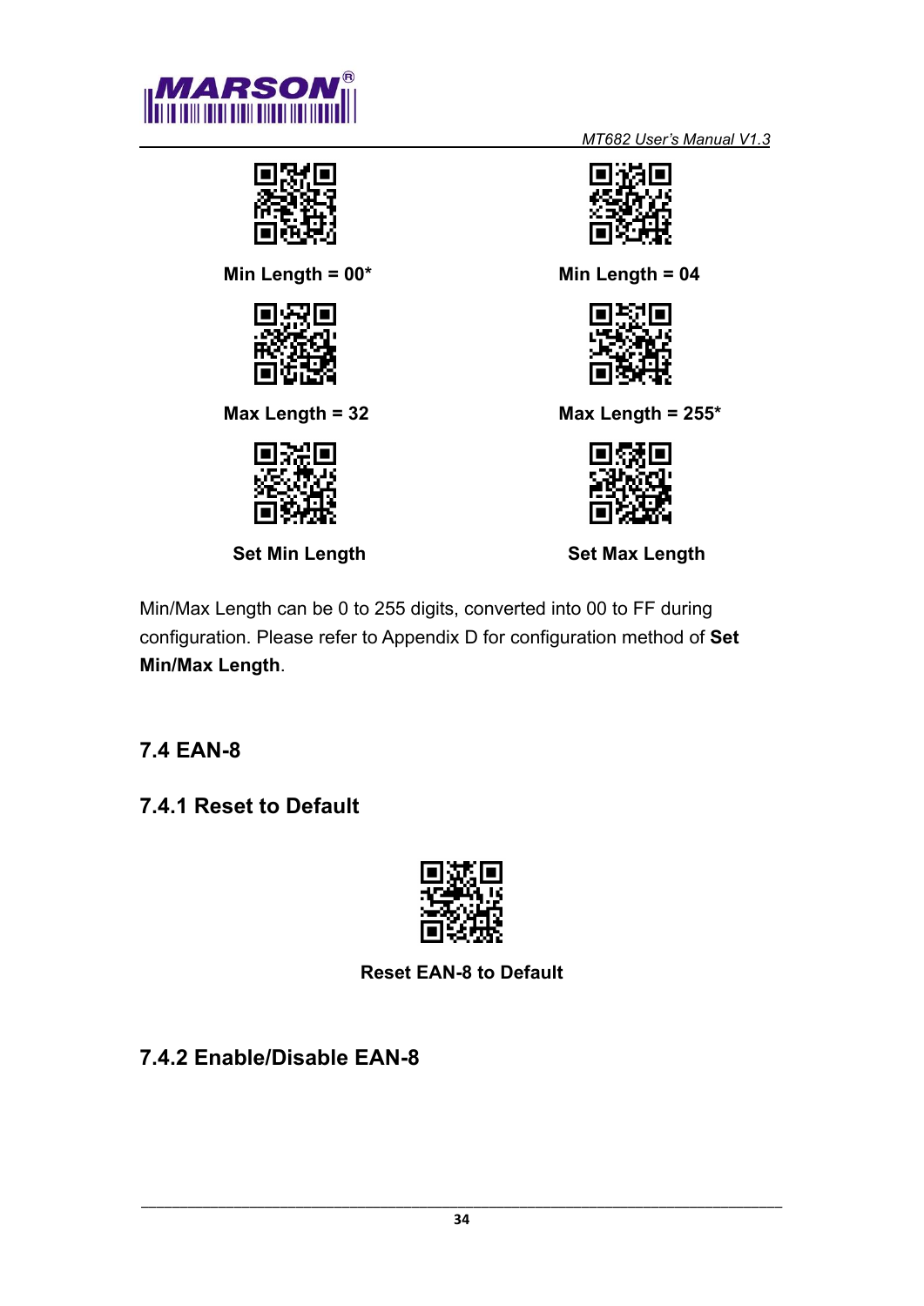Min Length = 00*

Min Length = 04

Max Length = 32

Max Length = 255*

Set Min Length

Set Max Length

Min/Max Length can be 0 to 255 digits, converted into 00 to FF during configuration. Please refer to Appendix D for configuration method of **Set Min/Max Length**.

## 7.4 EAN-8

### 7.4.1 Reset to Default

Reset EAN-8 to Default

### 7.4.2 Enable/Disable EAN-8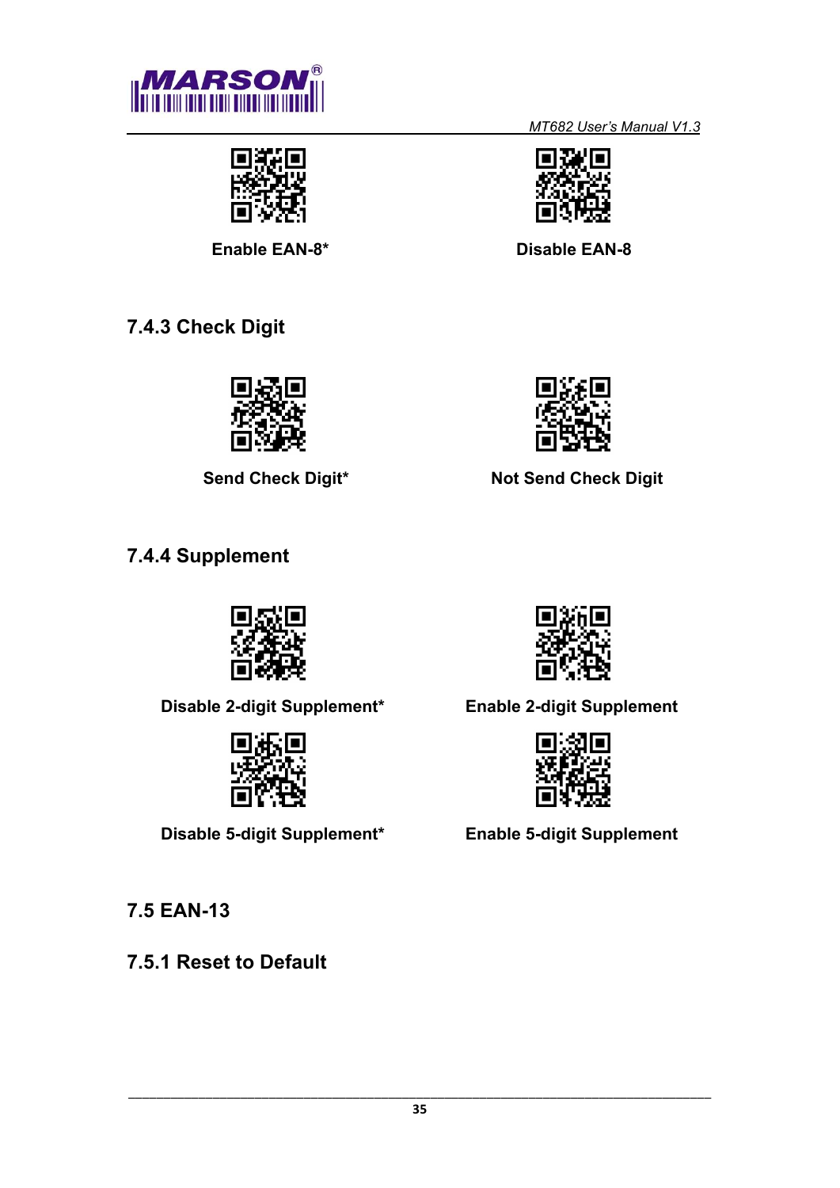**Enable EAN-8***

**Disable EAN-8**

### 7.4.3 Check Digit

**Send Check Digit***

**Not Send Check Digit**

### 7.4.4 Supplement

**Disable 2-digit Supplement***

**Enable 2-digit Supplement**

**Disable 5-digit Supplement***

**Enable 5-digit Supplement**

## 7.5 EAN-13

### 7.5.1 Reset to Default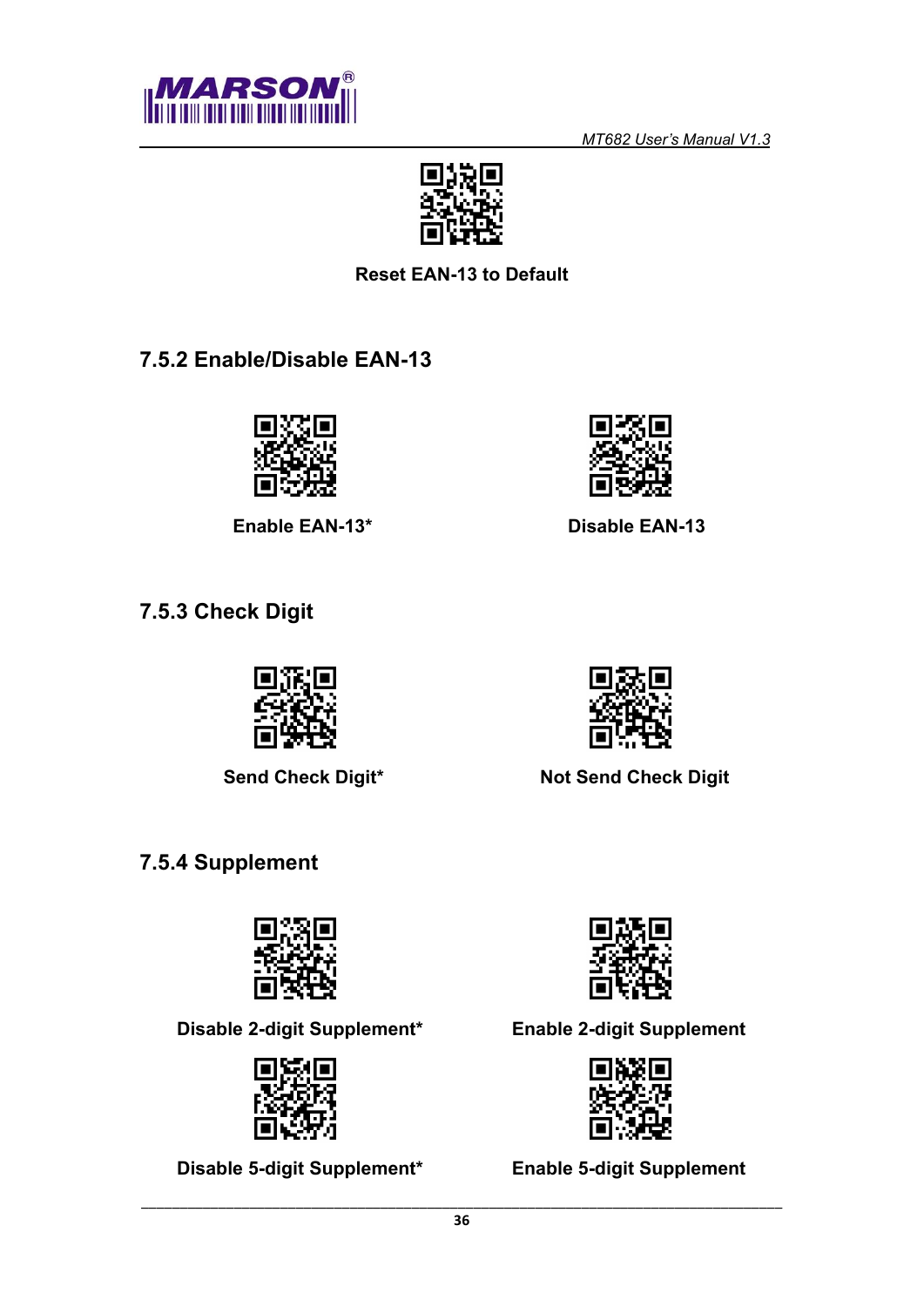Reset EAN-13 to Default

### 7.5.2 Enable/Disable EAN-13

Enable EAN-13*

Disable EAN-13

### 7.5.3 Check Digit

Send Check Digit*

Not Send Check Digit

### 7.5.4 Supplement

Disable 2-digit Supplement*

Enable 2-digit Supplement

Disable 5-digit Supplement*

Enable 5-digit Supplement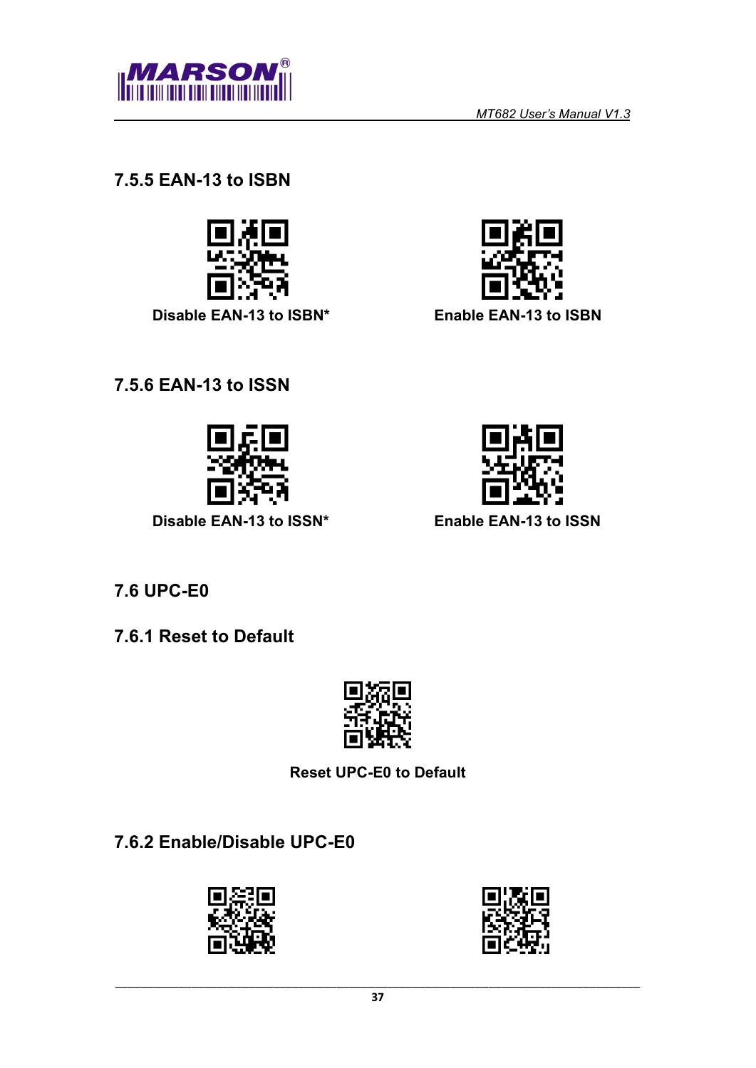### 7.5.5 EAN-13 to ISBN

Disable EAN-13 to ISBN*

Enable EAN-13 to ISBN

### 7.5.6 EAN-13 to ISSN

Disable EAN-13 to ISSN*

Enable EAN-13 to ISSN

## 7.6 UPC-E0

### 7.6.1 Reset to Default

Reset UPC-E0 to Default

### 7.6.2 Enable/Disable UPC-E0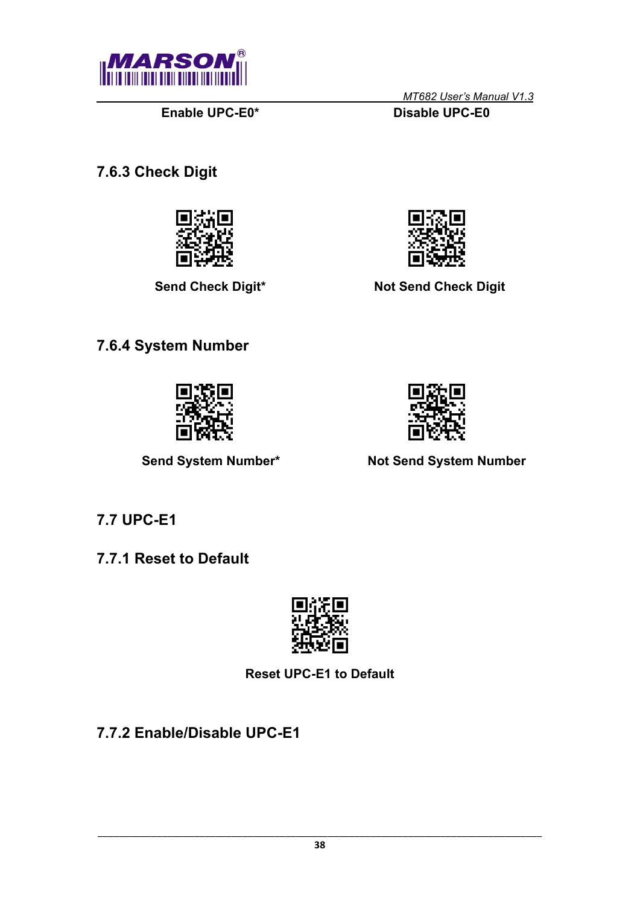Enable UPC-E0*

Disable UPC-E0

## 7.6.3 Check Digit

Send Check Digit*

Not Send Check Digit

## 7.6.4 System Number

Send System Number*

Not Send System Number

## 7.7 UPC-E1

### 7.7.1 Reset to Default

Reset UPC-E1 to Default

### 7.7.2 Enable/Disable UPC-E1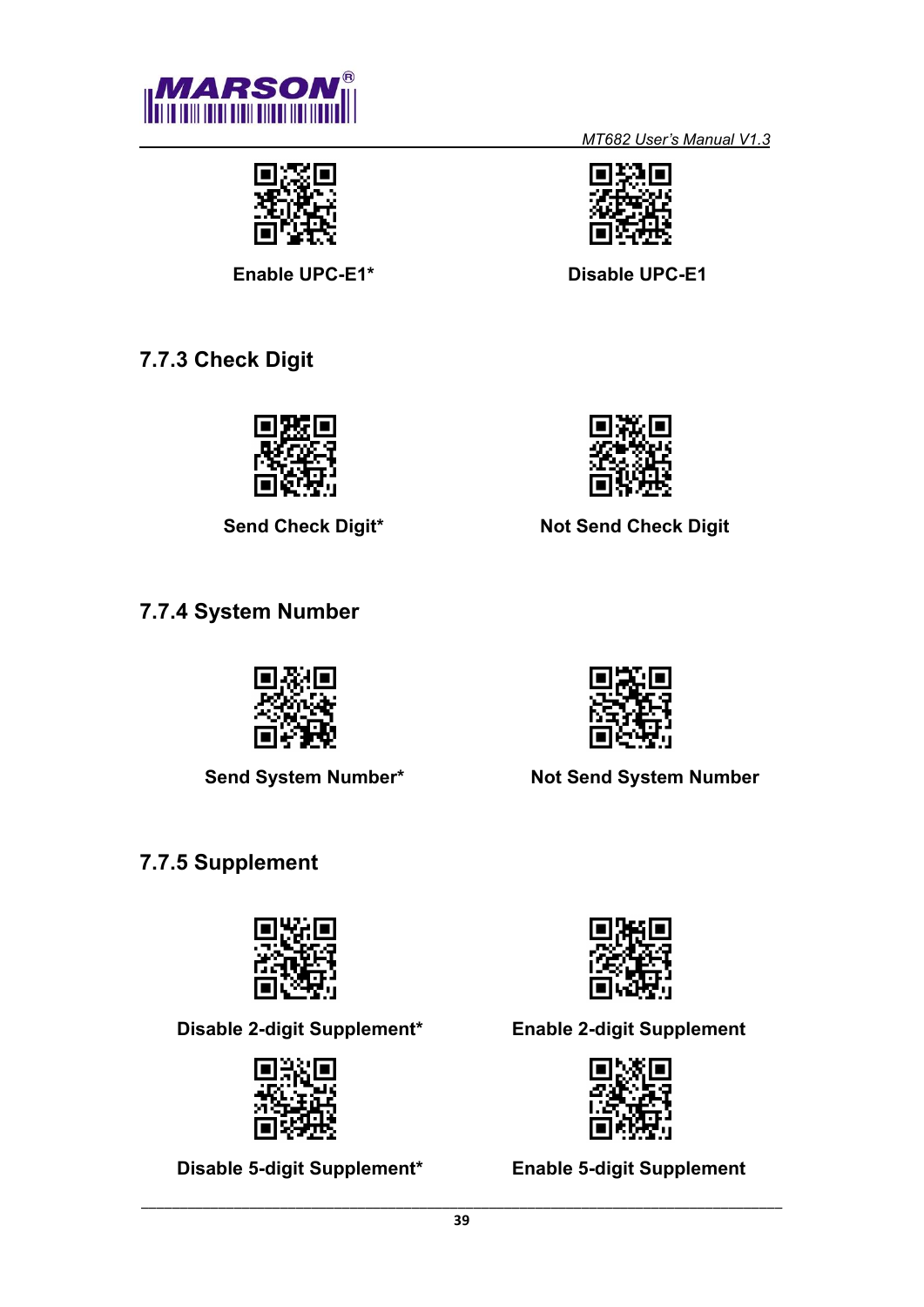Enable UPC-E1*

Disable UPC-E1

### 7.7.3 Check Digit

Send Check Digit*

Not Send Check Digit

### 7.7.4 System Number

Send System Number*

Not Send System Number

### 7.7.5 Supplement

Disable 2-digit Supplement*

Enable 2-digit Supplement

Disable 5-digit Supplement*

Enable 5-digit Supplement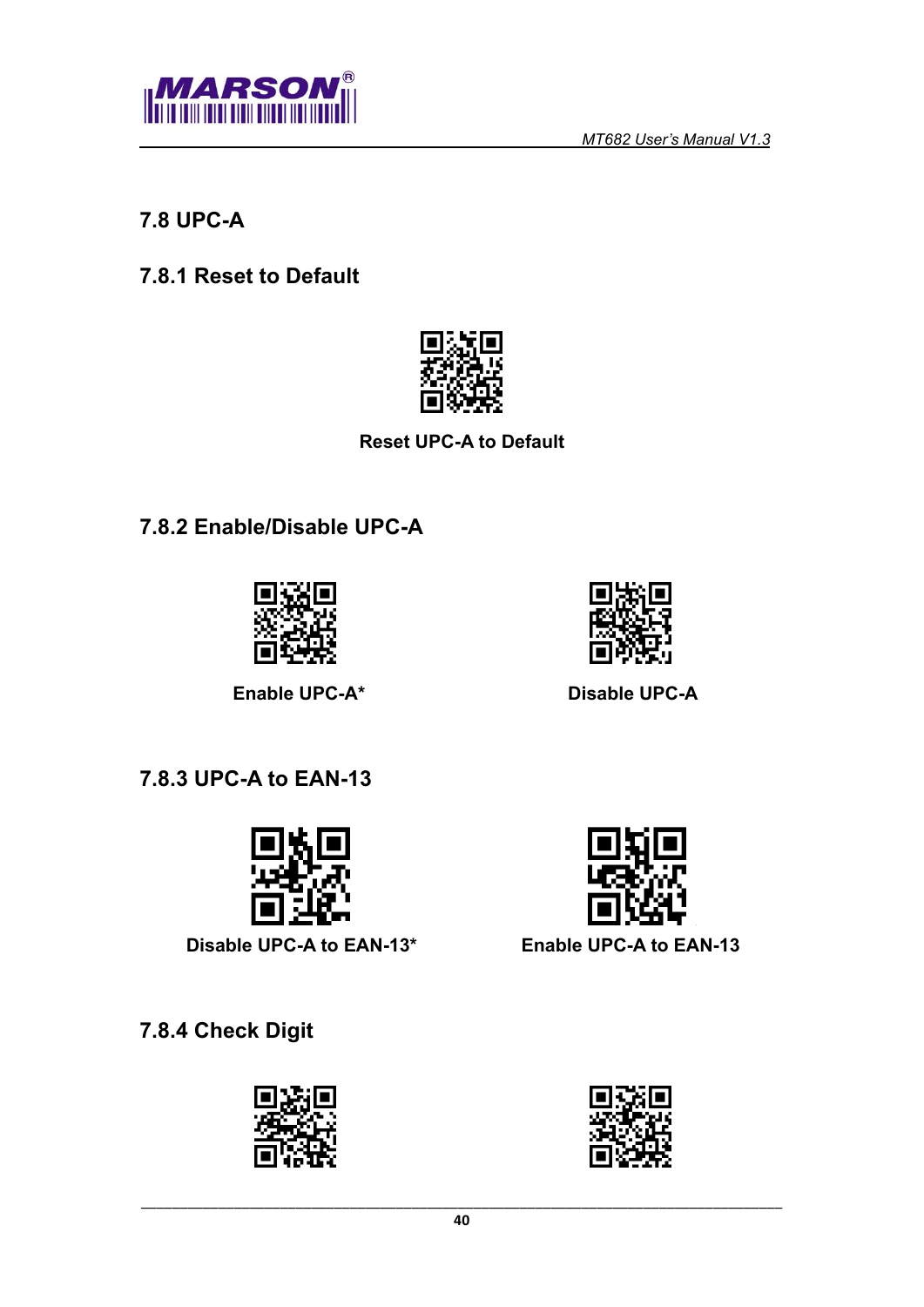## 7.8 UPC-A

### 7.8.1 Reset to Default

**Reset UPC-A to Default**

### 7.8.2 Enable/Disable UPC-A

**Enable UPC-A***

**Disable UPC-A**

### 7.8.3 UPC-A to EAN-13

**Disable UPC-A to EAN-13***

**Enable UPC-A to EAN-13**

### 7.8.4 Check Digit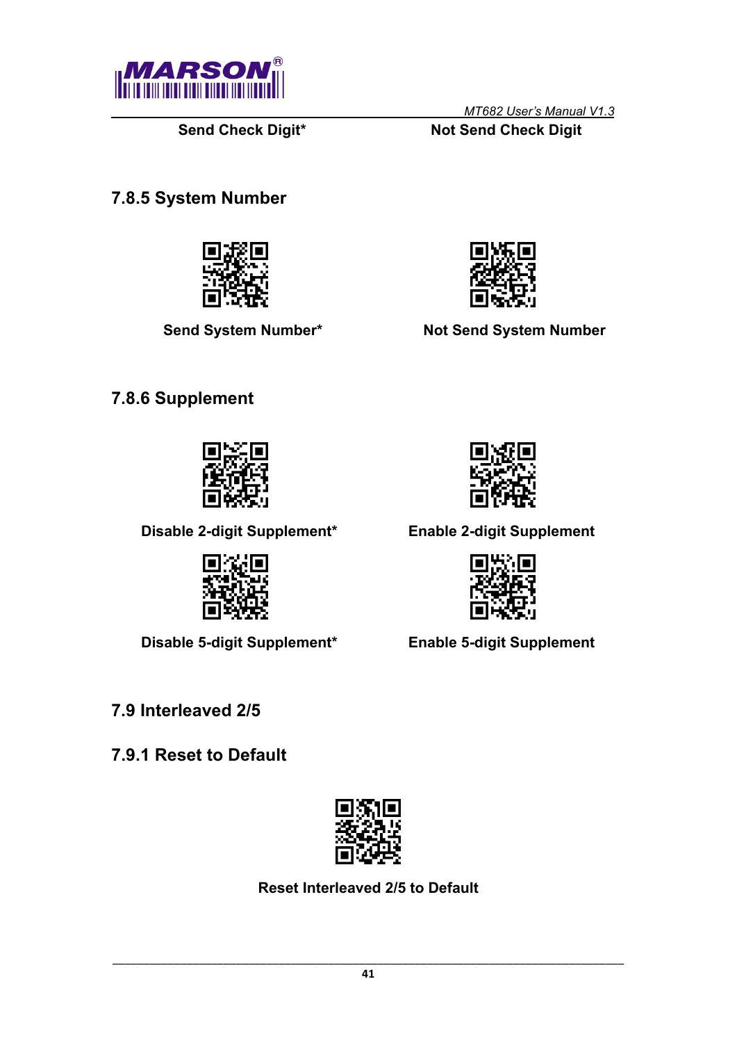**Send Check Digit*** **Not Send Check Digit**

### 7.8.5 System Number

**Send System Number*** **Not Send System Number**

### 7.8.6 Supplement

**Disable 2-digit Supplement*** **Enable 2-digit Supplement**

**Disable 5-digit Supplement*** **Enable 5-digit Supplement**

## 7.9 Interleaved 2/5

### 7.9.1 Reset to Default

**Reset Interleaved 2/5 to Default**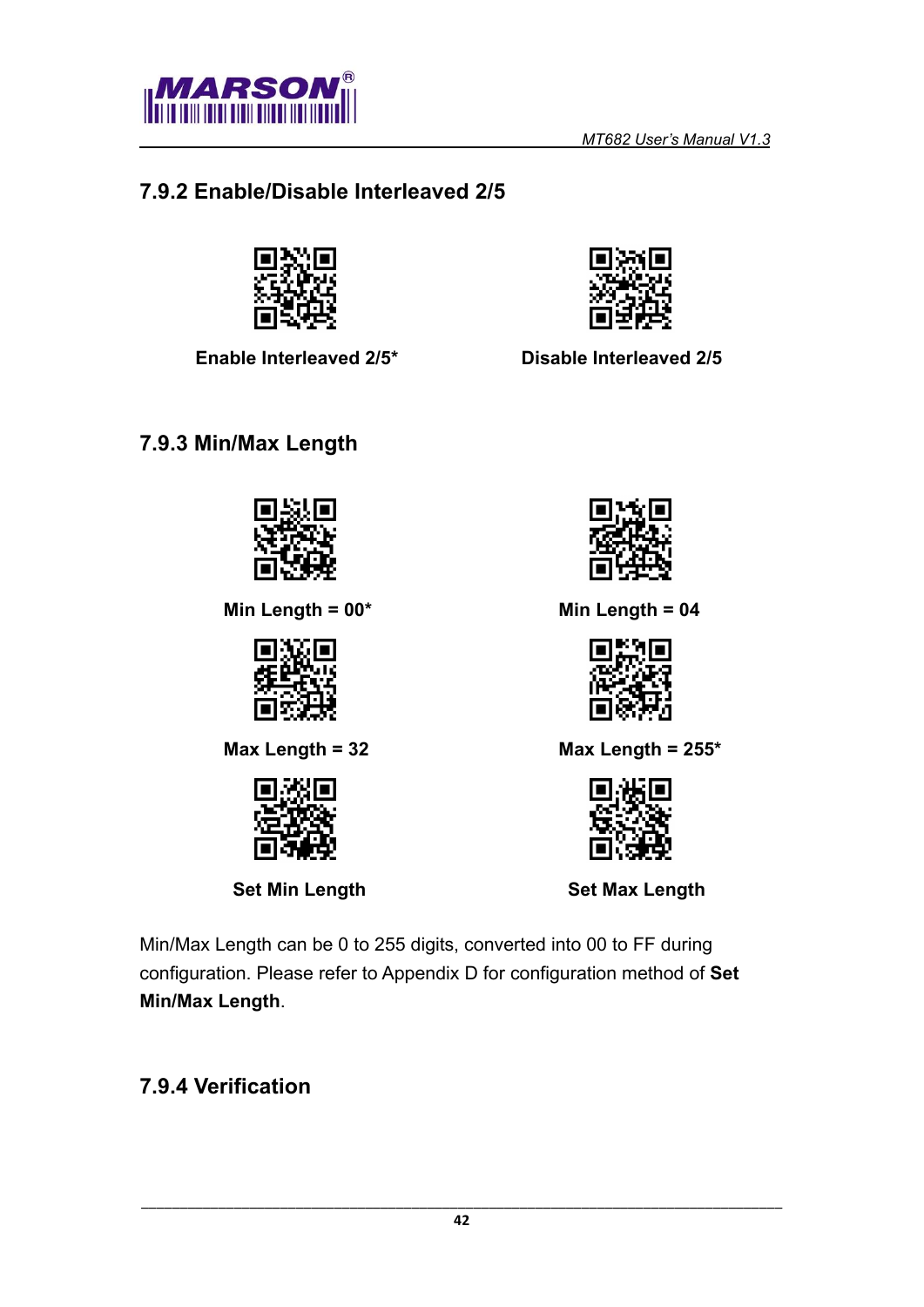### 7.9.2 Enable/Disable Interleaved 2/5

**Enable Interleaved 2/5***

**Disable Interleaved 2/5**

### 7.9.3 Min/Max Length

**Min Length = 00***

**Min Length = 04**

**Max Length = 32**

**Max Length = 255***

**Set Min Length**

**Set Max Length**

Min/Max Length can be 0 to 255 digits, converted into 00 to FF during configuration. Please refer to Appendix D for configuration method of **Set Min/Max Length**.

### 7.9.4 Verification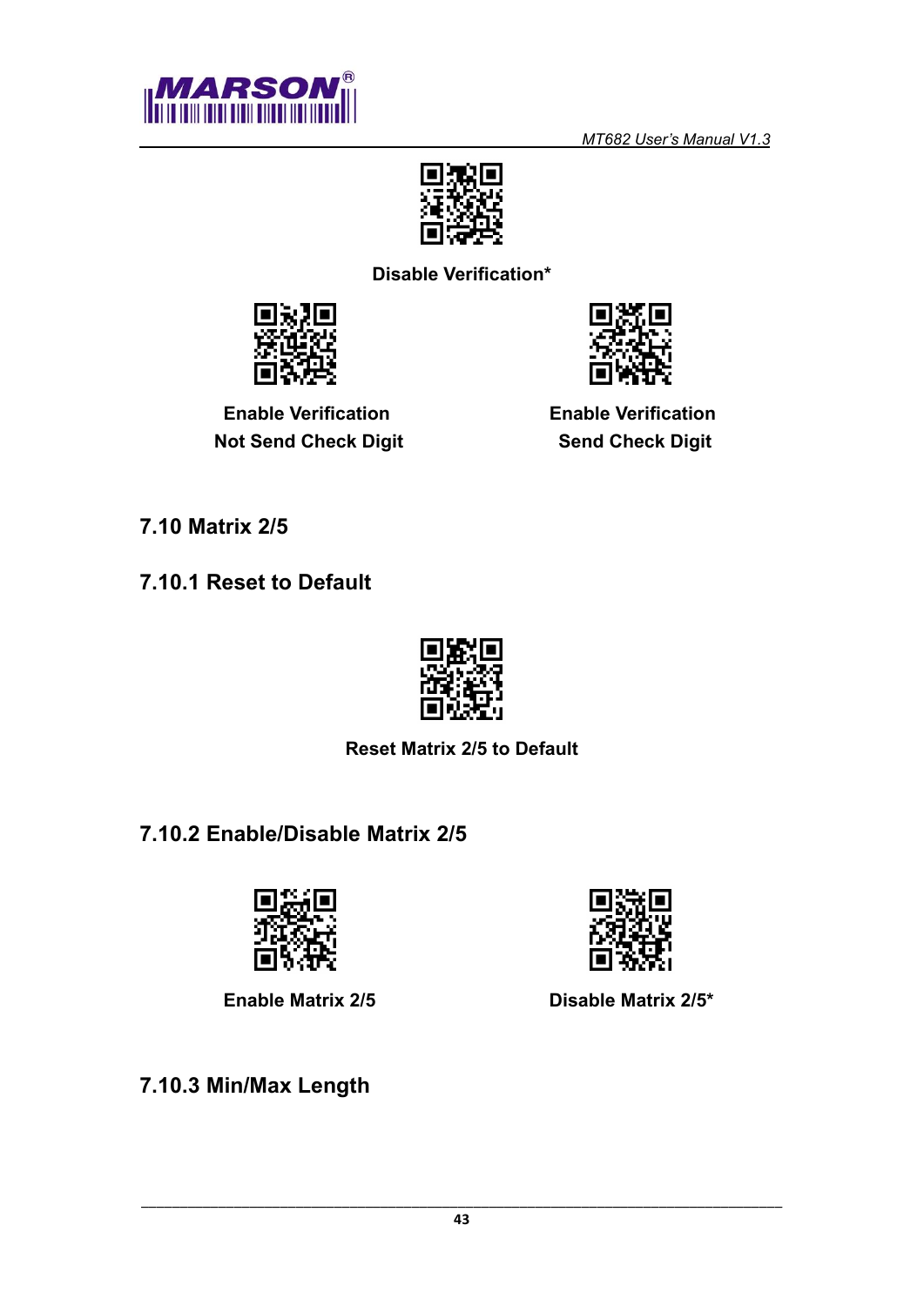Disable Verification*

Enable Verification
Not Send Check Digit

Enable Verification
Send Check Digit

## 7.10 Matrix 2/5

### 7.10.1 Reset to Default

Reset Matrix 2/5 to Default

### 7.10.2 Enable/Disable Matrix 2/5

Enable Matrix 2/5

Disable Matrix 2/5*

### 7.10.3 Min/Max Length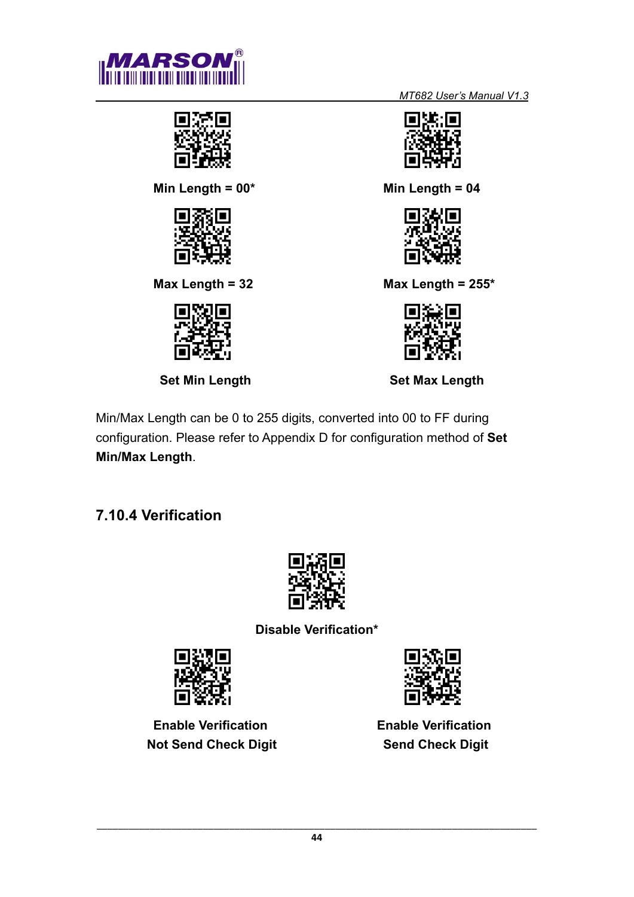Min Length = 00*

Min Length = 04

Max Length = 32

Max Length = 255*

Set Min Length

Set Max Length

Min/Max Length can be 0 to 255 digits, converted into 00 to FF during configuration. Please refer to Appendix D for configuration method of **Set Min/Max Length**.

## 7.10.4 Verification

Disable Verification*

Enable Verification Not Send Check Digit

Enable Verification Send Check Digit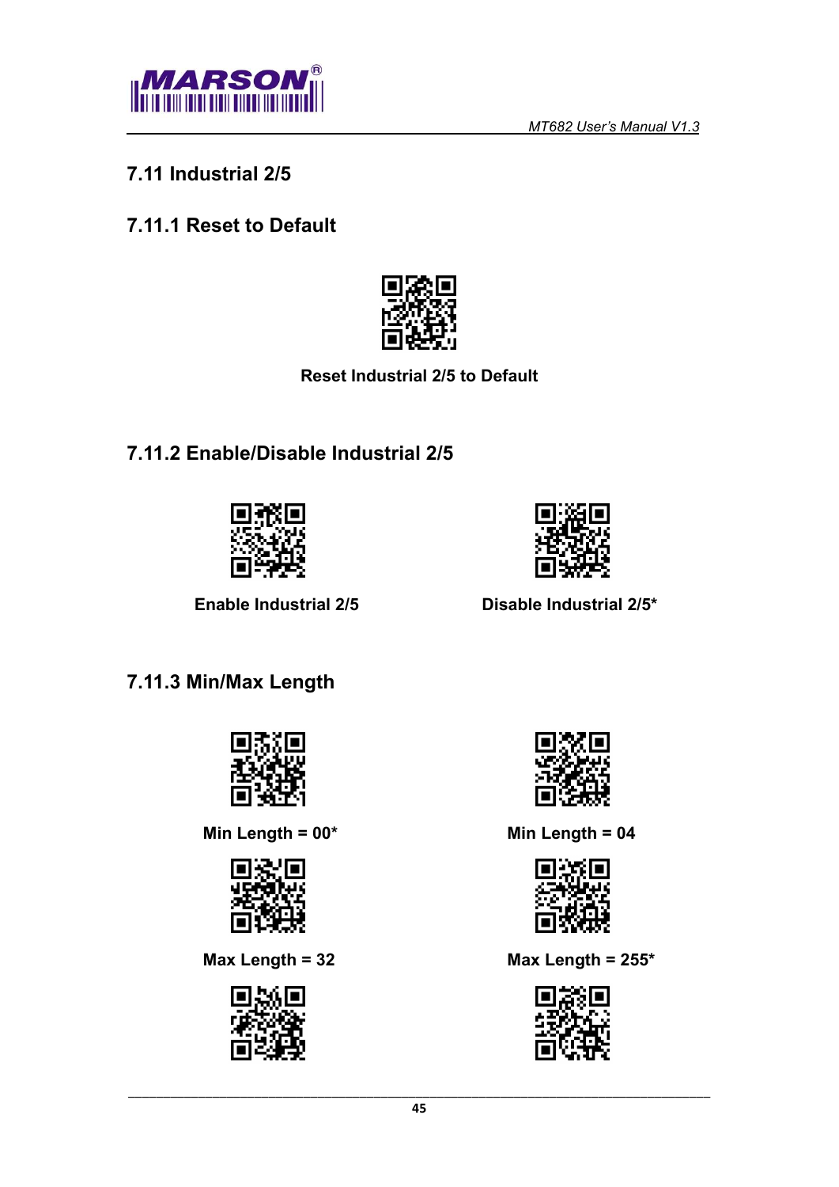## 7.11 Industrial 2/5

### 7.11.1 Reset to Default

**Reset Industrial 2/5 to Default**

### 7.11.2 Enable/Disable Industrial 2/5

**Enable Industrial 2/5**

**Disable Industrial 2/5***

### 7.11.3 Min/Max Length

**Min Length = 00***

**Min Length = 04**

**Max Length = 32**

**Max Length = 255***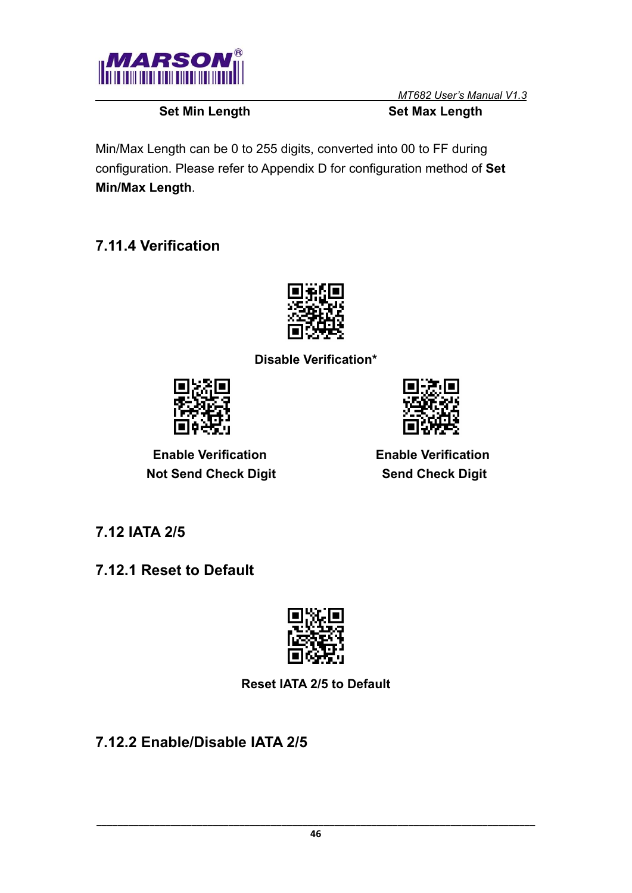**Set Min Length** **Set Max Length**

Min/Max Length can be 0 to 255 digits, converted into 00 to FF during configuration. Please refer to Appendix D for configuration method of **Set Min/Max Length**.

### 7.11.4 Verification

**Disable Verification***

**Enable Verification Not Send Check Digit**

**Enable Verification Send Check Digit**

## 7.12 IATA 2/5

### 7.12.1 Reset to Default

**Reset IATA 2/5 to Default**

### 7.12.2 Enable/Disable IATA 2/5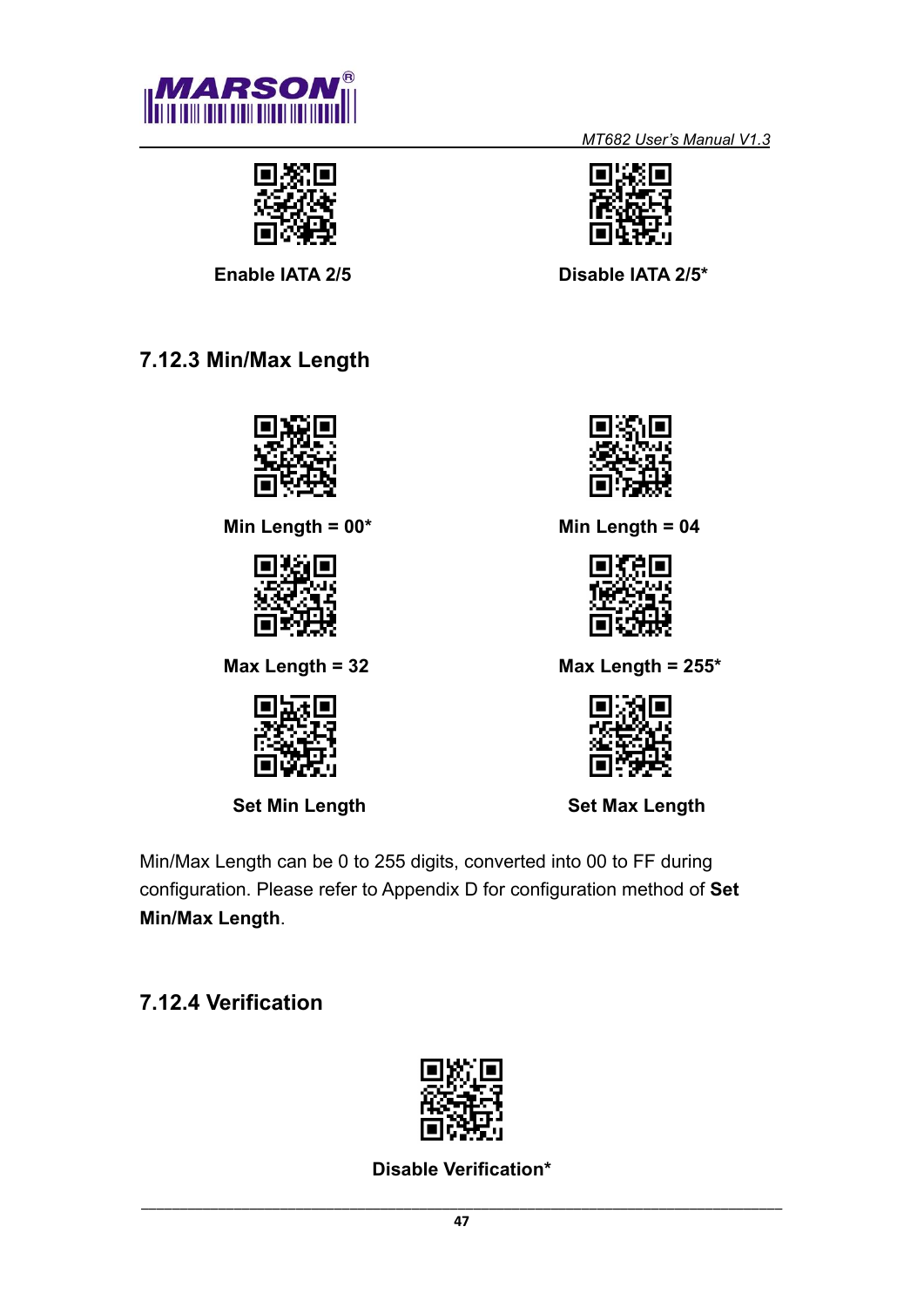Enable IATA 2/5

Disable IATA 2/5*

### 7.12.3 Min/Max Length

Min Length = 00*

Min Length = 04

Max Length = 32

Max Length = 255*

Set Min Length

Set Max Length

Min/Max Length can be 0 to 255 digits, converted into 00 to FF during configuration. Please refer to Appendix D for configuration method of **Set Min/Max Length**.

### 7.12.4 Verification

Disable Verification*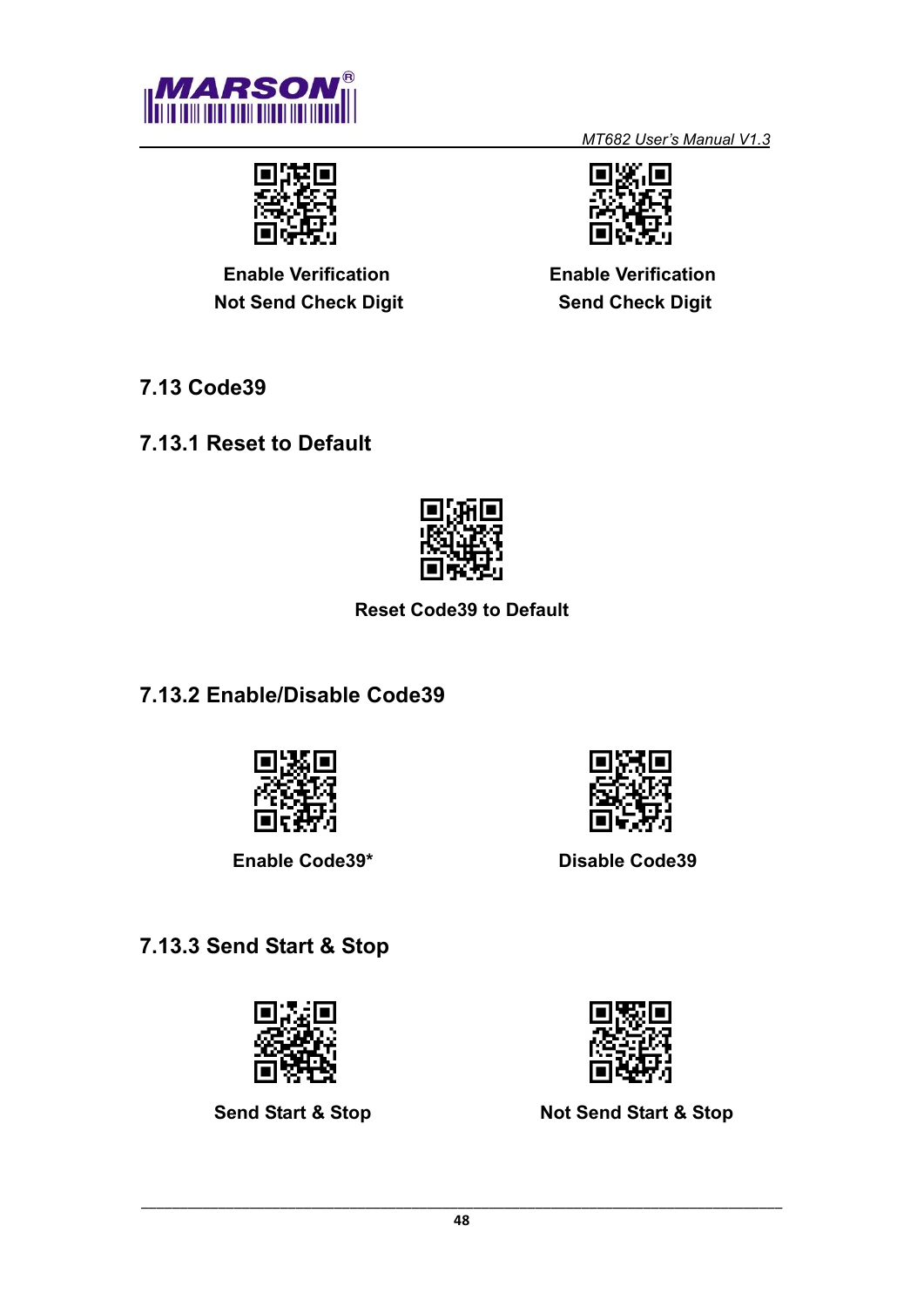Enable Verification
Not Send Check Digit

Enable Verification
Send Check Digit

## 7.13 Code39

### 7.13.1 Reset to Default

Reset Code39 to Default

### 7.13.2 Enable/Disable Code39

Enable Code39*

Disable Code39

### 7.13.3 Send Start & Stop

Send Start & Stop

Not Send Start & Stop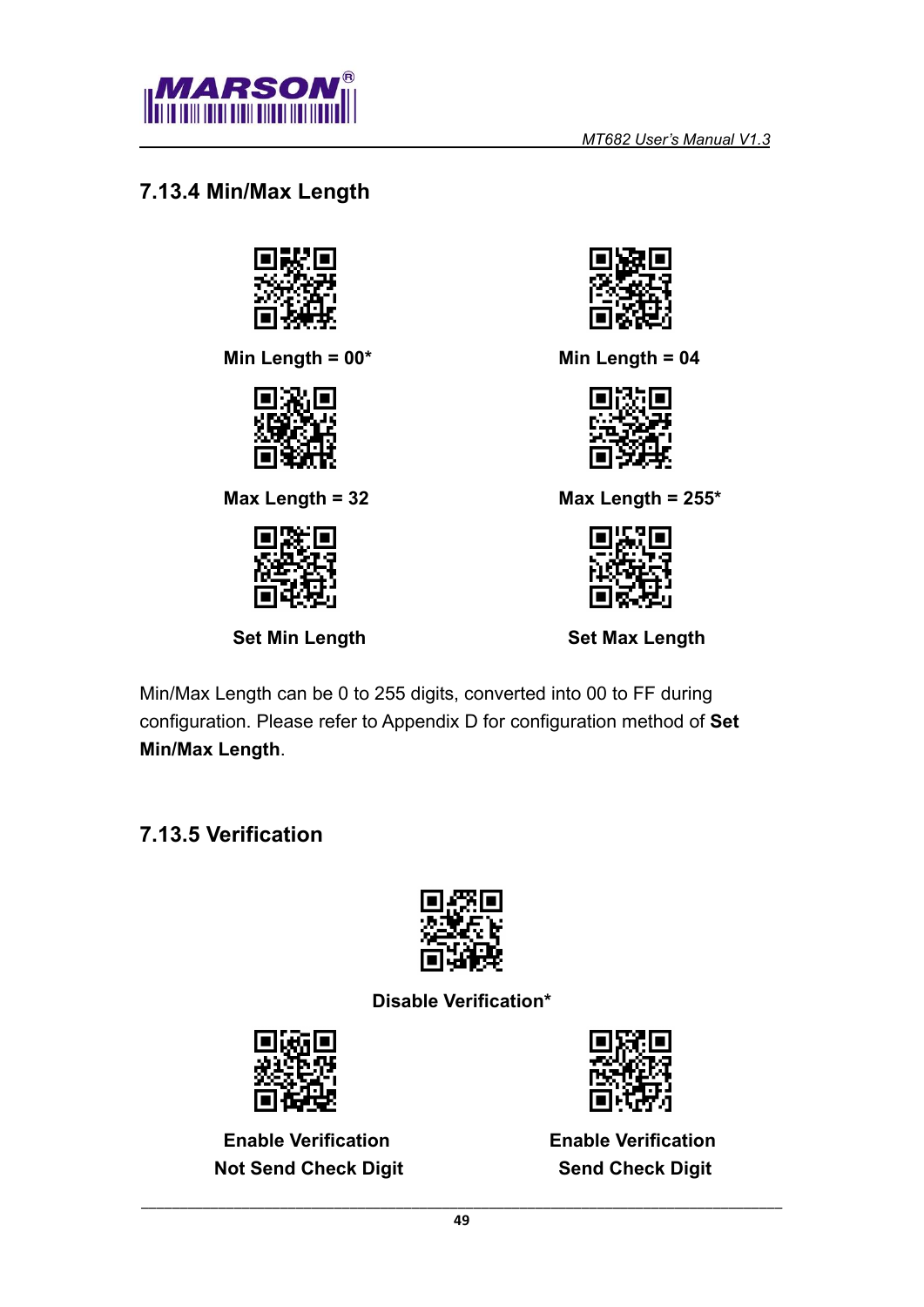### 7.13.4 Min/Max Length

**Min Length = 00***

**Min Length = 04**

**Max Length = 32**

**Max Length = 255***

**Set Min Length**

**Set Max Length**

Min/Max Length can be 0 to 255 digits, converted into 00 to FF during configuration. Please refer to Appendix D for configuration method of **Set Min/Max Length**.

### 7.13.5 Verification

**Disable Verification***

**Enable Verification Not Send Check Digit**

**Enable Verification Send Check Digit**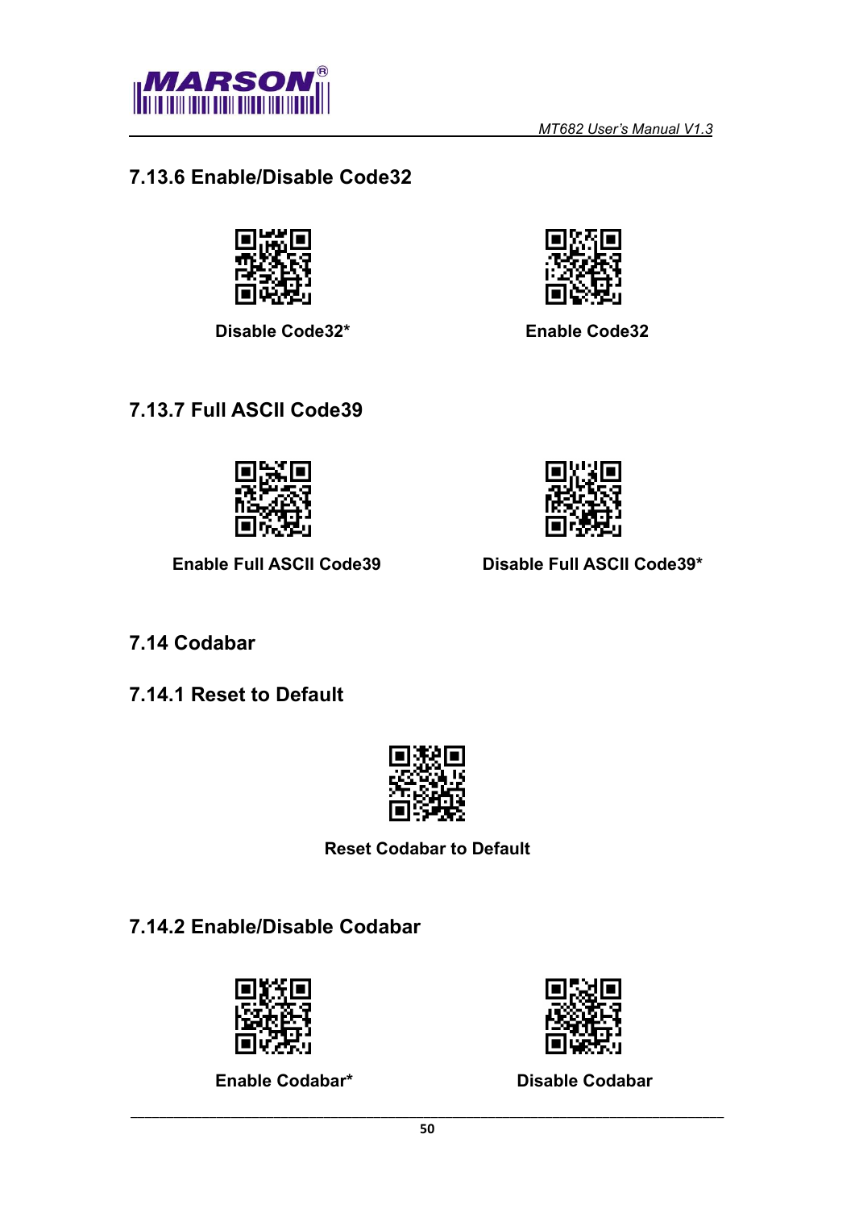### 7.13.6 Enable/Disable Code32

**Disable Code32***

**Enable Code32**

### 7.13.7 Full ASCII Code39

**Enable Full ASCII Code39**

**Disable Full ASCII Code39***

## 7.14 Codabar

### 7.14.1 Reset to Default

**Reset Codabar to Default**

### 7.14.2 Enable/Disable Codabar

**Enable Codabar***

**Disable Codabar**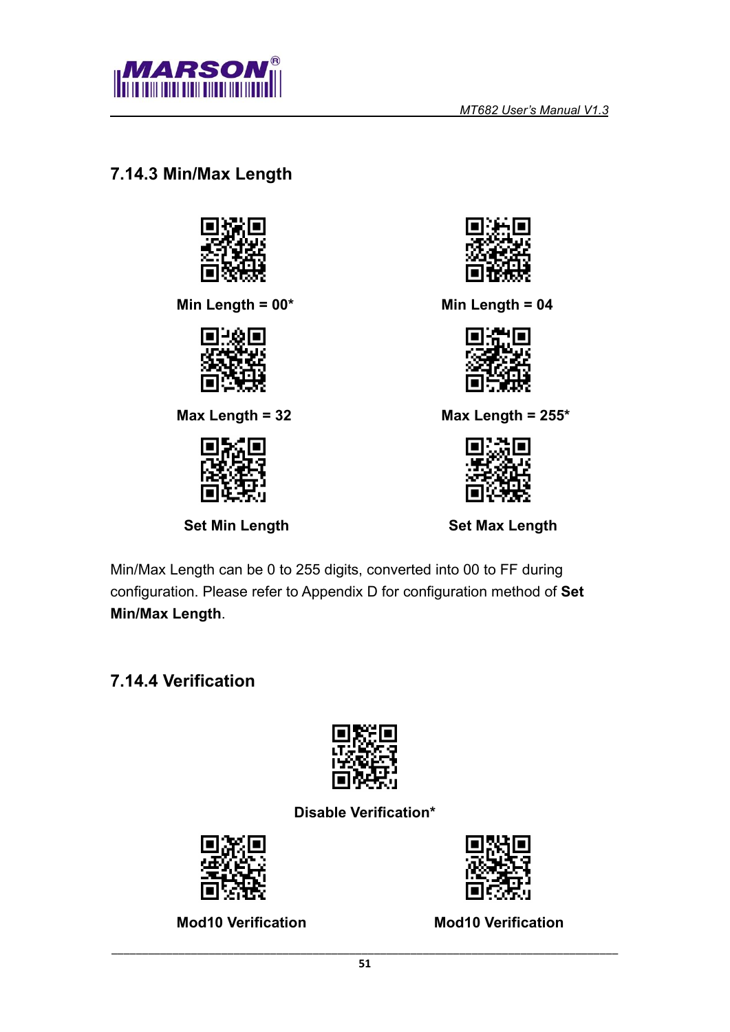### 7.14.3 Min/Max Length

**Min Length = 00*** | **Min Length = 04**

**Max Length = 32** | **Max Length = 255***

**Set Min Length** | **Set Max Length**

Min/Max Length can be 0 to 255 digits, converted into 00 to FF during configuration. Please refer to Appendix D for configuration method of **Set Min/Max Length**.

### 7.14.4 Verification

**Disable Verification***

**Mod10 Verification** | **Mod10 Verification**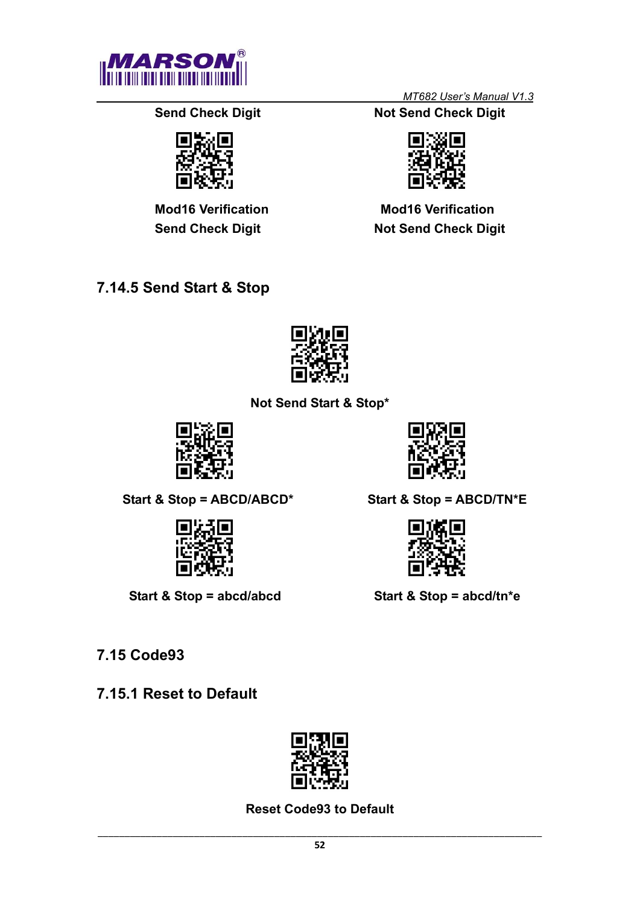**Send Check Digit**

**Not Send Check Digit**

**Mod16 Verification**
**Send Check Digit**

**Mod16 Verification**
**Not Send Check Digit**

## 7.14.5 Send Start & Stop

**Not Send Start & Stop***

**Start & Stop = ABCD/ABCD***

**Start & Stop = ABCD/TN*E**

**Start & Stop = abcd/abcd**

**Start & Stop = abcd/tn*e**

## 7.15 Code93

## 7.15.1 Reset to Default

**Reset Code93 to Default**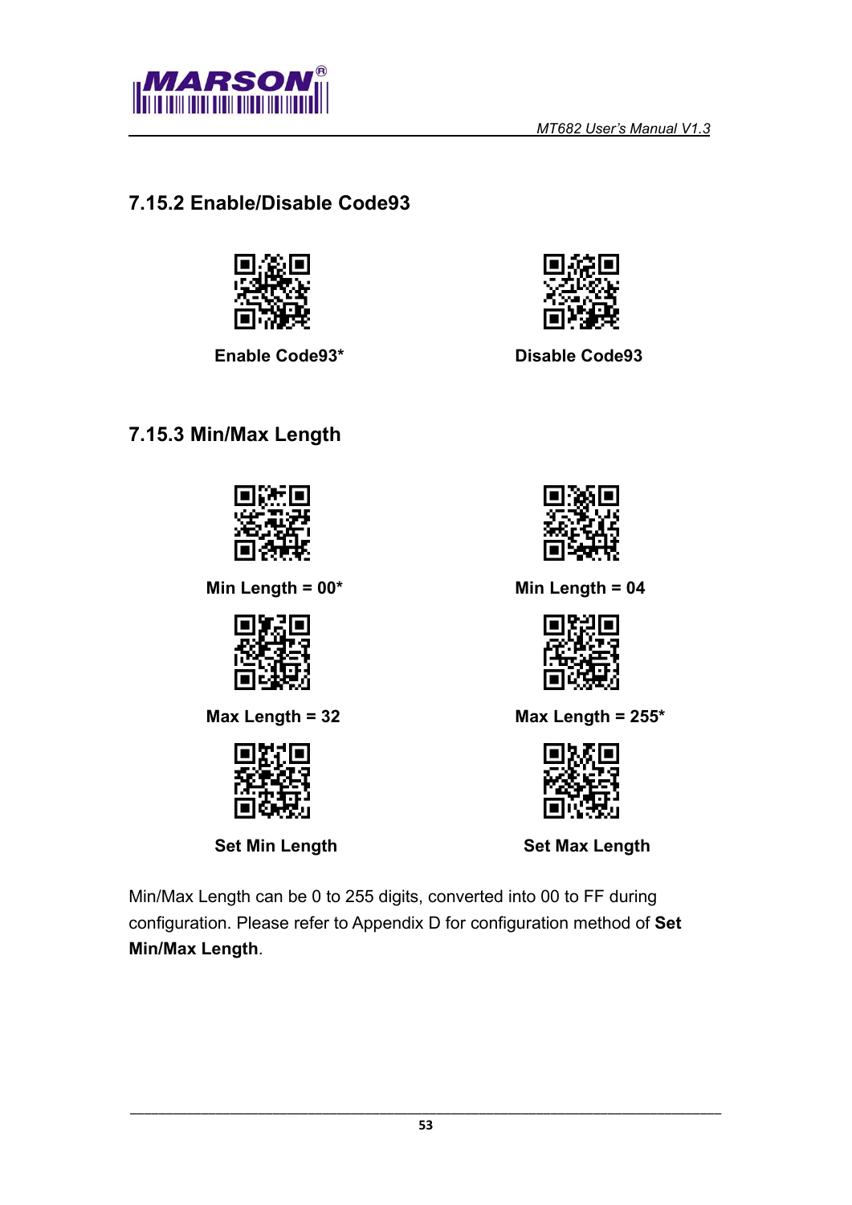### 7.15.2 Enable/Disable Code93

**Enable Code93***

**Disable Code93**

### 7.15.3 Min/Max Length

**Min Length = 00***

**Min Length = 04**

**Max Length = 32**

**Max Length = 255***

**Set Min Length**

**Set Max Length**

Min/Max Length can be 0 to 255 digits, converted into 00 to FF during configuration. Please refer to Appendix D for configuration method of **Set Min/Max Length**.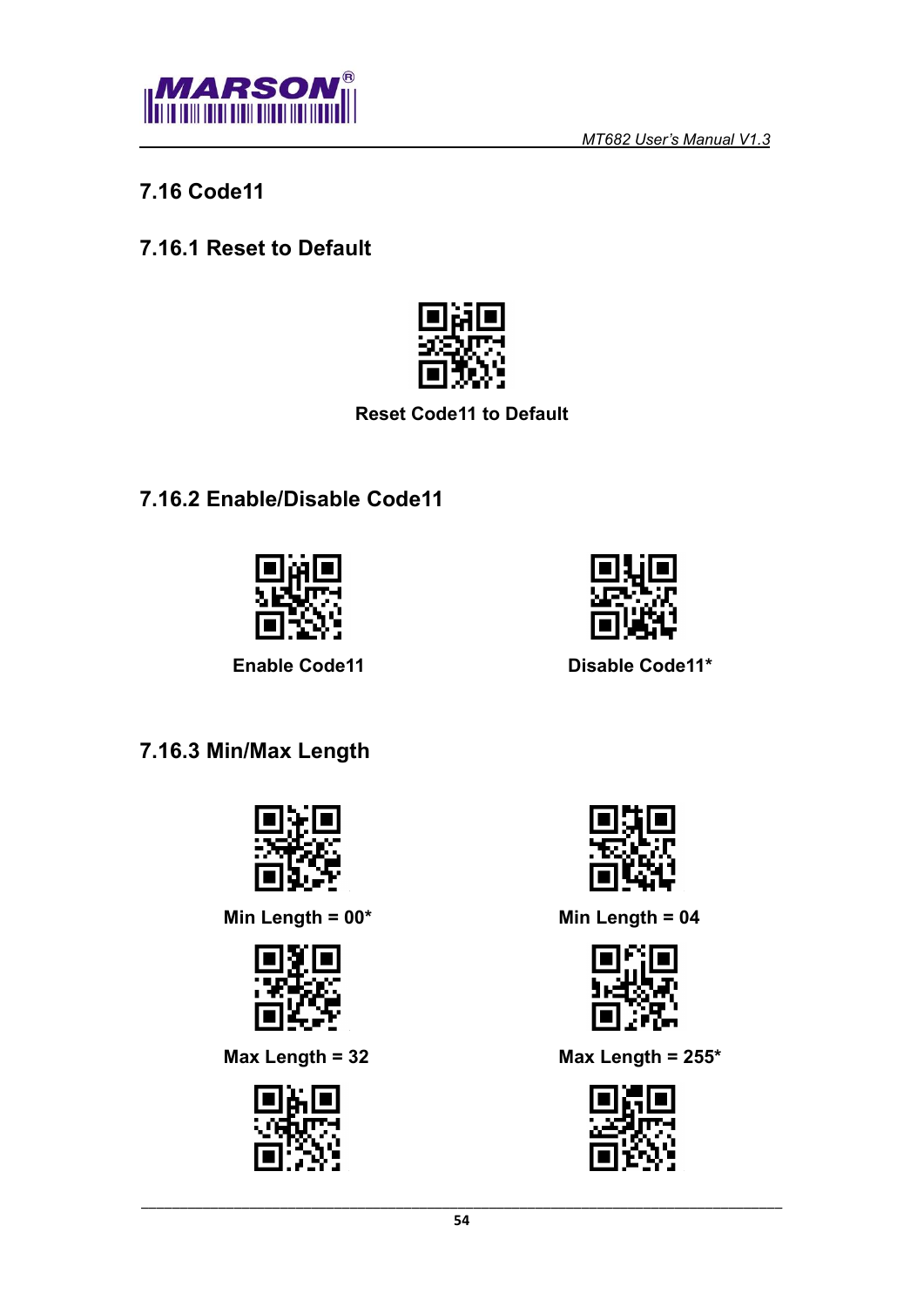## 7.16 Code11

### 7.16.1 Reset to Default

**Reset Code11 to Default**

### 7.16.2 Enable/Disable Code11

**Enable Code11**

**Disable Code11***

### 7.16.3 Min/Max Length

**Min Length = 00***

**Min Length = 04**

**Max Length = 32**

**Max Length = 255***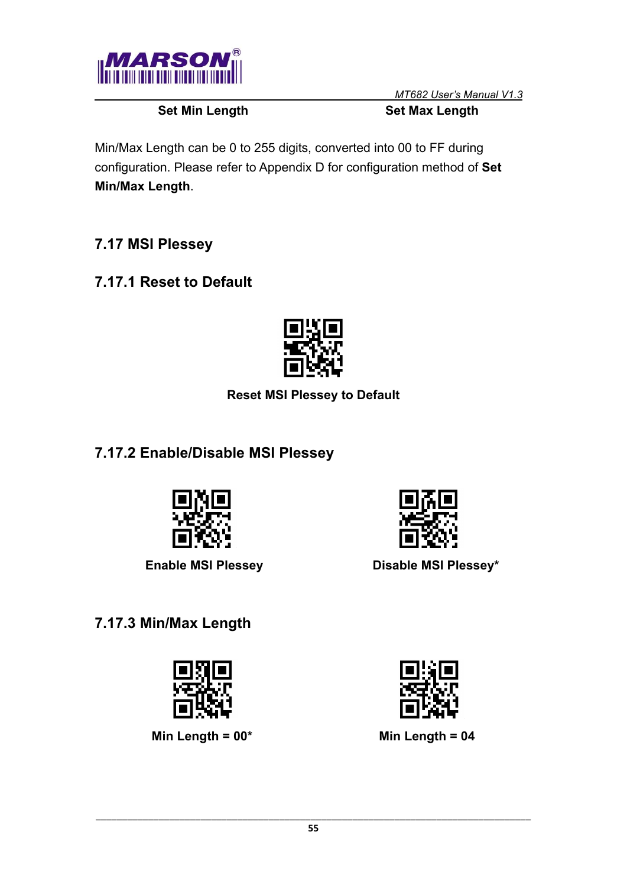**Set Min Length** **Set Max Length**

Min/Max Length can be 0 to 255 digits, converted into 00 to FF during configuration. Please refer to Appendix D for configuration method of **Set Min/Max Length**.

## 7.17 MSI Plessey

### 7.17.1 Reset to Default

**Reset MSI Plessey to Default**

### 7.17.2 Enable/Disable MSI Plessey

**Enable MSI Plessey** **Disable MSI Plessey***

### 7.17.3 Min/Max Length

**Min Length = 00*** **Min Length = 04**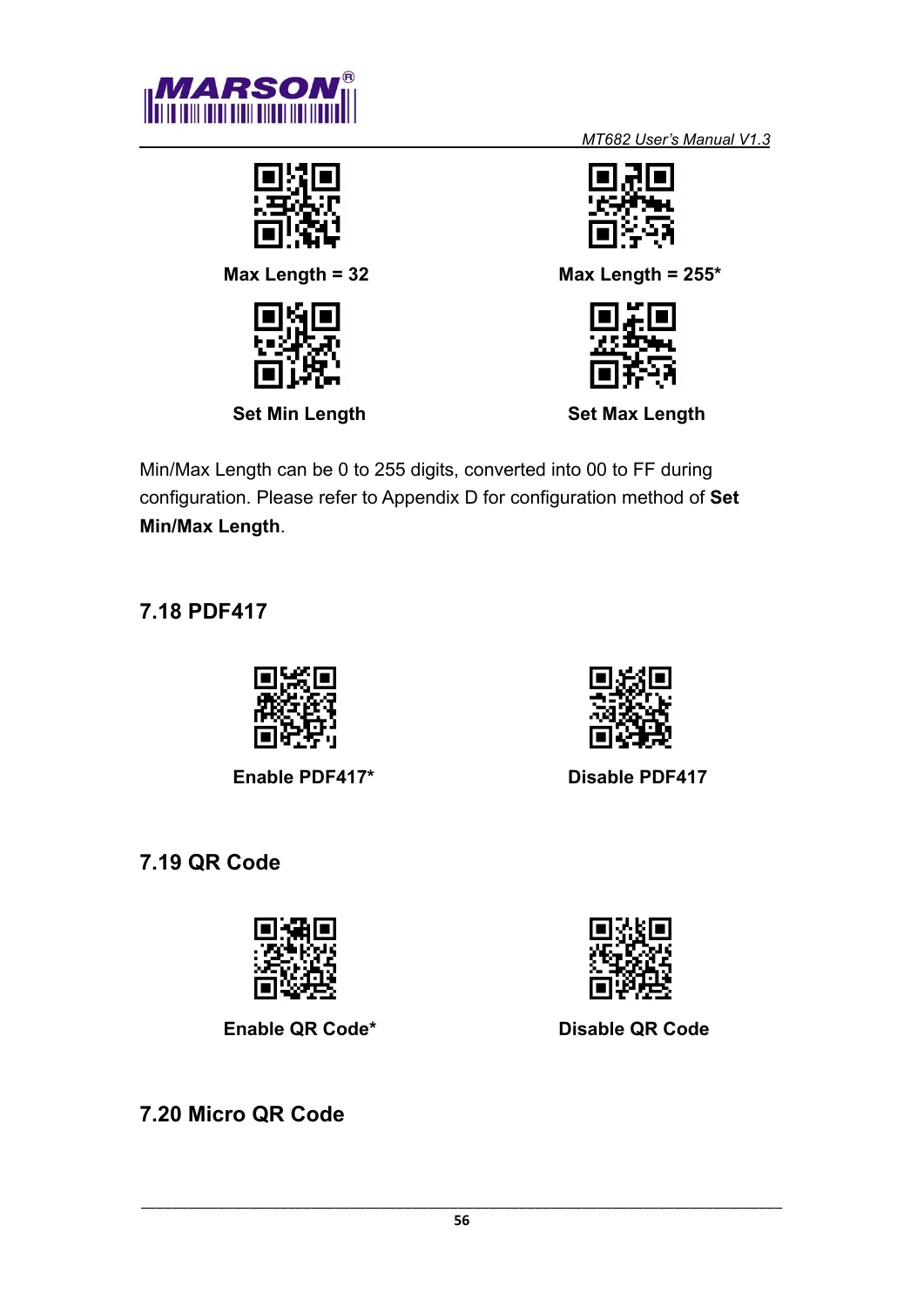Max Length = 32

Max Length = 255*

Set Min Length

Set Max Length

Min/Max Length can be 0 to 255 digits, converted into 00 to FF during configuration. Please refer to Appendix D for configuration method of **Set Min/Max Length**.

## 7.18 PDF417

Enable PDF417*

Disable PDF417

## 7.19 QR Code

Enable QR Code*

Disable QR Code

## 7.20 Micro QR Code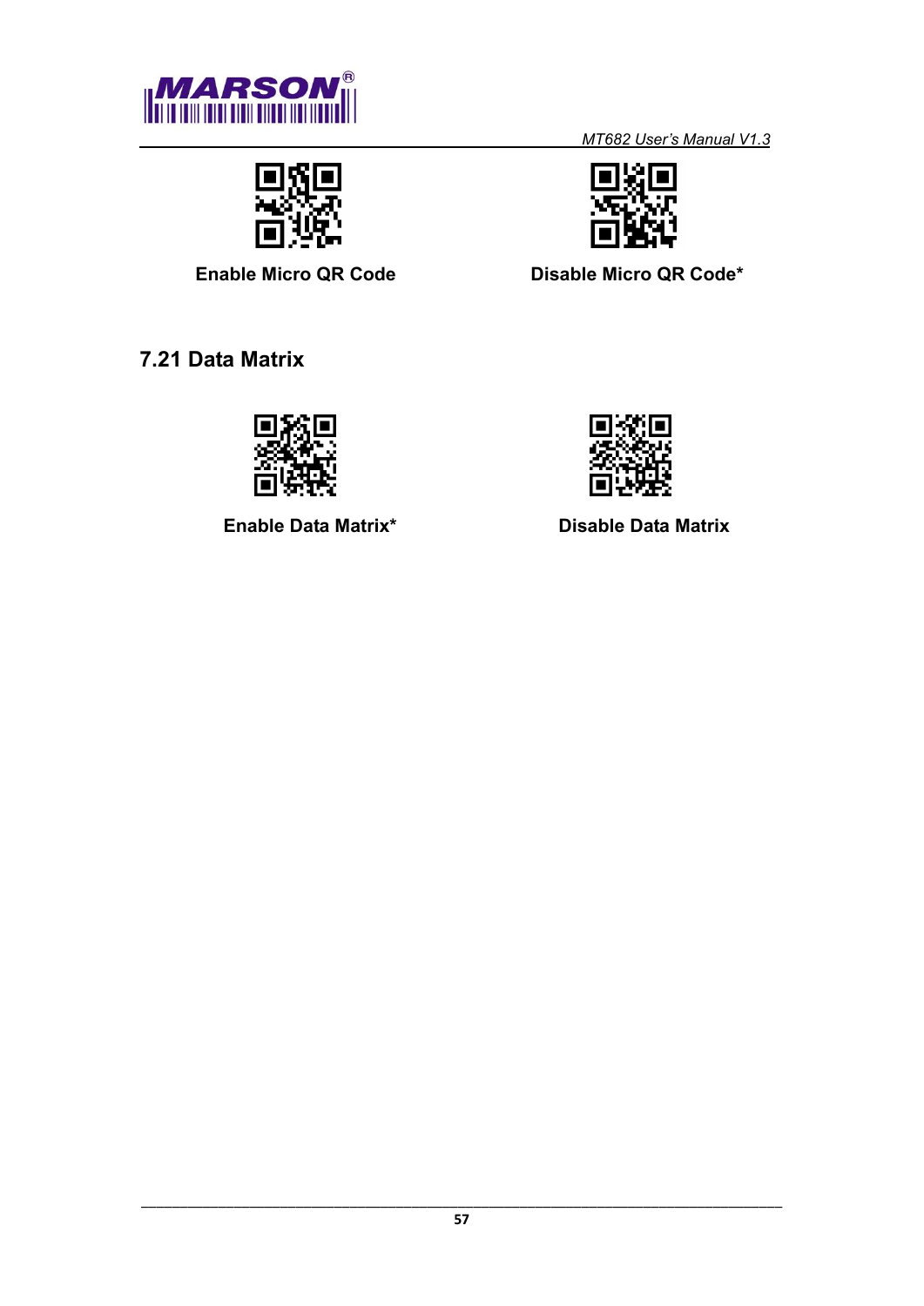Enable Micro QR Code

Disable Micro QR Code*

## 7.21 Data Matrix

Enable Data Matrix*

Disable Data Matrix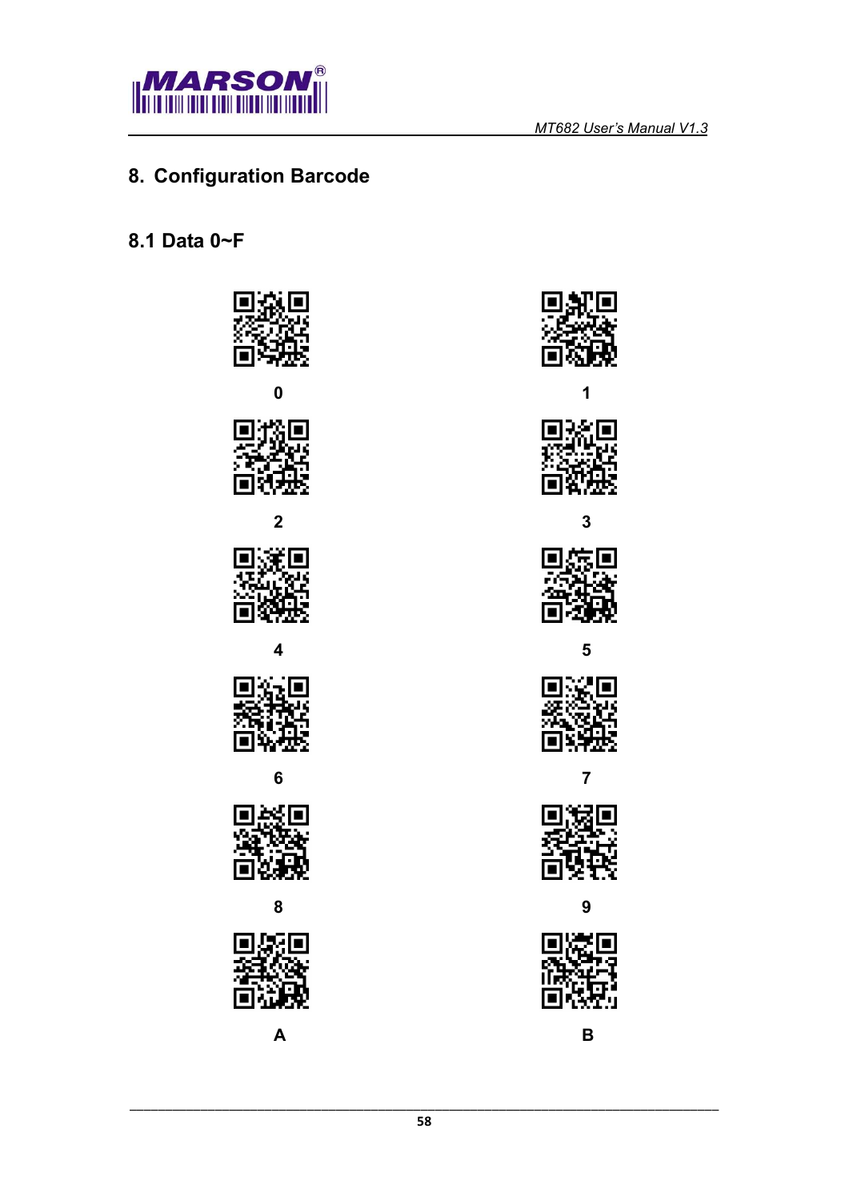# 8. Configuration Barcode

## 8.1 Data 0~F

0

1

2

3

4

5

6

7

8

9

A

B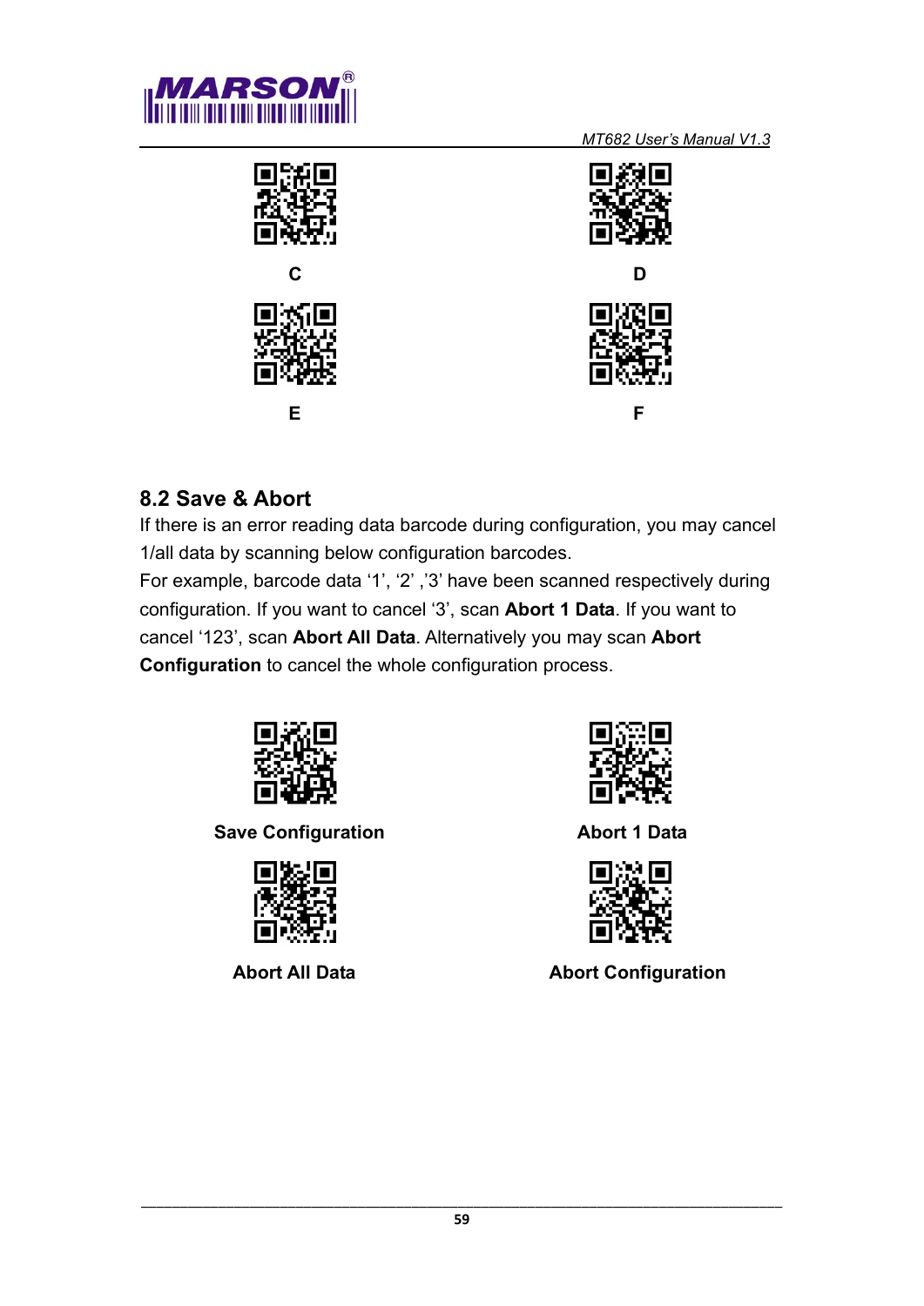C

D

E

F

## 8.2 Save & Abort

If there is an error reading data barcode during configuration, you may cancel 1/all data by scanning below configuration barcodes.

For example, barcode data ‘1’, ‘2’ ,’3’ have been scanned respectively during configuration. If you want to cancel ‘3’, scan **Abort 1 Data**. If you want to cancel ‘123’, scan **Abort All Data**. Alternatively you may scan **Abort Configuration** to cancel the whole configuration process.

**Save Configuration**

**Abort 1 Data**

**Abort All Data**

**Abort Configuration**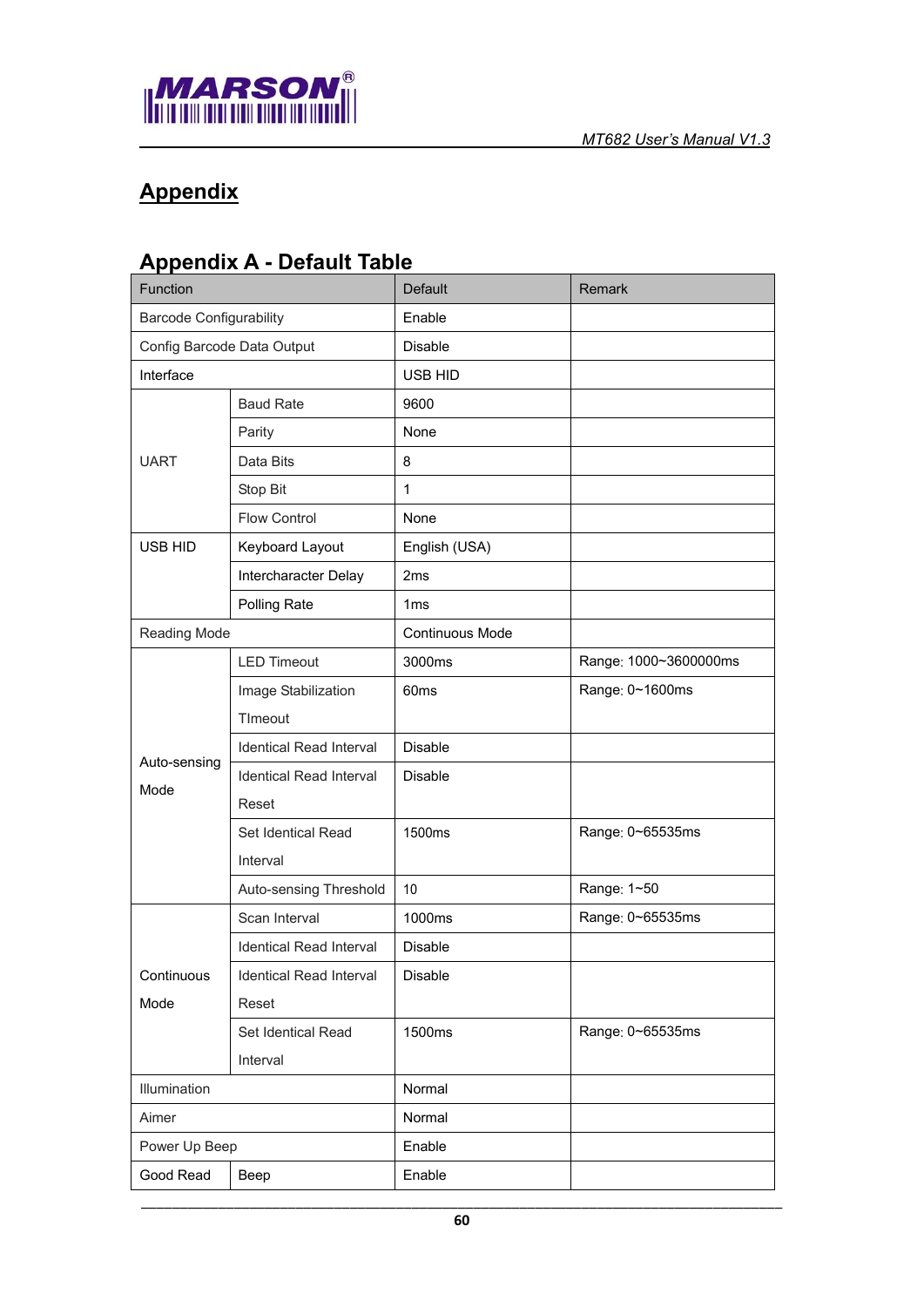# Appendix

## Appendix A - Default Table

| Function | | Default | Remark |
|---|---|---|---|
| Barcode Configurability | | Enable | |
| Config Barcode Data Output | | Disable | |
| Interface | | USB HID | |
| UART | Baud Rate | 9600 | |
| | Parity | None | |
| | Data Bits | 8 | |
| | Stop Bit | 1 | |
| | Flow Control | None | |
| USB HID | Keyboard Layout | English (USA) | |
| | Intercharacter Delay | 2ms | |
| | Polling Rate | 1ms | |
| Reading Mode | | Continuous Mode | |
| Auto-sensing Mode | LED Timeout | 3000ms | Range: 1000~3600000ms |
| | Image Stabilization TImeout | 60ms | Range: 0~1600ms |
| | Identical Read Interval | Disable | |
| | Identical Read Interval Reset | Disable | |
| | Set Identical Read Interval | 1500ms | Range: 0~65535ms |
| | Auto-sensing Threshold | 10 | Range: 1~50 |
| Continuous Mode | Scan Interval | 1000ms | Range: 0~65535ms |
| | Identical Read Interval | Disable | |
| | Identical Read Interval Reset | Disable | |
| | Set Identical Read Interval | 1500ms | Range: 0~65535ms |
| Illumination | | Normal | |
| Aimer | | Normal | |
| Power Up Beep | | Enable | |
| Good Read | Beep | Enable | |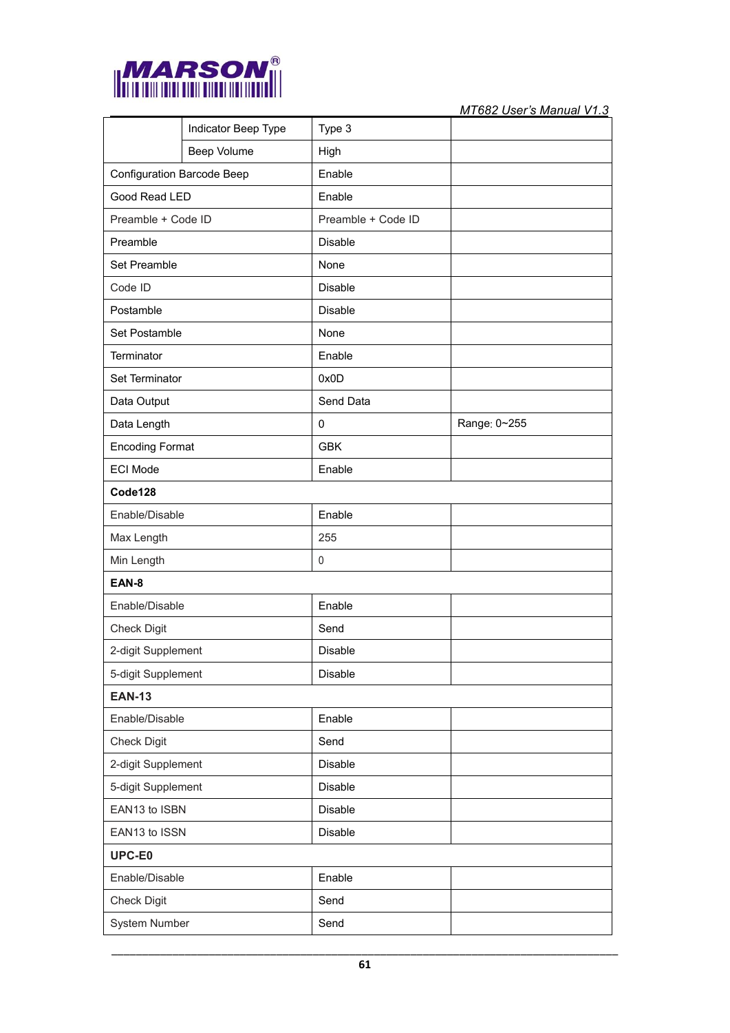| | | | |
|---|---|---|---|
| | Indicator Beep Type | Type 3 | |
| | Beep Volume | High | |
| Configuration Barcode Beep | | Enable | |
| Good Read LED | | Enable | |
| Preamble + Code ID | | Preamble + Code ID | |
| Preamble | | Disable | |
| Set Preamble | | None | |
| Code ID | | Disable | |
| Postamble | | Disable | |
| Set Postamble | | None | |
| Terminator | | Enable | |
| Set Terminator | | 0x0D | |
| Data Output | | Send Data | |
| Data Length | | 0 | Range: 0~255 |
| Encoding Format | | GBK | |
| ECI Mode | | Enable | |
| **Code128** | | | |
| Enable/Disable | | Enable | |
| Max Length | | 255 | |
| Min Length | | 0 | |
| **EAN-8** | | | |
| Enable/Disable | | Enable | |
| Check Digit | | Send | |
| 2-digit Supplement | | Disable | |
| 5-digit Supplement | | Disable | |
| **EAN-13** | | | |
| Enable/Disable | | Enable | |
| Check Digit | | Send | |
| 2-digit Supplement | | Disable | |
| 5-digit Supplement | | Disable | |
| EAN13 to ISBN | | Disable | |
| EAN13 to ISSN | | Disable | |
| **UPC-E0** | | | |
| Enable/Disable | | Enable | |
| Check Digit | | Send | |
| System Number | | Send | |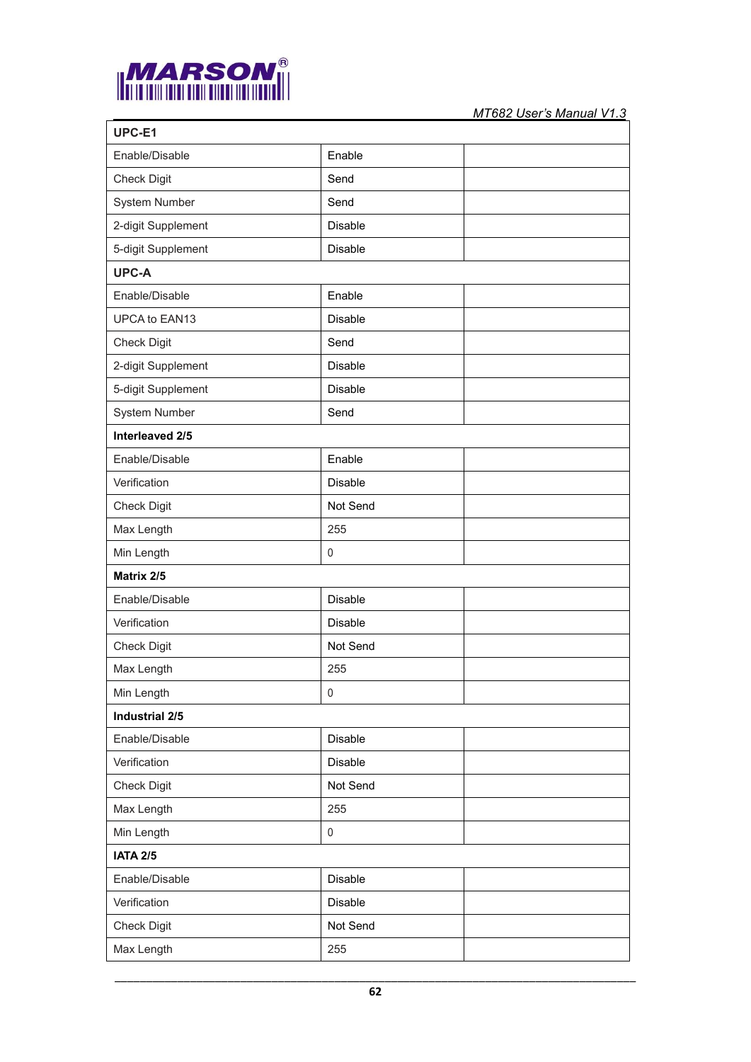| | | |
|---|---|---|
| **UPC-E1** | | |
| Enable/Disable | Enable | |
| Check Digit | Send | |
| System Number | Send | |
| 2-digit Supplement | Disable | |
| 5-digit Supplement | Disable | |
| **UPC-A** | | |
| Enable/Disable | Enable | |
| UPCA to EAN13 | Disable | |
| Check Digit | Send | |
| 2-digit Supplement | Disable | |
| 5-digit Supplement | Disable | |
| System Number | Send | |
| **Interleaved 2/5** | | |
| Enable/Disable | Enable | |
| Verification | Disable | |
| Check Digit | Not Send | |
| Max Length | 255 | |
| Min Length | 0 | |
| **Matrix 2/5** | | |
| Enable/Disable | Disable | |
| Verification | Disable | |
| Check Digit | Not Send | |
| Max Length | 255 | |
| Min Length | 0 | |
| **Industrial 2/5** | | |
| Enable/Disable | Disable | |
| Verification | Disable | |
| Check Digit | Not Send | |
| Max Length | 255 | |
| Min Length | 0 | |
| **IATA 2/5** | | |
| Enable/Disable | Disable | |
| Verification | Disable | |
| Check Digit | Not Send | |
| Max Length | 255 | |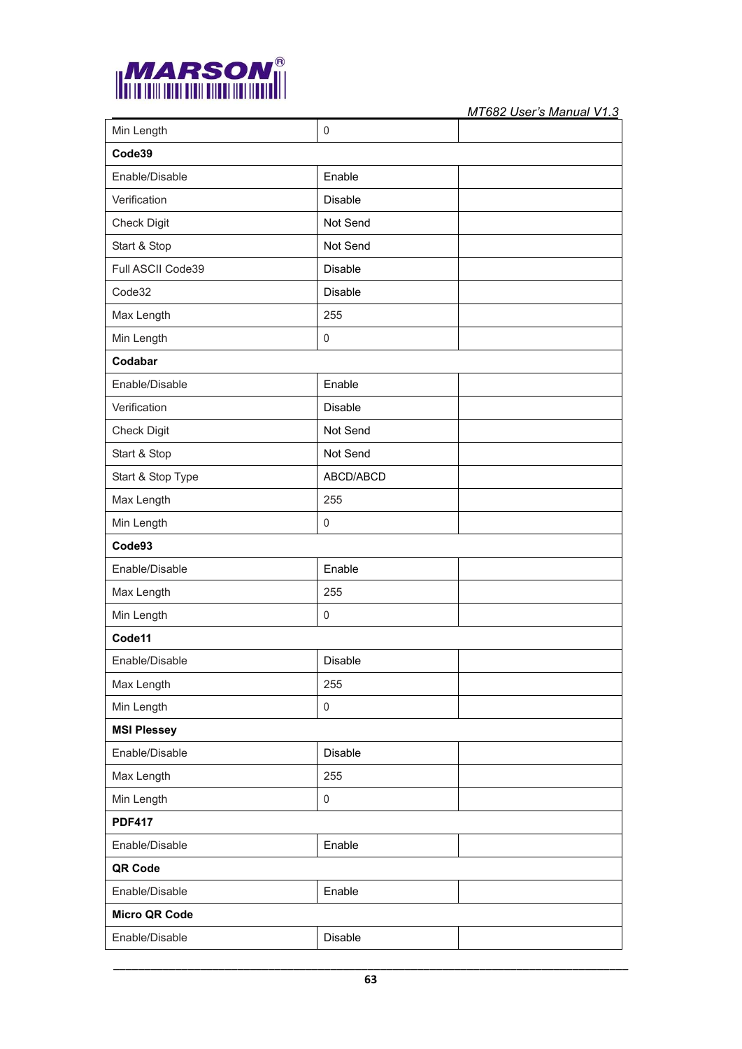| | | |
|---|---|---|
| Min Length | 0 | |
| **Code39** | | |
| Enable/Disable | Enable | |
| Verification | Disable | |
| Check Digit | Not Send | |
| Start & Stop | Not Send | |
| Full ASCII Code39 | Disable | |
| Code32 | Disable | |
| Max Length | 255 | |
| Min Length | 0 | |
| **Codabar** | | |
| Enable/Disable | Enable | |
| Verification | Disable | |
| Check Digit | Not Send | |
| Start & Stop | Not Send | |
| Start & Stop Type | ABCD/ABCD | |
| Max Length | 255 | |
| Min Length | 0 | |
| **Code93** | | |
| Enable/Disable | Enable | |
| Max Length | 255 | |
| Min Length | 0 | |
| **Code11** | | |
| Enable/Disable | Disable | |
| Max Length | 255 | |
| Min Length | 0 | |
| **MSI Plessey** | | |
| Enable/Disable | Disable | |
| Max Length | 255 | |
| Min Length | 0 | |
| **PDF417** | | |
| Enable/Disable | Enable | |
| **QR Code** | | |
| Enable/Disable | Enable | |
| **Micro QR Code** | | |
| Enable/Disable | Disable | |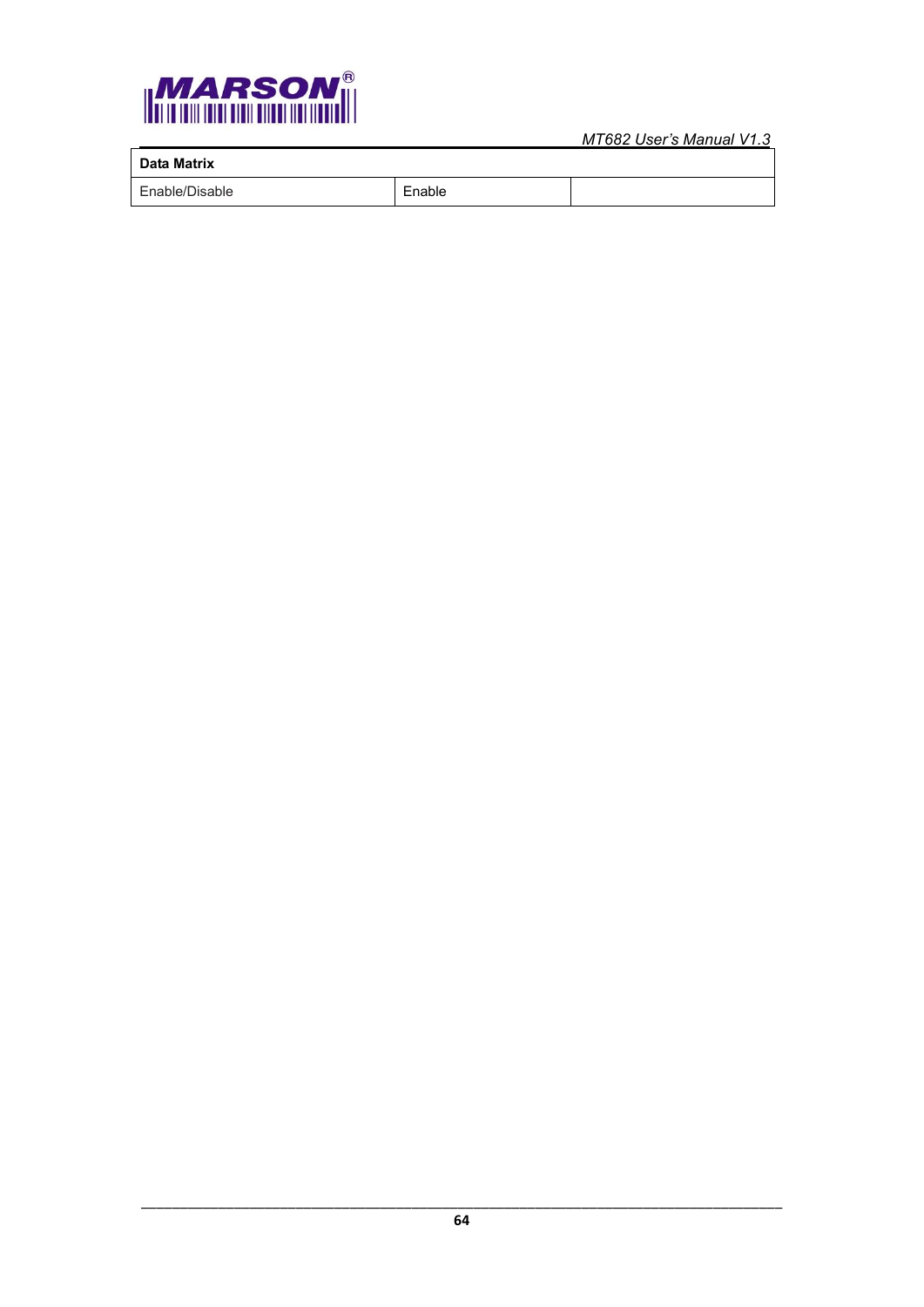| Data Matrix | | |
|---|---|---|
| Enable/Disable | Enable | |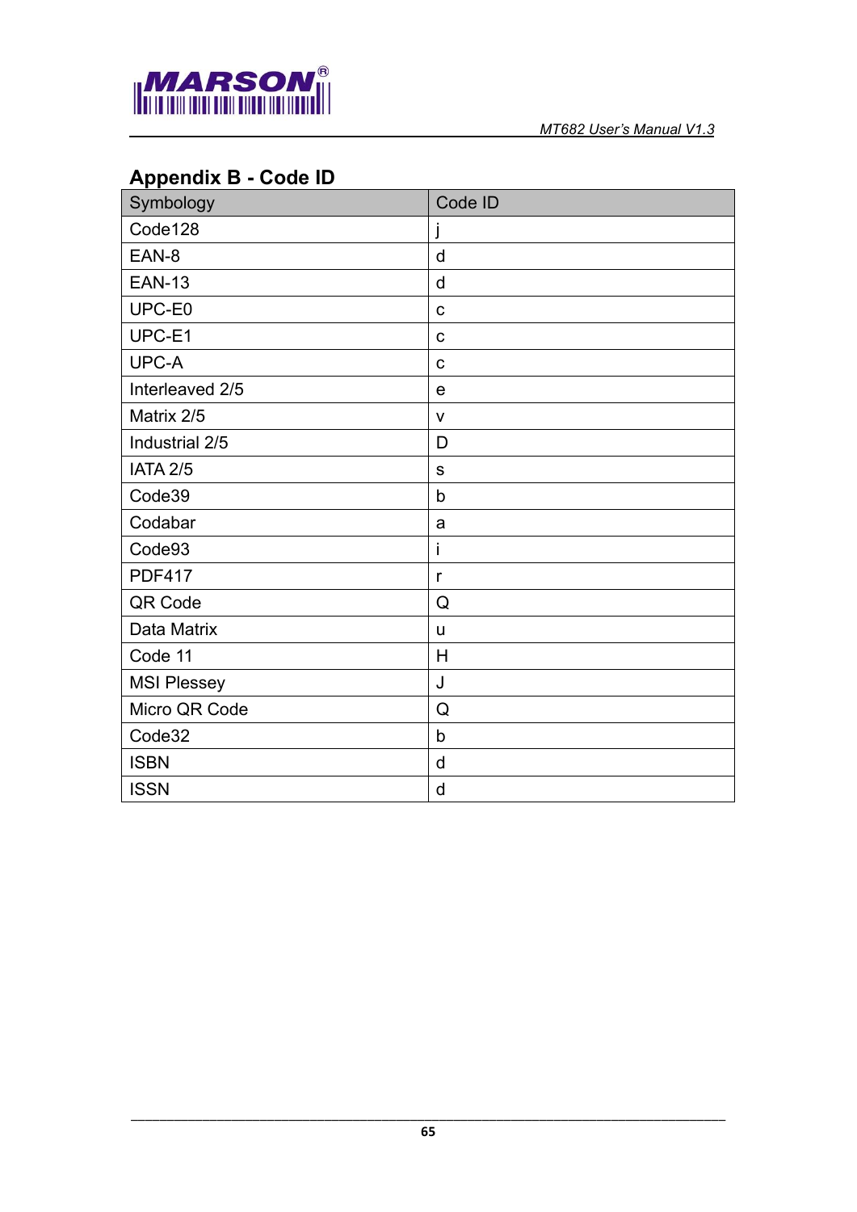## Appendix B - Code ID

| Symbology | Code ID |
|---|---|
| Code128 | j |
| EAN-8 | d |
| EAN-13 | d |
| UPC-E0 | c |
| UPC-E1 | c |
| UPC-A | c |
| Interleaved 2/5 | e |
| Matrix 2/5 | v |
| Industrial 2/5 | D |
| IATA 2/5 | s |
| Code39 | b |
| Codabar | a |
| Code93 | i |
| PDF417 | r |
| QR Code | Q |
| Data Matrix | u |
| Code 11 | H |
| MSI Plessey | J |
| Micro QR Code | Q |
| Code32 | b |
| ISBN | d |
| ISSN | d |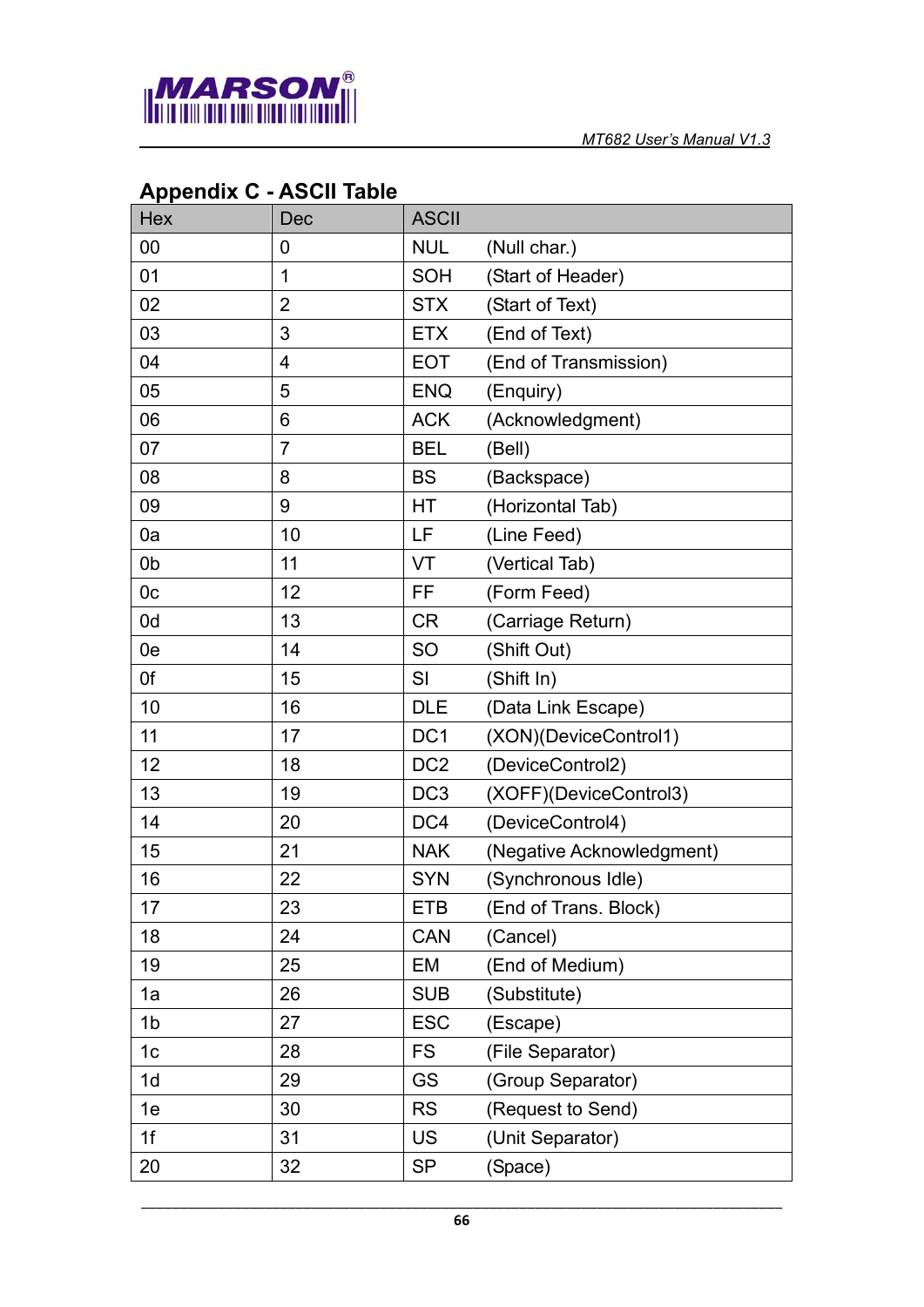## Appendix C - ASCII Table

| Hex | Dec | ASCII | |
|---|---|---|---|
| 00 | 0 | NUL | (Null char.) |
| 01 | 1 | SOH | (Start of Header) |
| 02 | 2 | STX | (Start of Text) |
| 03 | 3 | ETX | (End of Text) |
| 04 | 4 | EOT | (End of Transmission) |
| 05 | 5 | ENQ | (Enquiry) |
| 06 | 6 | ACK | (Acknowledgment) |
| 07 | 7 | BEL | (Bell) |
| 08 | 8 | BS | (Backspace) |
| 09 | 9 | HT | (Horizontal Tab) |
| 0a | 10 | LF | (Line Feed) |
| 0b | 11 | VT | (Vertical Tab) |
| 0c | 12 | FF | (Form Feed) |
| 0d | 13 | CR | (Carriage Return) |
| 0e | 14 | SO | (Shift Out) |
| 0f | 15 | SI | (Shift In) |
| 10 | 16 | DLE | (Data Link Escape) |
| 11 | 17 | DC1 | (XON)(DeviceControl1) |
| 12 | 18 | DC2 | (DeviceControl2) |
| 13 | 19 | DC3 | (XOFF)(DeviceControl3) |
| 14 | 20 | DC4 | (DeviceControl4) |
| 15 | 21 | NAK | (Negative Acknowledgment) |
| 16 | 22 | SYN | (Synchronous Idle) |
| 17 | 23 | ETB | (End of Trans. Block) |
| 18 | 24 | CAN | (Cancel) |
| 19 | 25 | EM | (End of Medium) |
| 1a | 26 | SUB | (Substitute) |
| 1b | 27 | ESC | (Escape) |
| 1c | 28 | FS | (File Separator) |
| 1d | 29 | GS | (Group Separator) |
| 1e | 30 | RS | (Request to Send) |
| 1f | 31 | US | (Unit Separator) |
| 20 | 32 | SP | (Space) |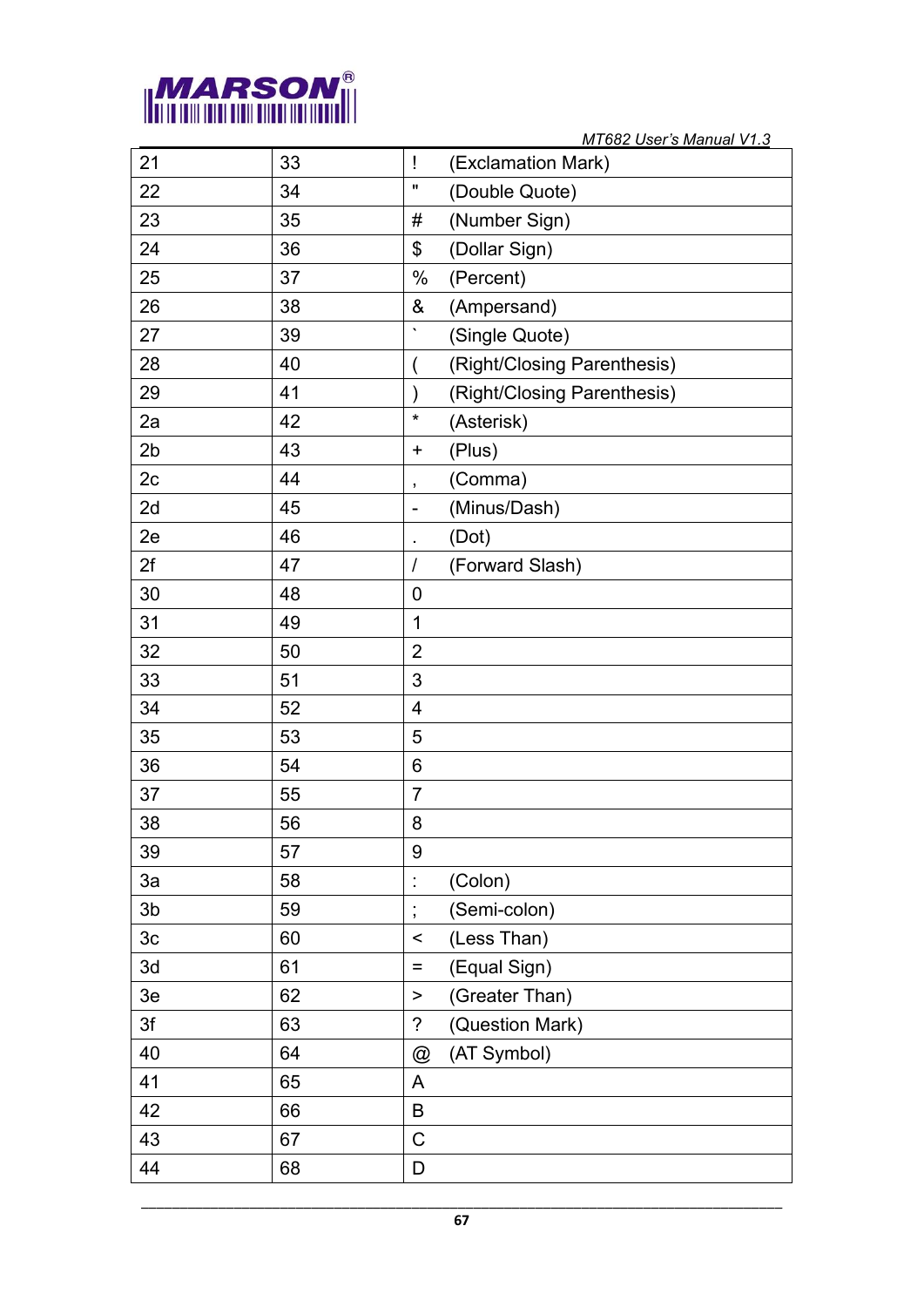| | | |
|---|---|---|
| 21 | 33 | ! (Exclamation Mark) |
| 22 | 34 | " (Double Quote) |
| 23 | 35 | # (Number Sign) |
| 24 | 36 | $ (Dollar Sign) |
| 25 | 37 | % (Percent) |
| 26 | 38 | & (Ampersand) |
| 27 | 39 | ` (Single Quote) |
| 28 | 40 | ( (Right/Closing Parenthesis) |
| 29 | 41 | ) (Right/Closing Parenthesis) |
| 2a | 42 | * (Asterisk) |
| 2b | 43 | + (Plus) |
| 2c | 44 | , (Comma) |
| 2d | 45 | - (Minus/Dash) |
| 2e | 46 | . (Dot) |
| 2f | 47 | / (Forward Slash) |
| 30 | 48 | 0 |
| 31 | 49 | 1 |
| 32 | 50 | 2 |
| 33 | 51 | 3 |
| 34 | 52 | 4 |
| 35 | 53 | 5 |
| 36 | 54 | 6 |
| 37 | 55 | 7 |
| 38 | 56 | 8 |
| 39 | 57 | 9 |
| 3a | 58 | : (Colon) |
| 3b | 59 | ; (Semi-colon) |
| 3c | 60 | < (Less Than) |
| 3d | 61 | = (Equal Sign) |
| 3e | 62 | > (Greater Than) |
| 3f | 63 | ? (Question Mark) |
| 40 | 64 | @ (AT Symbol) |
| 41 | 65 | A |
| 42 | 66 | B |
| 43 | 67 | C |
| 44 | 68 | D |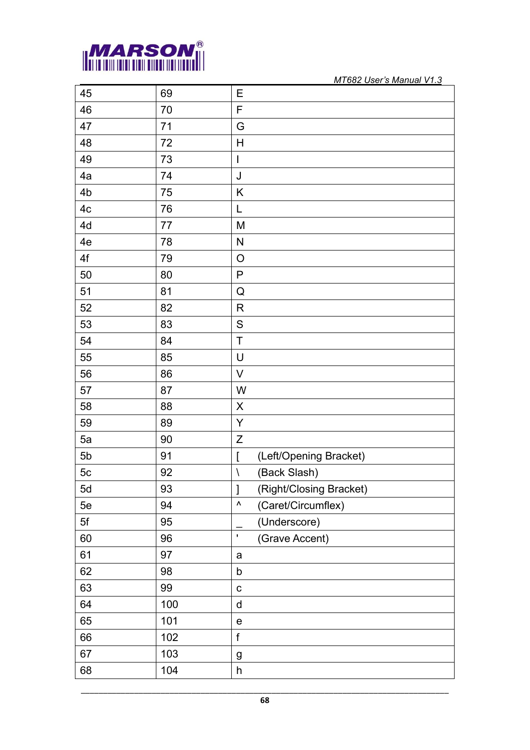| | | |
|---|---|---|
| 45 | 69 | E |
| 46 | 70 | F |
| 47 | 71 | G |
| 48 | 72 | H |
| 49 | 73 | I |
| 4a | 74 | J |
| 4b | 75 | K |
| 4c | 76 | L |
| 4d | 77 | M |
| 4e | 78 | N |
| 4f | 79 | O |
| 50 | 80 | P |
| 51 | 81 | Q |
| 52 | 82 | R |
| 53 | 83 | S |
| 54 | 84 | T |
| 55 | 85 | U |
| 56 | 86 | V |
| 57 | 87 | W |
| 58 | 88 | X |
| 59 | 89 | Y |
| 5a | 90 | Z |
| 5b | 91 | [ (Left/Opening Bracket) |
| 5c | 92 | \ (Back Slash) |
| 5d | 93 | ] (Right/Closing Bracket) |
| 5e | 94 | ^ (Caret/Circumflex) |
| 5f | 95 | _ (Underscore) |
| 60 | 96 | ' (Grave Accent) |
| 61 | 97 | a |
| 62 | 98 | b |
| 63 | 99 | c |
| 64 | 100 | d |
| 65 | 101 | e |
| 66 | 102 | f |
| 67 | 103 | g |
| 68 | 104 | h |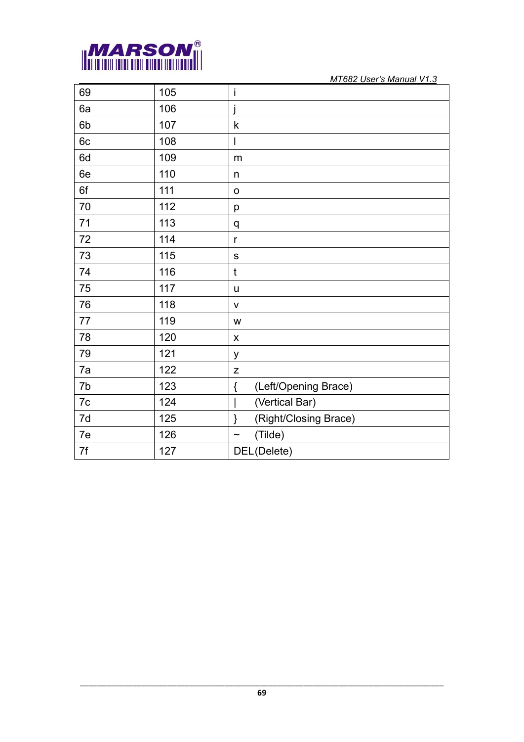| | | |
|---|---|---|
| 69 | 105 | i |
| 6a | 106 | j |
| 6b | 107 | k |
| 6c | 108 | l |
| 6d | 109 | m |
| 6e | 110 | n |
| 6f | 111 | o |
| 70 | 112 | p |
| 71 | 113 | q |
| 72 | 114 | r |
| 73 | 115 | s |
| 74 | 116 | t |
| 75 | 117 | u |
| 76 | 118 | v |
| 77 | 119 | w |
| 78 | 120 | x |
| 79 | 121 | y |
| 7a | 122 | z |
| 7b | 123 | { (Left/Opening Brace) |
| 7c | 124 | \| (Vertical Bar) |
| 7d | 125 | } (Right/Closing Brace) |
| 7e | 126 | ~ (Tilde) |
| 7f | 127 | DEL(Delete) |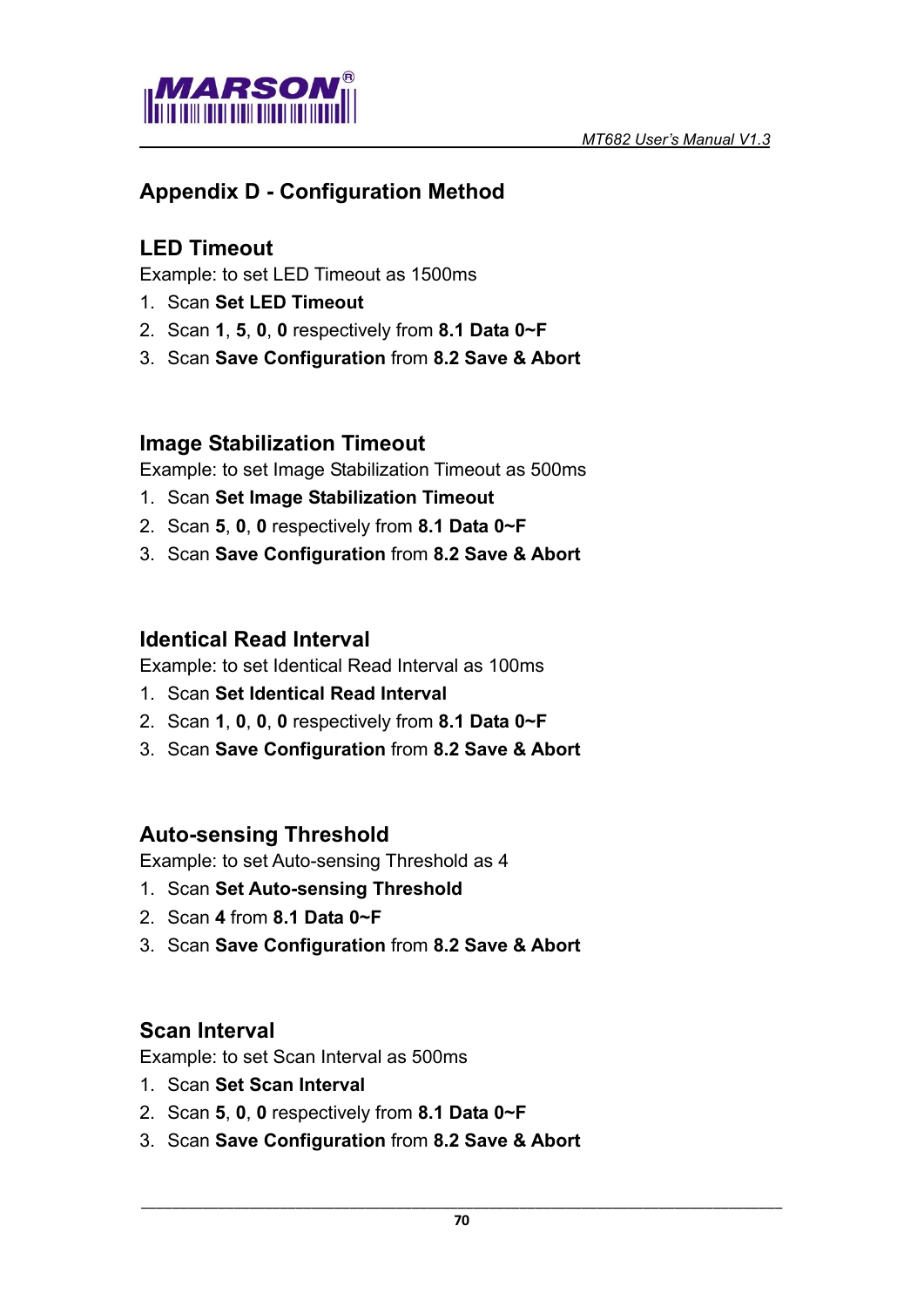# Appendix D - Configuration Method

## LED Timeout

Example: to set LED Timeout as 1500ms

1. Scan **Set LED Timeout**
2. Scan **1**, **5**, **0**, **0** respectively from **8.1 Data 0~F**
3. Scan **Save Configuration** from **8.2 Save & Abort**

## Image Stabilization Timeout

Example: to set Image Stabilization Timeout as 500ms

1. Scan **Set Image Stabilization Timeout**
2. Scan **5**, **0**, **0** respectively from **8.1 Data 0~F**
3. Scan **Save Configuration** from **8.2 Save & Abort**

## Identical Read Interval

Example: to set Identical Read Interval as 100ms

1. Scan **Set Identical Read Interval**
2. Scan **1**, **0**, **0**, **0** respectively from **8.1 Data 0~F**
3. Scan **Save Configuration** from **8.2 Save & Abort**

## Auto-sensing Threshold

Example: to set Auto-sensing Threshold as 4

1. Scan **Set Auto-sensing Threshold**
2. Scan **4** from **8.1 Data 0~F**
3. Scan **Save Configuration** from **8.2 Save & Abort**

## Scan Interval

Example: to set Scan Interval as 500ms

1. Scan **Set Scan Interval**
2. Scan **5**, **0**, **0** respectively from **8.1 Data 0~F**
3. Scan **Save Configuration** from **8.2 Save & Abort**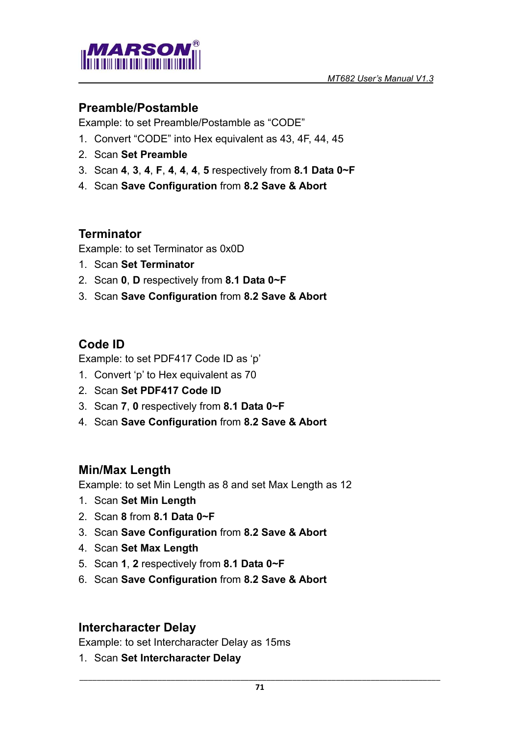## Preamble/Postamble

Example: to set Preamble/Postamble as “CODE”

1. Convert “CODE” into Hex equivalent as 43, 4F, 44, 45
2. Scan **Set Preamble**
3. Scan **4**, **3**, **4**, **F**, **4**, **4**, **4**, **5** respectively from **8.1 Data 0~F**
4. Scan **Save Configuration** from **8.2 Save & Abort**

## Terminator

Example: to set Terminator as 0x0D

1. Scan **Set Terminator**
2. Scan **0**, **D** respectively from **8.1 Data 0~F**
3. Scan **Save Configuration** from **8.2 Save & Abort**

## Code ID

Example: to set PDF417 Code ID as ‘p’

1. Convert ‘p’ to Hex equivalent as 70
2. Scan **Set PDF417 Code ID**
3. Scan **7**, **0** respectively from **8.1 Data 0~F**
4. Scan **Save Configuration** from **8.2 Save & Abort**

## Min/Max Length

Example: to set Min Length as 8 and set Max Length as 12

1. Scan **Set Min Length**
2. Scan **8** from **8.1 Data 0~F**
3. Scan **Save Configuration** from **8.2 Save & Abort**
4. Scan **Set Max Length**
5. Scan **1**, **2** respectively from **8.1 Data 0~F**
6. Scan **Save Configuration** from **8.2 Save & Abort**

## Intercharacter Delay

Example: to set Intercharacter Delay as 15ms

1. Scan **Set Intercharacter Delay**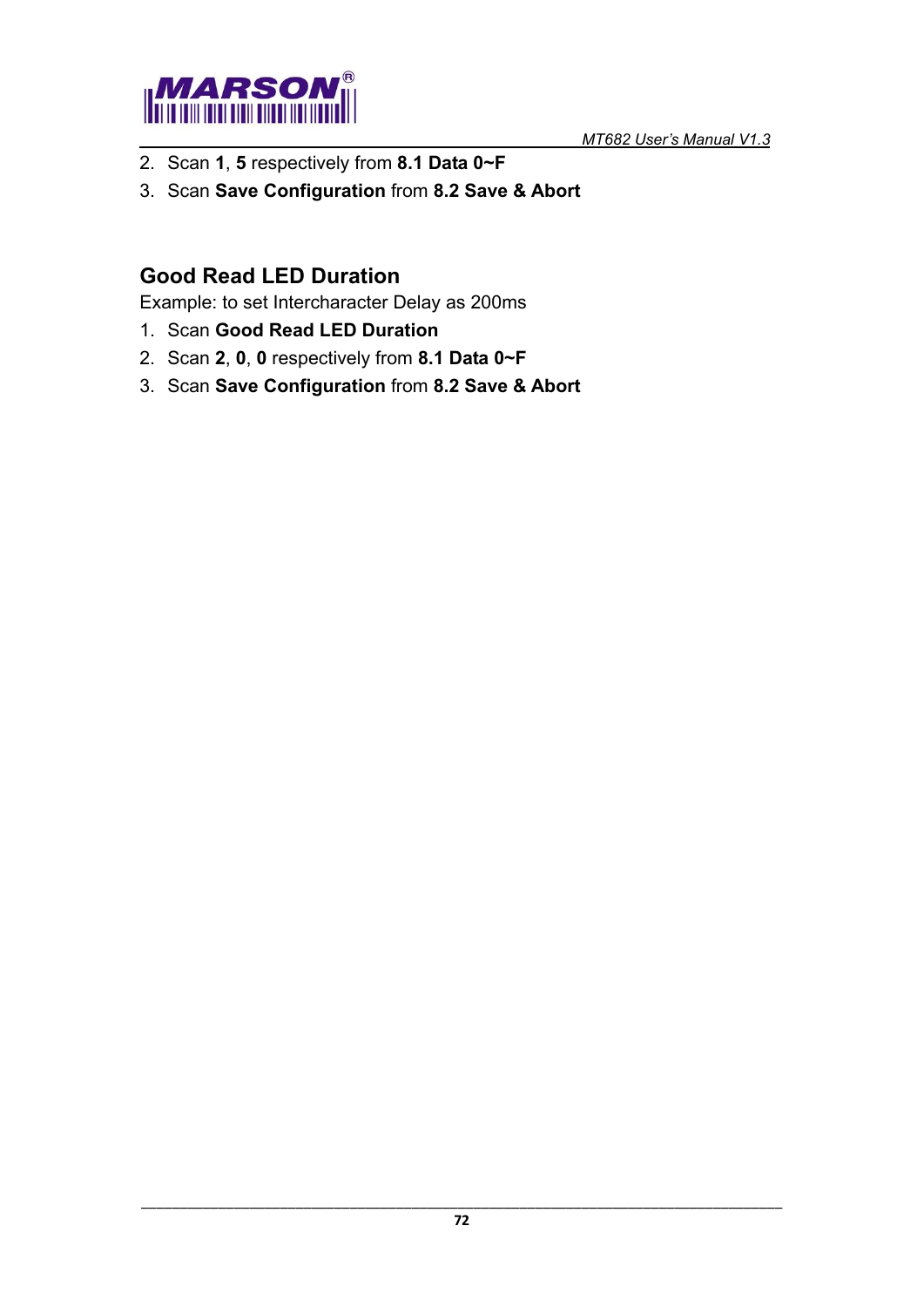2. Scan **1**, **5** respectively from **8.1 Data 0~F**
3. Scan **Save Configuration** from **8.2 Save & Abort**

## Good Read LED Duration

Example: to set Intercharacter Delay as 200ms

1. Scan **Good Read LED Duration**
2. Scan **2**, **0**, **0** respectively from **8.1 Data 0~F**
3. Scan **Save Configuration** from **8.2 Save & Abort**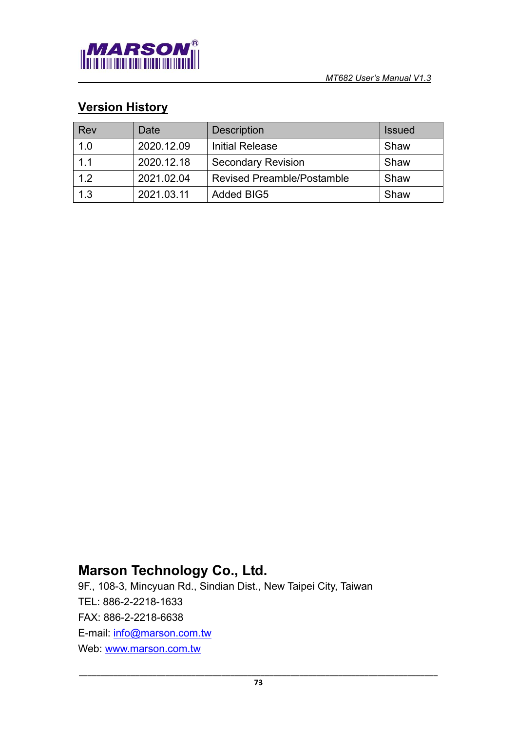## Version History

| Rev | Date | Description | Issued |
|---|---|---|---|
| 1.0 | 2020.12.09 | Initial Release | Shaw |
| 1.1 | 2020.12.18 | Secondary Revision | Shaw |
| 1.2 | 2021.02.04 | Revised Preamble/Postamble | Shaw |
| 1.3 | 2021.03.11 | Added BIG5 | Shaw |

## Marson Technology Co., Ltd.

9F., 108-3, Mincyuan Rd., Sindian Dist., New Taipei City, Taiwan

TEL: 886-2-2218-1633

FAX: 886-2-2218-6638

E-mail: info@marson.com.tw

Web: www.marson.com.tw